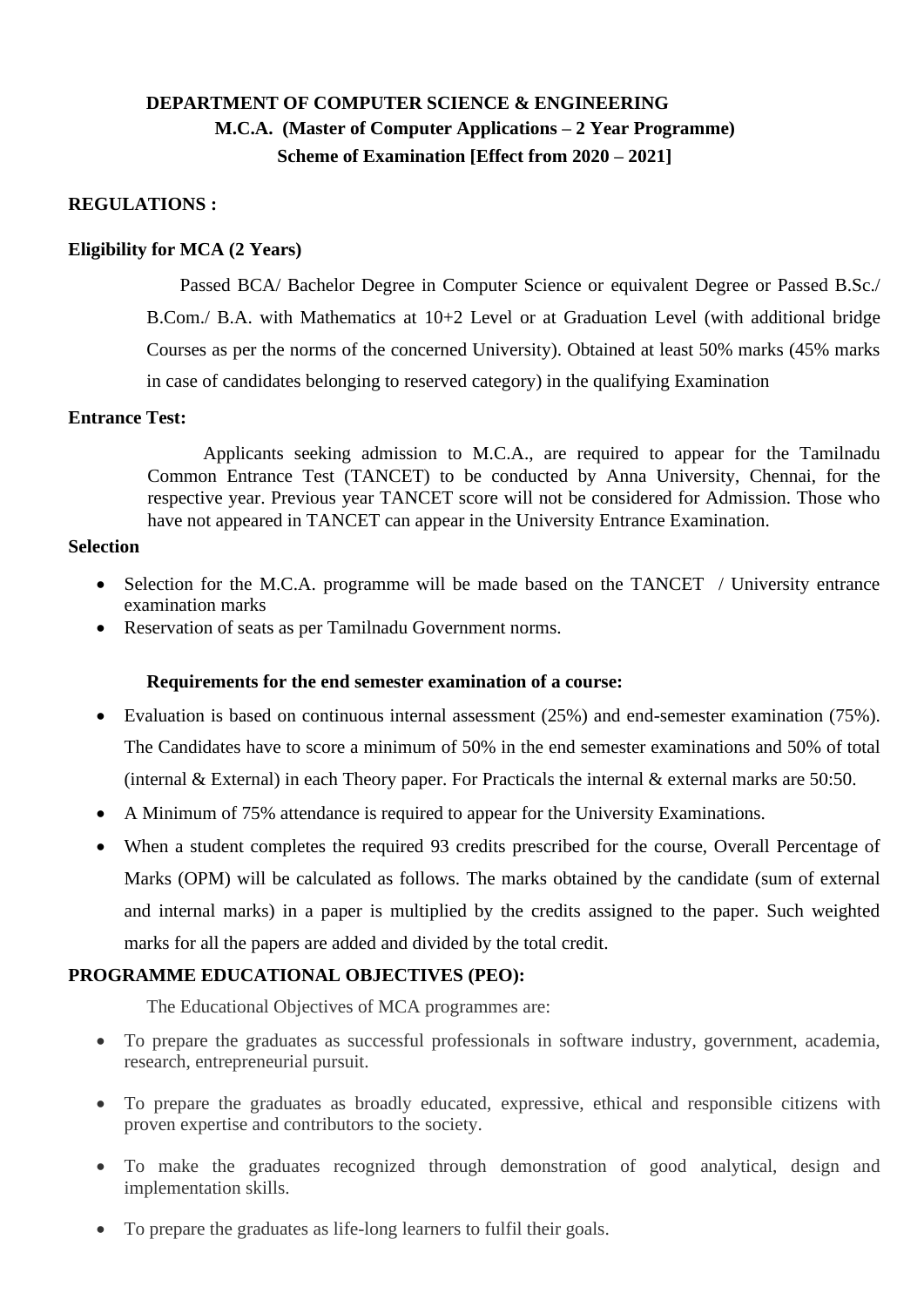# DEPARTMENT OF COMPUTER SCIENCE & ENGINEERING

## M.C.A. (Master of Computer Applications – 2 Year Programme)

## Scheme of Examination [Effect from 2020 – 2021]

**REGULATIONS :**

**Eligibility for MCA (2 Years)**

Passed BCA/ Bachelor Degree in Computer Science or equivalent Degree or Passed B.Sc./ B.Com./ B.A. with Mathematics at 10+2 Level or at Graduation Level (with additional bridge Courses as per the norms of the concerned University). Obtained at least 50% marks (45% marks in case of candidates belonging to reserved category) in the qualifying Examination

**Entrance Test:**

Applicants seeking admission to M.C.A., are required to appear for the Tamilnadu Common Entrance Test (TANCET) to be conducted by Anna University, Chennai, for the respective year. Previous year TANCET score will not be considered for Admission. Those who have not appeared in TANCET can appear in the University Entrance Examination.

**Selection**

- Selection for the M.C.A. programme will be made based on the TANCET / University entrance examination marks
- Reservation of seats as per Tamilnadu Government norms.

**Requirements for the end semester examination of a course:**

- Evaluation is based on continuous internal assessment (25%) and end-semester examination (75%). The Candidates have to score a minimum of 50% in the end semester examinations and 50% of total (internal & External) in each Theory paper. For Practicals the internal & external marks are 50:50.
- A Minimum of 75% attendance is required to appear for the University Examinations.
- When a student completes the required 93 credits prescribed for the course, Overall Percentage of Marks (OPM) will be calculated as follows. The marks obtained by the candidate (sum of external and internal marks) in a paper is multiplied by the credits assigned to the paper. Such weighted marks for all the papers are added and divided by the total credit.

**PROGRAMME EDUCATIONAL OBJECTIVES (PEO):**

The Educational Objectives of MCA programmes are:

- To prepare the graduates as successful professionals in software industry, government, academia, research, entrepreneurial pursuit.
- To prepare the graduates as broadly educated, expressive, ethical and responsible citizens with proven expertise and contributors to the society.
- To make the graduates recognized through demonstration of good analytical, design and implementation skills.
- To prepare the graduates as life-long learners to fulfil their goals.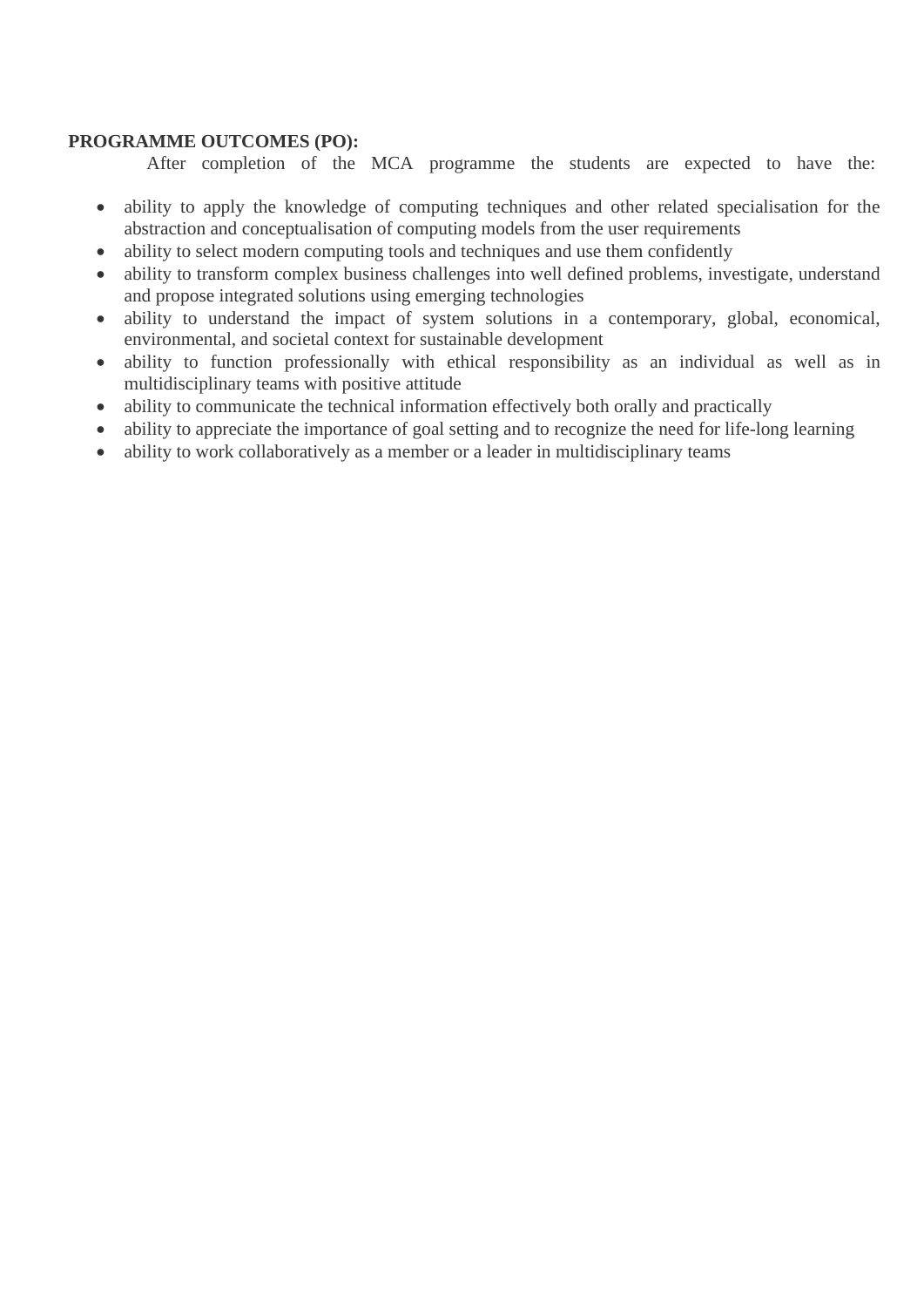**PROGRAMME OUTCOMES (PO):**

After completion of the MCA programme the students are expected to have the:

- ability to apply the knowledge of computing techniques and other related specialisation for the abstraction and conceptualisation of computing models from the user requirements
- ability to select modern computing tools and techniques and use them confidently
- ability to transform complex business challenges into well defined problems, investigate, understand and propose integrated solutions using emerging technologies
- ability to understand the impact of system solutions in a contemporary, global, economical, environmental, and societal context for sustainable development
- ability to function professionally with ethical responsibility as an individual as well as in multidisciplinary teams with positive attitude
- ability to communicate the technical information effectively both orally and practically
- ability to appreciate the importance of goal setting and to recognize the need for life-long learning
- ability to work collaboratively as a member or a leader in multidisciplinary teams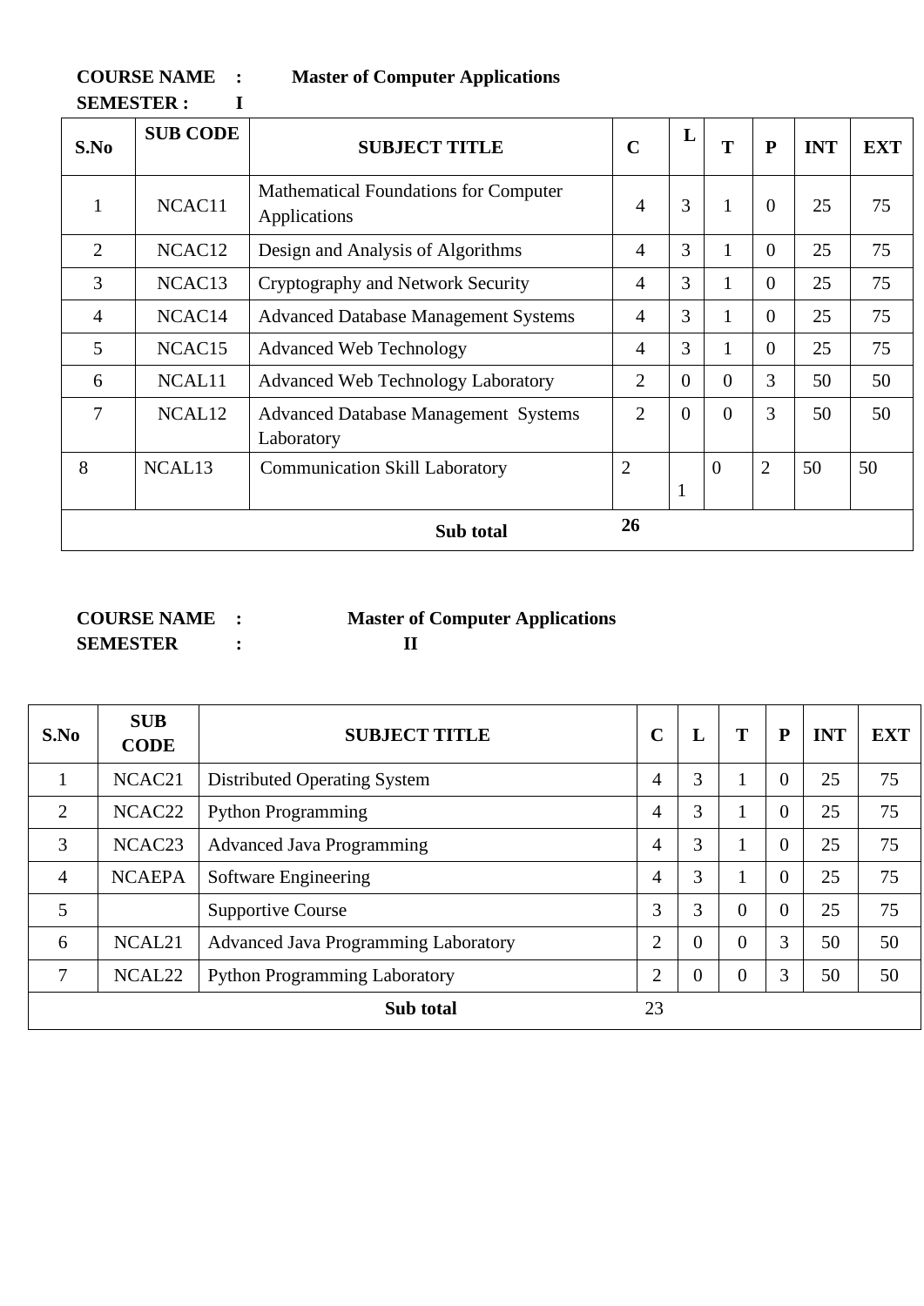**COURSE NAME : Master of Computer Applications**
**SEMESTER : I**

| S.No | SUB CODE | SUBJECT TITLE | C | L | T | P | INT | EXT |
|---|---|---|---|---|---|---|---|---|
| 1 | NCAC11 | Mathematical Foundations for Computer Applications | 4 | 3 | 1 | 0 | 25 | 75 |
| 2 | NCAC12 | Design and Analysis of Algorithms | 4 | 3 | 1 | 0 | 25 | 75 |
| 3 | NCAC13 | Cryptography and Network Security | 4 | 3 | 1 | 0 | 25 | 75 |
| 4 | NCAC14 | Advanced Database Management Systems | 4 | 3 | 1 | 0 | 25 | 75 |
| 5 | NCAC15 | Advanced Web Technology | 4 | 3 | 1 | 0 | 25 | 75 |
| 6 | NCAL11 | Advanced Web Technology Laboratory | 2 | 0 | 0 | 3 | 50 | 50 |
| 7 | NCAL12 | Advanced Database Management Systems Laboratory | 2 | 0 | 0 | 3 | 50 | 50 |
| 8 | NCAL13 | Communication Skill Laboratory | 2 | 1 | 0 | 2 | 50 | 50 |
| | | **Sub total** | **26** | | | | | |

**COURSE NAME : Master of Computer Applications**
**SEMESTER : II**

| S.No | SUB CODE | SUBJECT TITLE | C | L | T | P | INT | EXT |
|---|---|---|---|---|---|---|---|---|
| 1 | NCAC21 | Distributed Operating System | 4 | 3 | 1 | 0 | 25 | 75 |
| 2 | NCAC22 | Python Programming | 4 | 3 | 1 | 0 | 25 | 75 |
| 3 | NCAC23 | Advanced Java Programming | 4 | 3 | 1 | 0 | 25 | 75 |
| 4 | NCAEPA | Software Engineering | 4 | 3 | 1 | 0 | 25 | 75 |
| 5 | | Supportive Course | 3 | 3 | 0 | 0 | 25 | 75 |
| 6 | NCAL21 | Advanced Java Programming Laboratory | 2 | 0 | 0 | 3 | 50 | 50 |
| 7 | NCAL22 | Python Programming Laboratory | 2 | 0 | 0 | 3 | 50 | 50 |
| | | **Sub total** | 23 | | | | | |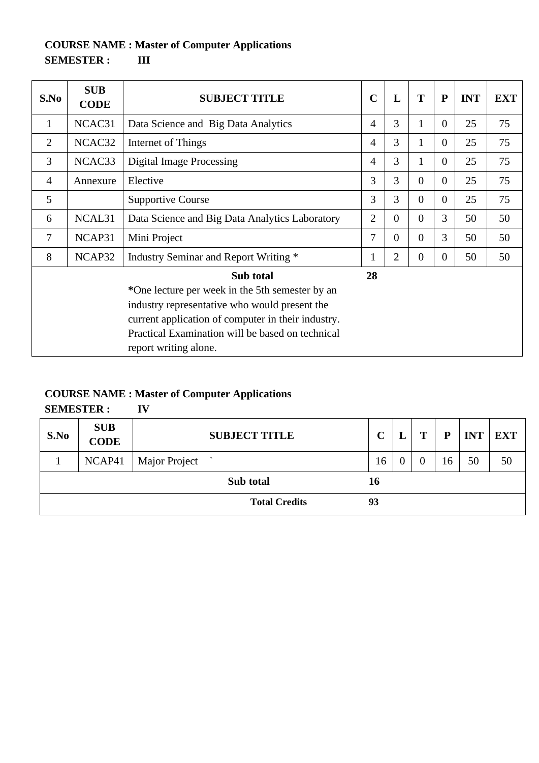**COURSE NAME : Master of Computer Applications**
**SEMESTER : III**

| S.No | SUB CODE | SUBJECT TITLE | C | L | T | P | INT | EXT |
|---|---|---|---|---|---|---|---|---|
| 1 | NCAC31 | Data Science and Big Data Analytics | 4 | 3 | 1 | 0 | 25 | 75 |
| 2 | NCAC32 | Internet of Things | 4 | 3 | 1 | 0 | 25 | 75 |
| 3 | NCAC33 | Digital Image Processing | 4 | 3 | 1 | 0 | 25 | 75 |
| 4 | Annexure | Elective | 3 | 3 | 0 | 0 | 25 | 75 |
| 5 | | Supportive Course | 3 | 3 | 0 | 0 | 25 | 75 |
| 6 | NCAL31 | Data Science and Big Data Analytics Laboratory | 2 | 0 | 0 | 3 | 50 | 50 |
| 7 | NCAP31 | Mini Project | 7 | 0 | 0 | 3 | 50 | 50 |
| 8 | NCAP32 | Industry Seminar and Report Writing * | 1 | 2 | 0 | 0 | 50 | 50 |
| | | **Sub total** | **28** | | | | | |

***One lecture per week in the 5th semester by an industry representative who would present the current application of computer in their industry. Practical Examination will be based on technical report writing alone.**

**COURSE NAME : Master of Computer Applications**
**SEMESTER : IV**

| S.No | SUB CODE | SUBJECT TITLE | C | L | T | P | INT | EXT |
|---|---|---|---|---|---|---|---|---|
| 1 | NCAP41 | Major Project ` | 16 | 0 | 0 | 16 | 50 | 50 |
| | | **Sub total** | **16** | | | | | |
| | | **Total Credits** | **93** | | | | | |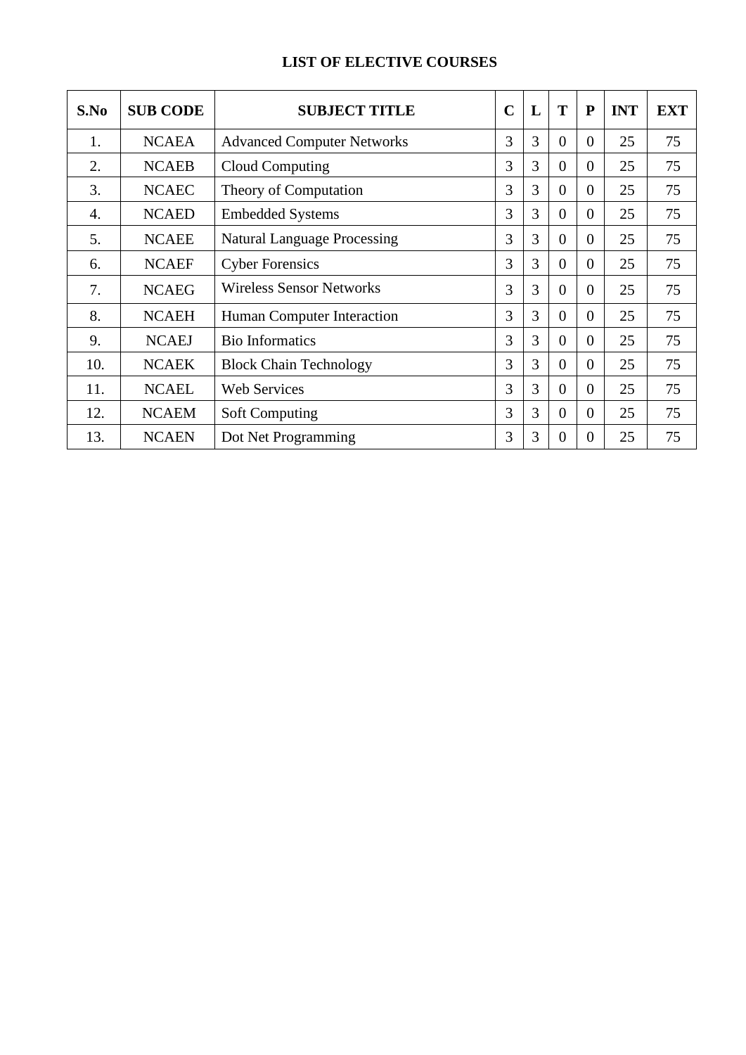# LIST OF ELECTIVE COURSES

| S.No | SUB CODE | SUBJECT TITLE | C | L | T | P | INT | EXT |
|---|---|---|---|---|---|---|---|---|
| 1. | NCAEA | Advanced Computer Networks | 3 | 3 | 0 | 0 | 25 | 75 |
| 2. | NCAEB | Cloud Computing | 3 | 3 | 0 | 0 | 25 | 75 |
| 3. | NCAEC | Theory of Computation | 3 | 3 | 0 | 0 | 25 | 75 |
| 4. | NCAED | Embedded Systems | 3 | 3 | 0 | 0 | 25 | 75 |
| 5. | NCAEE | Natural Language Processing | 3 | 3 | 0 | 0 | 25 | 75 |
| 6. | NCAEF | Cyber Forensics | 3 | 3 | 0 | 0 | 25 | 75 |
| 7. | NCAEG | Wireless Sensor Networks | 3 | 3 | 0 | 0 | 25 | 75 |
| 8. | NCAEH | Human Computer Interaction | 3 | 3 | 0 | 0 | 25 | 75 |
| 9. | NCAEJ | Bio Informatics | 3 | 3 | 0 | 0 | 25 | 75 |
| 10. | NCAEK | Block Chain Technology | 3 | 3 | 0 | 0 | 25 | 75 |
| 11. | NCAEL | Web Services | 3 | 3 | 0 | 0 | 25 | 75 |
| 12. | NCAEM | Soft Computing | 3 | 3 | 0 | 0 | 25 | 75 |
| 13. | NCAEN | Dot Net Programming | 3 | 3 | 0 | 0 | 25 | 75 |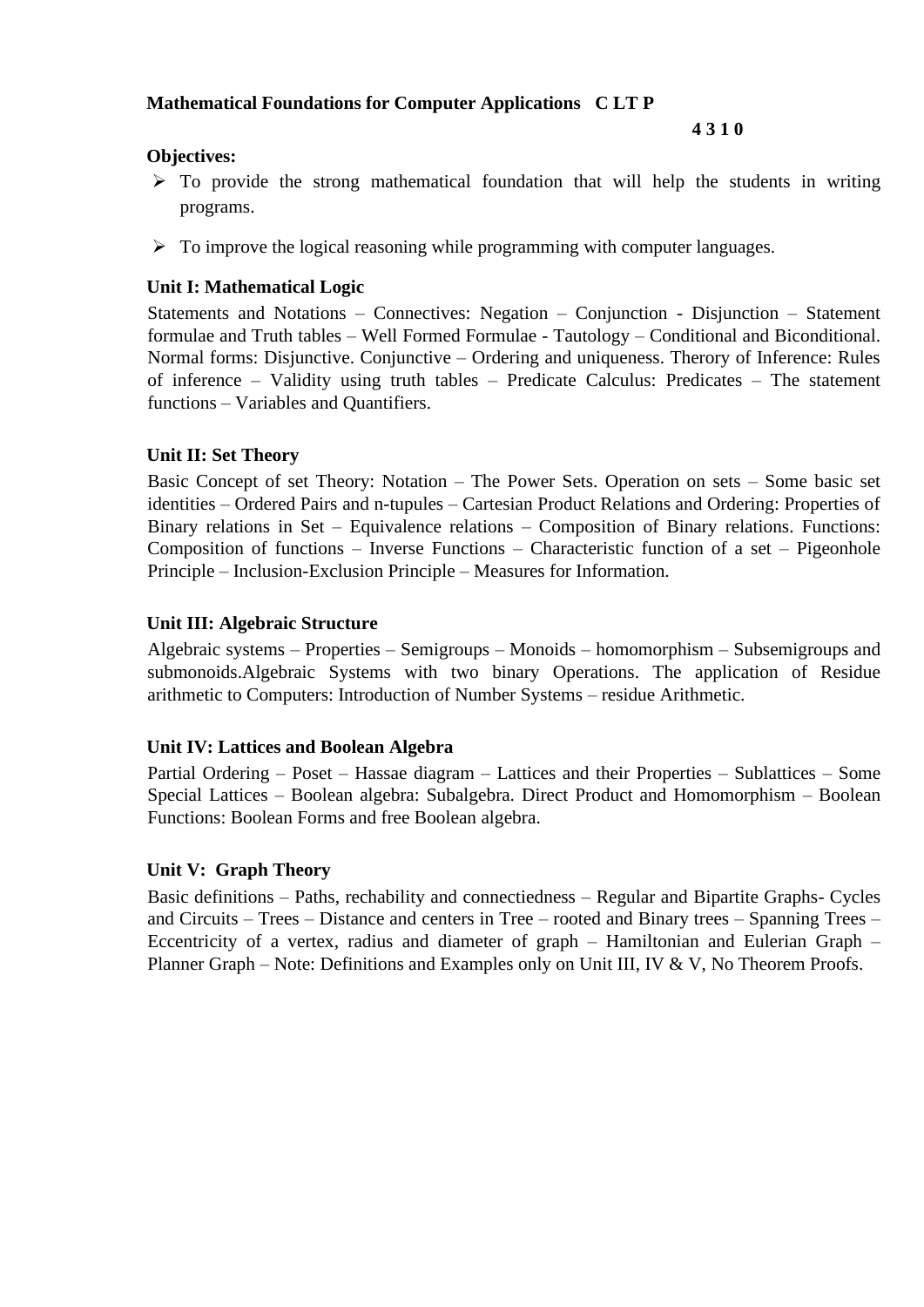**Mathematical Foundations for Computer Applications C LT P**

**4 3 1 0**

**Objectives:**

- To provide the strong mathematical foundation that will help the students in writing programs.
- To improve the logical reasoning while programming with computer languages.

**Unit I: Mathematical Logic**

Statements and Notations – Connectives: Negation – Conjunction - Disjunction – Statement formulae and Truth tables – Well Formed Formulae - Tautology – Conditional and Biconditional. Normal forms: Disjunctive. Conjunctive – Ordering and uniqueness. Therory of Inference: Rules of inference – Validity using truth tables – Predicate Calculus: Predicates – The statement functions – Variables and Quantifiers.

**Unit II: Set Theory**

Basic Concept of set Theory: Notation – The Power Sets. Operation on sets – Some basic set identities – Ordered Pairs and n-tupules – Cartesian Product Relations and Ordering: Properties of Binary relations in Set – Equivalence relations – Composition of Binary relations. Functions: Composition of functions – Inverse Functions – Characteristic function of a set – Pigeonhole Principle – Inclusion-Exclusion Principle – Measures for Information.

**Unit III: Algebraic Structure**

Algebraic systems – Properties – Semigroups – Monoids – homomorphism – Subsemigroups and submonoids.Algebraic Systems with two binary Operations. The application of Residue arithmetic to Computers: Introduction of Number Systems – residue Arithmetic.

**Unit IV: Lattices and Boolean Algebra**

Partial Ordering – Poset – Hassae diagram – Lattices and their Properties – Sublattices – Some Special Lattices – Boolean algebra: Subalgebra. Direct Product and Homomorphism – Boolean Functions: Boolean Forms and free Boolean algebra.

**Unit V: Graph Theory**

Basic definitions – Paths, rechability and connectiedness – Regular and Bipartite Graphs- Cycles and Circuits – Trees – Distance and centers in Tree – rooted and Binary trees – Spanning Trees – Eccentricity of a vertex, radius and diameter of graph – Hamiltonian and Eulerian Graph – Planner Graph – Note: Definitions and Examples only on Unit III, IV & V, No Theorem Proofs.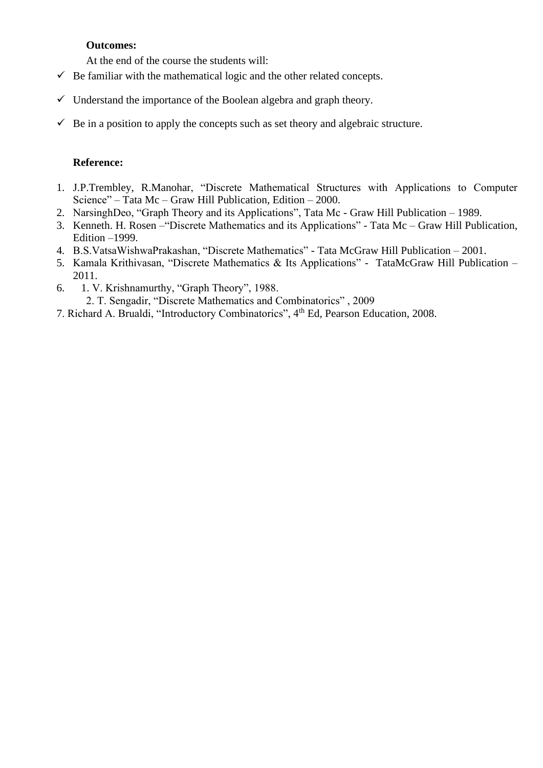**Outcomes:**

At the end of the course the students will:

- ✓ Be familiar with the mathematical logic and the other related concepts.
- ✓ Understand the importance of the Boolean algebra and graph theory.
- ✓ Be in a position to apply the concepts such as set theory and algebraic structure.

**Reference:**

1. J.P.Trembley, R.Manohar, "Discrete Mathematical Structures with Applications to Computer Science" – Tata Mc – Graw Hill Publication, Edition – 2000.
2. NarsinghDeo, "Graph Theory and its Applications", Tata Mc - Graw Hill Publication – 1989.
3. Kenneth. H. Rosen –"Discrete Mathematics and its Applications" - Tata Mc – Graw Hill Publication, Edition –1999.
4. B.S.VatsaWishwaPrakashan, "Discrete Mathematics" - Tata McGraw Hill Publication – 2001.
5. Kamala Krithivasan, "Discrete Mathematics & Its Applications" - TataMcGraw Hill Publication – 2011.
6. 1. V. Krishnamurthy, "Graph Theory", 1988.
   2. T. Sengadir, "Discrete Mathematics and Combinatorics" , 2009
7. Richard A. Brualdi, "Introductory Combinatorics", 4th Ed, Pearson Education, 2008.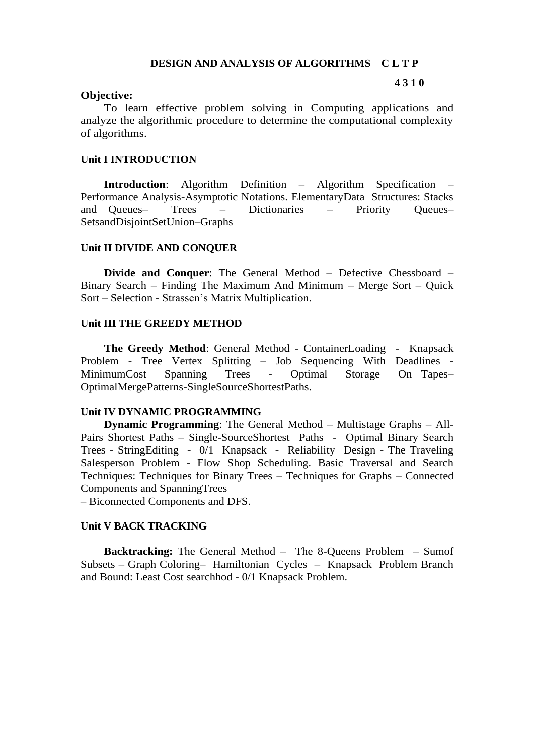**DESIGN AND ANALYSIS OF ALGORITHMS C L T P**

**4 3 1 0**

**Objective:**

To learn effective problem solving in Computing applications and analyze the algorithmic procedure to determine the computational complexity of algorithms.

**Unit I INTRODUCTION**

**Introduction**: Algorithm Definition – Algorithm Specification – Performance Analysis-Asymptotic Notations. ElementaryData Structures: Stacks and Queues– Trees – Dictionaries – Priority Queues– SetsandDisjointSetUnion–Graphs

**Unit II DIVIDE AND CONQUER**

**Divide and Conquer**: The General Method – Defective Chessboard – Binary Search – Finding The Maximum And Minimum – Merge Sort – Quick Sort – Selection - Strassen's Matrix Multiplication.

**Unit III THE GREEDY METHOD**

**The Greedy Method**: General Method - ContainerLoading - Knapsack Problem - Tree Vertex Splitting – Job Sequencing With Deadlines - MinimumCost Spanning Trees - Optimal Storage On Tapes– OptimalMergePatterns-SingleSourceShortestPaths.

**Unit IV DYNAMIC PROGRAMMING**

**Dynamic Programming**: The General Method – Multistage Graphs – All-Pairs Shortest Paths – Single-SourceShortest Paths - Optimal Binary Search Trees - StringEditing - 0/1 Knapsack - Reliability Design - The Traveling Salesperson Problem - Flow Shop Scheduling. Basic Traversal and Search Techniques: Techniques for Binary Trees – Techniques for Graphs – Connected Components and SpanningTrees
– Biconnected Components and DFS.

**Unit V BACK TRACKING**

**Backtracking:** The General Method – The 8-Queens Problem – Sumof Subsets – Graph Coloring– Hamiltonian Cycles – Knapsack Problem Branch and Bound: Least Cost searchhod - 0/1 Knapsack Problem.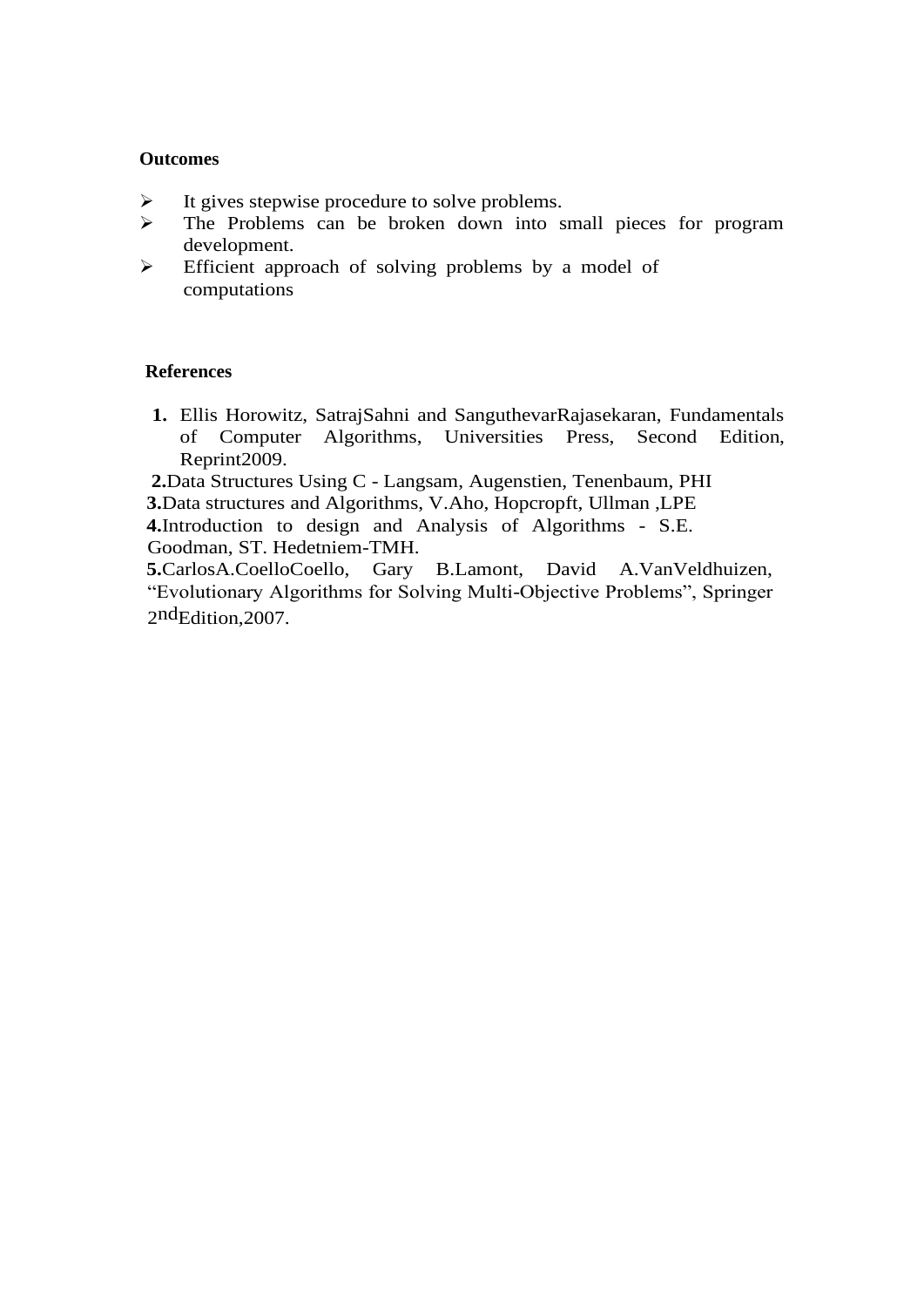**Outcomes**

- It gives stepwise procedure to solve problems.
- The Problems can be broken down into small pieces for program development.
- Efficient approach of solving problems by a model of computations

**References**

1. Ellis Horowitz, SatrajSahni and SanguthevarRajasekaran, Fundamentals of Computer Algorithms, Universities Press, Second Edition, Reprint2009.
2. Data Structures Using C - Langsam, Augenstien, Tenenbaum, PHI
3. Data structures and Algorithms, V.Aho, Hopcropft, Ullman ,LPE
4. Introduction to design and Analysis of Algorithms - S.E. Goodman, ST. Hedetniem-TMH.
5. CarlosA.CoelloCoello, Gary B.Lamont, David A.VanVeldhuizen, "Evolutionary Algorithms for Solving Multi-Objective Problems", Springer 2ndEdition,2007.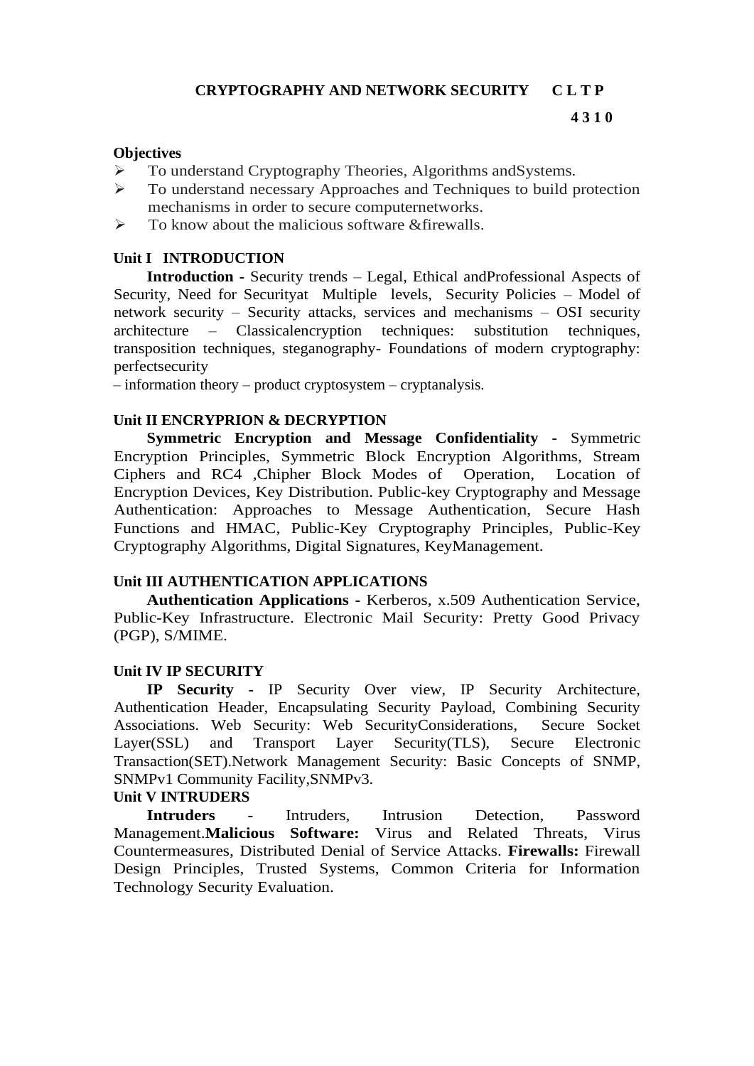## CRYPTOGRAPHY AND NETWORK SECURITY **C L T P**

**4 3 1 0**

**Objectives**

- To understand Cryptography Theories, Algorithms andSystems.
- To understand necessary Approaches and Techniques to build protection mechanisms in order to secure computernetworks.
- To know about the malicious software &firewalls.

### Unit I INTRODUCTION

**Introduction -** Security trends – Legal, Ethical andProfessional Aspects of Security, Need for Securityat Multiple levels, Security Policies – Model of network security – Security attacks, services and mechanisms – OSI security architecture – Classicalencryption techniques: substitution techniques, transposition techniques, steganography- Foundations of modern cryptography: perfectsecurity

– information theory – product cryptosystem – cryptanalysis.

### Unit II ENCRYPRION & DECRYPTION

**Symmetric Encryption and Message Confidentiality -** Symmetric Encryption Principles, Symmetric Block Encryption Algorithms, Stream Ciphers and RC4 ,Chipher Block Modes of Operation, Location of Encryption Devices, Key Distribution. Public-key Cryptography and Message Authentication: Approaches to Message Authentication, Secure Hash Functions and HMAC, Public-Key Cryptography Principles, Public-Key Cryptography Algorithms, Digital Signatures, KeyManagement.

### Unit III AUTHENTICATION APPLICATIONS

**Authentication Applications -** Kerberos, x.509 Authentication Service, Public-Key Infrastructure. Electronic Mail Security: Pretty Good Privacy (PGP), S/MIME.

### Unit IV IP SECURITY

**IP Security -** IP Security Over view, IP Security Architecture, Authentication Header, Encapsulating Security Payload, Combining Security Associations. Web Security: Web SecurityConsiderations, Secure Socket Layer(SSL) and Transport Layer Security(TLS), Secure Electronic Transaction(SET).Network Management Security: Basic Concepts of SNMP, SNMPv1 Community Facility,SNMPv3.

### Unit V INTRUDERS

**Intruders -** Intruders, Intrusion Detection, Password Management.**Malicious Software:** Virus and Related Threats, Virus Countermeasures, Distributed Denial of Service Attacks. **Firewalls:** Firewall Design Principles, Trusted Systems, Common Criteria for Information Technology Security Evaluation.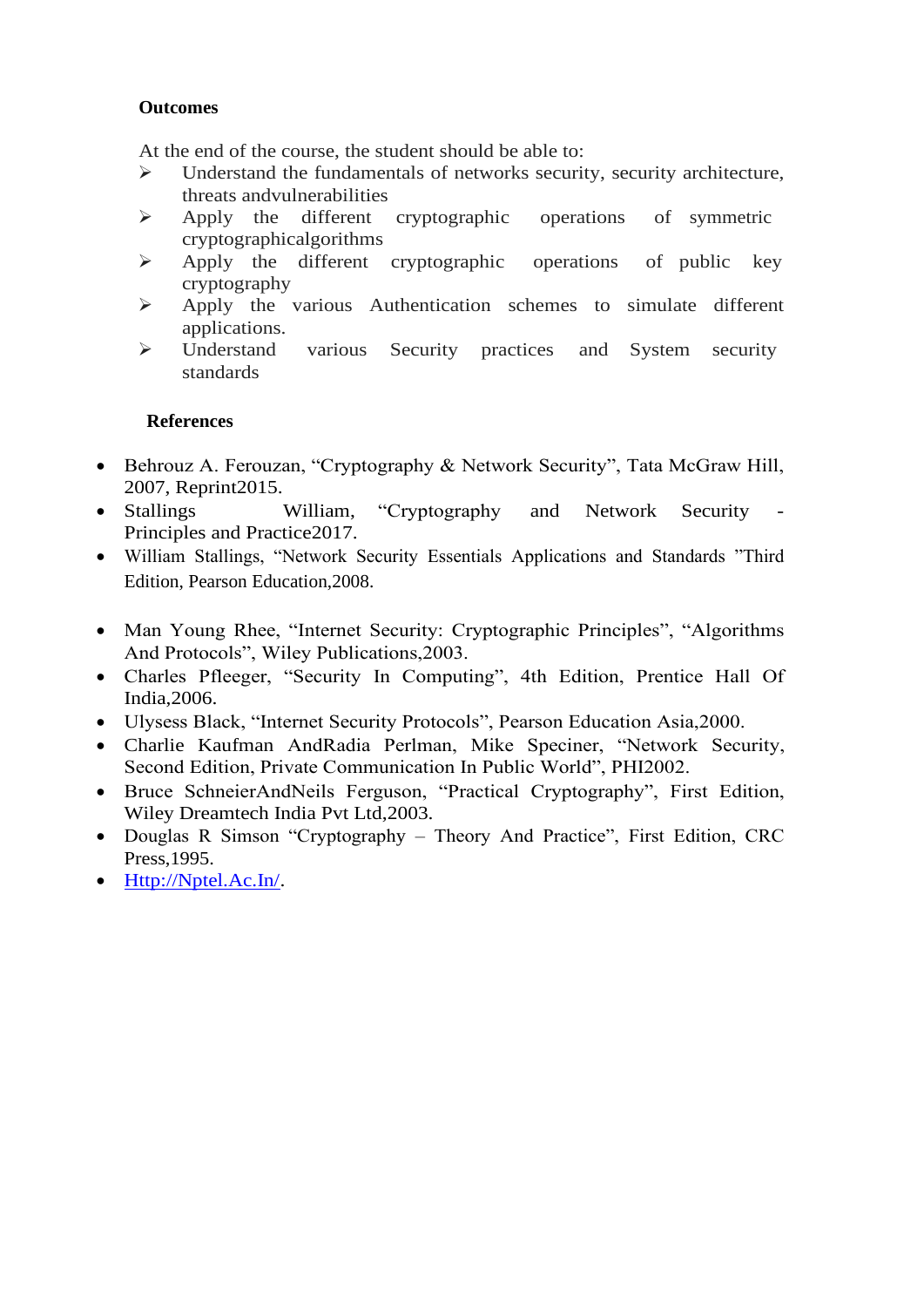**Outcomes**

At the end of the course, the student should be able to:

- Understand the fundamentals of networks security, security architecture, threats andvulnerabilities
- Apply the different cryptographic operations of symmetric cryptographicalgorithms
- Apply the different cryptographic operations of public key cryptography
- Apply the various Authentication schemes to simulate different applications.
- Understand various Security practices and System security standards

**References**

- Behrouz A. Ferouzan, "Cryptography & Network Security", Tata McGraw Hill, 2007, Reprint2015.
- Stallings William, "Cryptography and Network Security - Principles and Practice2017.
- William Stallings, "Network Security Essentials Applications and Standards "Third Edition, Pearson Education,2008.
- Man Young Rhee, "Internet Security: Cryptographic Principles", "Algorithms And Protocols", Wiley Publications,2003.
- Charles Pfleeger, "Security In Computing", 4th Edition, Prentice Hall Of India,2006.
- Ulysess Black, "Internet Security Protocols", Pearson Education Asia,2000.
- Charlie Kaufman AndRadia Perlman, Mike Speciner, "Network Security, Second Edition, Private Communication In Public World", PHI2002.
- Bruce SchneierAndNeils Ferguson, "Practical Cryptography", First Edition, Wiley Dreamtech India Pvt Ltd,2003.
- Douglas R Simson "Cryptography – Theory And Practice", First Edition, CRC Press,1995.
- [Http://Nptel.Ac.In/](Http://Nptel.Ac.In/).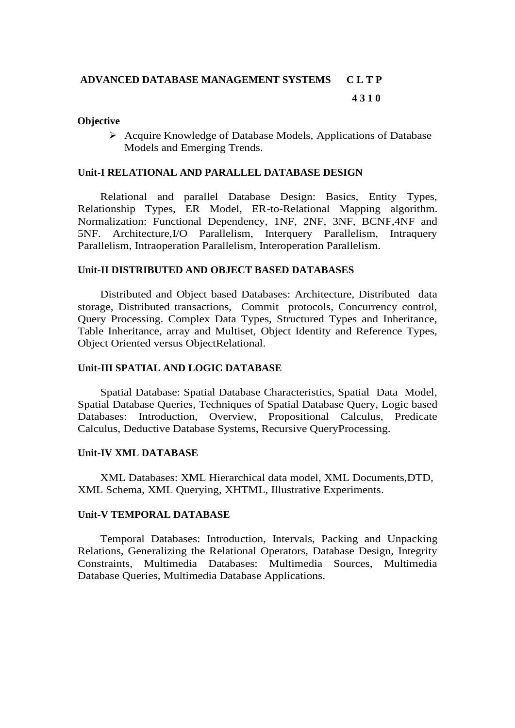## ADVANCED DATABASE MANAGEMENT SYSTEMS

| C | L | T | P |
|---|---|---|---|
| 4 | 3 | 1 | 0 |

**Objective**

- Acquire Knowledge of Database Models, Applications of Database Models and Emerging Trends.

### Unit-I RELATIONAL AND PARALLEL DATABASE DESIGN

Relational and parallel Database Design: Basics, Entity Types, Relationship Types, ER Model, ER-to-Relational Mapping algorithm. Normalization: Functional Dependency, 1NF, 2NF, 3NF, BCNF,4NF and 5NF. Architecture,I/O Parallelism, Interquery Parallelism, Intraquery Parallelism, Intraoperation Parallelism, Interoperation Parallelism.

### Unit-II DISTRIBUTED AND OBJECT BASED DATABASES

Distributed and Object based Databases: Architecture, Distributed data storage, Distributed transactions, Commit protocols, Concurrency control, Query Processing. Complex Data Types, Structured Types and Inheritance, Table Inheritance, array and Multiset, Object Identity and Reference Types, Object Oriented versus ObjectRelational.

### Unit-III SPATIAL AND LOGIC DATABASE

Spatial Database: Spatial Database Characteristics, Spatial Data Model, Spatial Database Queries, Techniques of Spatial Database Query, Logic based Databases: Introduction, Overview, Propositional Calculus, Predicate Calculus, Deductive Database Systems, Recursive QueryProcessing.

### Unit-IV XML DATABASE

XML Databases: XML Hierarchical data model, XML Documents,DTD, XML Schema, XML Querying, XHTML, Illustrative Experiments.

### Unit-V TEMPORAL DATABASE

Temporal Databases: Introduction, Intervals, Packing and Unpacking Relations, Generalizing the Relational Operators, Database Design, Integrity Constraints, Multimedia Databases: Multimedia Sources, Multimedia Database Queries, Multimedia Database Applications.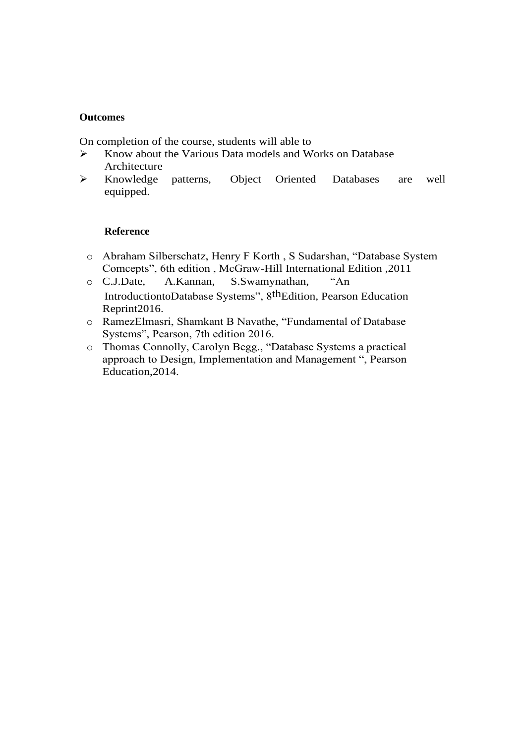**Outcomes**

On completion of the course, students will able to

- Know about the Various Data models and Works on Database Architecture
- Knowledge patterns, Object Oriented Databases are well equipped.

**Reference**

- Abraham Silberschatz, Henry F Korth , S Sudarshan, “Database System Comcepts”, 6th edition , McGraw-Hill International Edition ,2011
- C.J.Date, A.Kannan, S.Swamynathan, “An IntroductiontoDatabase Systems”, 8thEdition, Pearson Education Reprint2016.
- RamezElmasri, Shamkant B Navathe, “Fundamental of Database Systems”, Pearson, 7th edition 2016.
- Thomas Connolly, Carolyn Begg., “Database Systems a practical approach to Design, Implementation and Management “, Pearson Education,2014.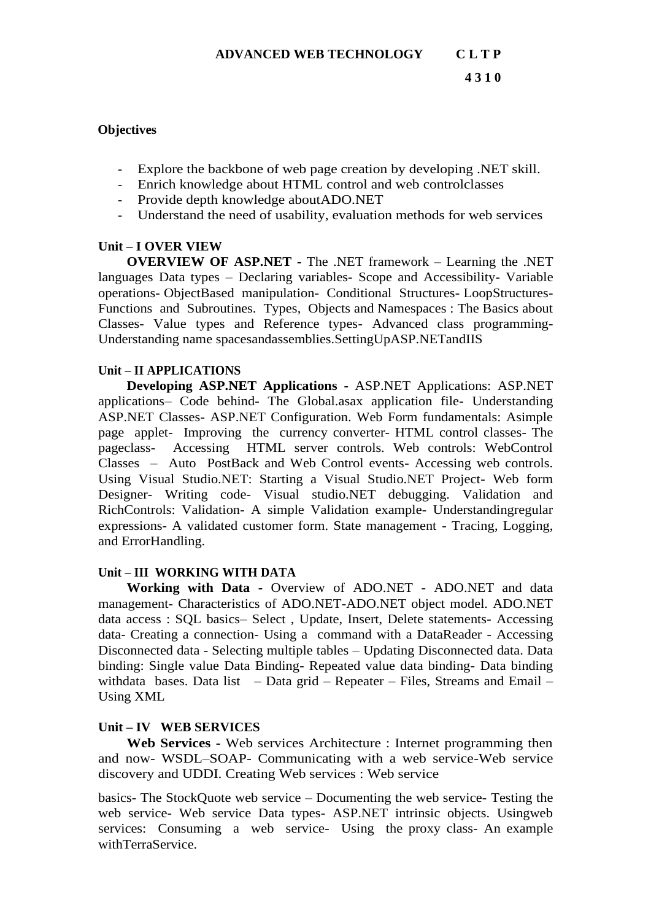**ADVANCED WEB TECHNOLOGY C L T P**

**4 3 1 0**

**Objectives**

- Explore the backbone of web page creation by developing .NET skill.
- Enrich knowledge about HTML control and web controlclasses
- Provide depth knowledge aboutADO.NET
- Understand the need of usability, evaluation methods for web services

**Unit – I OVER VIEW**

**OVERVIEW OF ASP.NET -** The .NET framework – Learning the .NET languages Data types – Declaring variables- Scope and Accessibility- Variable operations- ObjectBased manipulation- Conditional Structures- LoopStructures- Functions and Subroutines. Types, Objects and Namespaces : The Basics about Classes- Value types and Reference types- Advanced class programming- Understanding name spacesandassemblies.SettingUpASP.NETandIIS

**Unit – II APPLICATIONS**

**Developing ASP.NET Applications -** ASP.NET Applications: ASP.NET applications– Code behind- The Global.asax application file- Understanding ASP.NET Classes- ASP.NET Configuration. Web Form fundamentals: Asimple page applet- Improving the currency converter- HTML control classes- The pageclass- Accessing HTML server controls. Web controls: WebControl Classes – Auto PostBack and Web Control events- Accessing web controls. Using Visual Studio.NET: Starting a Visual Studio.NET Project- Web form Designer- Writing code- Visual studio.NET debugging. Validation and RichControls: Validation- A simple Validation example- Understandingregular expressions- A validated customer form. State management - Tracing, Logging, and ErrorHandling.

**Unit – III WORKING WITH DATA**

**Working with Data -** Overview of ADO.NET - ADO.NET and data management- Characteristics of ADO.NET-ADO.NET object model. ADO.NET data access : SQL basics– Select , Update, Insert, Delete statements- Accessing data- Creating a connection- Using a command with a DataReader - Accessing Disconnected data - Selecting multiple tables – Updating Disconnected data. Data binding: Single value Data Binding- Repeated value data binding- Data binding withdata bases. Data list – Data grid – Repeater – Files, Streams and Email – Using XML

**Unit – IV WEB SERVICES**

**Web Services -** Web services Architecture : Internet programming then and now- WSDL–SOAP- Communicating with a web service-Web service discovery and UDDI. Creating Web services : Web service basics- The StockQuote web service – Documenting the web service- Testing the web service- Web service Data types- ASP.NET intrinsic objects. Usingweb services: Consuming a web service- Using the proxy class- An example withTerraService.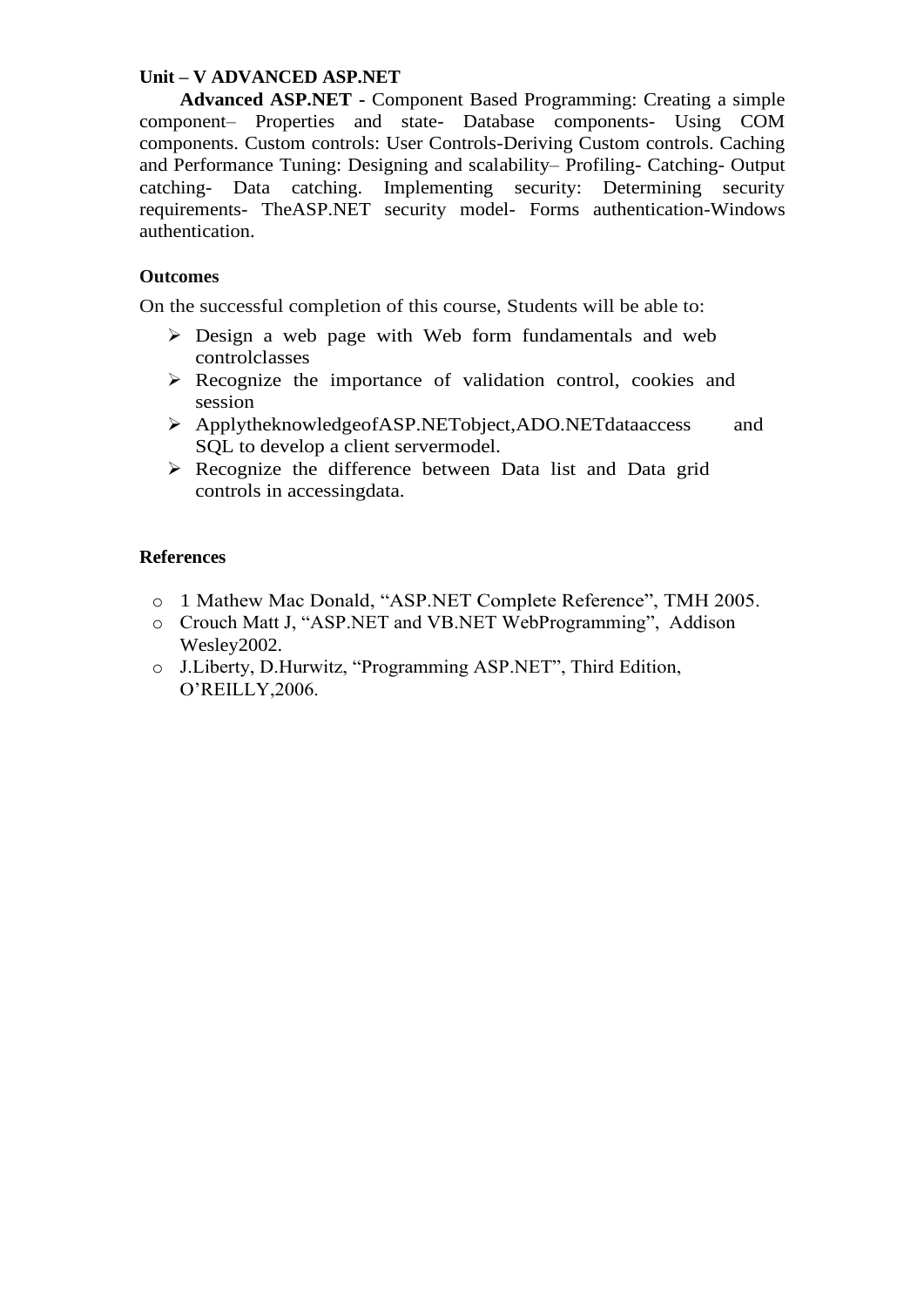**Unit – V ADVANCED ASP.NET**

**Advanced ASP.NET -** Component Based Programming: Creating a simple component– Properties and state- Database components- Using COM components. Custom controls: User Controls-Deriving Custom controls. Caching and Performance Tuning: Designing and scalability– Profiling- Catching- Output catching- Data catching. Implementing security: Determining security requirements- TheASP.NET security model- Forms authentication-Windows authentication.

**Outcomes**

On the successful completion of this course, Students will be able to:

- Design a web page with Web form fundamentals and web controlclasses
- Recognize the importance of validation control, cookies and session
- ApplytheknowledgeofASP.NETobject,ADO.NETdataaccess and SQL to develop a client servermodel.
- Recognize the difference between Data list and Data grid controls in accessingdata.

**References**

- 1 Mathew Mac Donald, "ASP.NET Complete Reference", TMH 2005.
- Crouch Matt J, "ASP.NET and VB.NET WebProgramming", Addison Wesley2002.
- J.Liberty, D.Hurwitz, "Programming ASP.NET", Third Edition, O'REILLY,2006.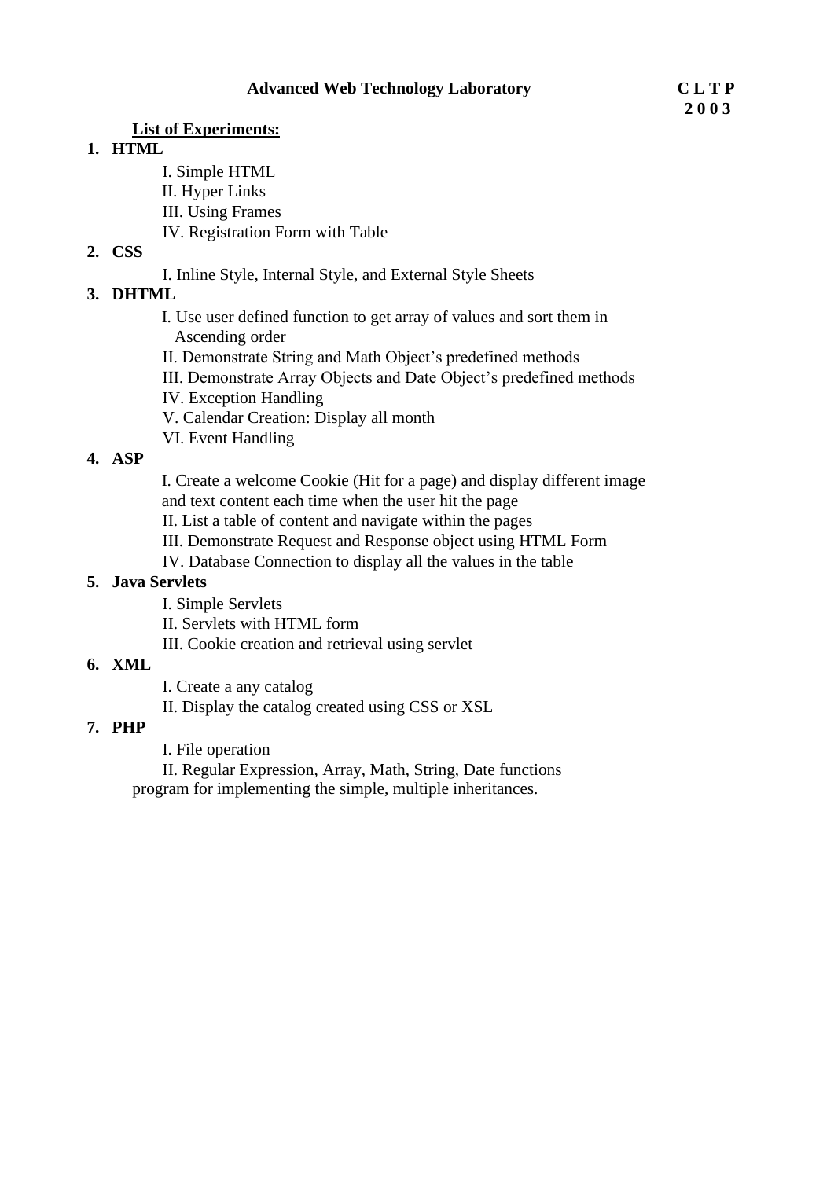## Advanced Web Technology Laboratory

| C | L | T | P |
|---|---|---|---|
| 2 | 0 | 0 | 3 |

**List of Experiments:**

1. **HTML**
   - I. Simple HTML
   - II. Hyper Links
   - III. Using Frames
   - IV. Registration Form with Table
2. **CSS**
   - I. Inline Style, Internal Style, and External Style Sheets
3. **DHTML**
   - I. Use user defined function to get array of values and sort them in Ascending order
   - II. Demonstrate String and Math Object's predefined methods
   - III. Demonstrate Array Objects and Date Object's predefined methods
   - IV. Exception Handling
   - V. Calendar Creation: Display all month
   - VI. Event Handling
4. **ASP**
   - I. Create a welcome Cookie (Hit for a page) and display different image and text content each time when the user hit the page
   - II. List a table of content and navigate within the pages
   - III. Demonstrate Request and Response object using HTML Form
   - IV. Database Connection to display all the values in the table
5. **Java Servlets**
   - I. Simple Servlets
   - II. Servlets with HTML form
   - III. Cookie creation and retrieval using servlet
6. **XML**
   - I. Create a any catalog
   - II. Display the catalog created using CSS or XSL
7. **PHP**
   - I. File operation
   - II. Regular Expression, Array, Math, String, Date functions

program for implementing the simple, multiple inheritances.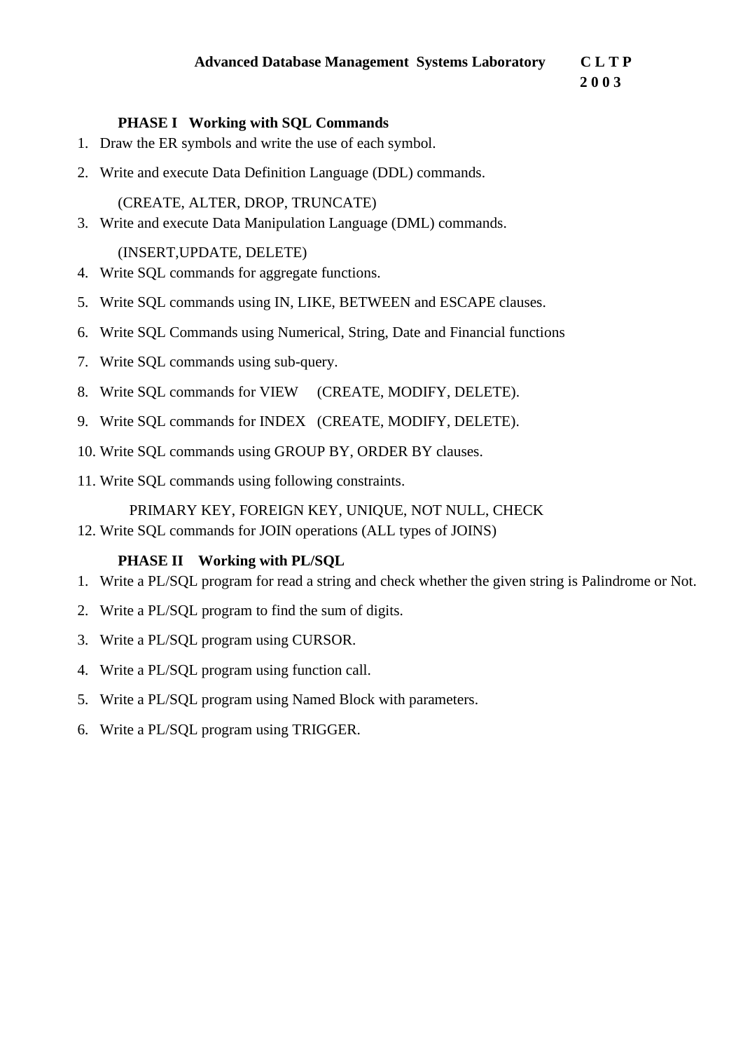**Advanced Database Management Systems Laboratory** **C L T P**
**2 0 0 3**

**PHASE I Working with SQL Commands**

1. Draw the ER symbols and write the use of each symbol.
2. Write and execute Data Definition Language (DDL) commands.

   (CREATE, ALTER, DROP, TRUNCATE)
3. Write and execute Data Manipulation Language (DML) commands.

   (INSERT,UPDATE, DELETE)
4. Write SQL commands for aggregate functions.
5. Write SQL commands using IN, LIKE, BETWEEN and ESCAPE clauses.
6. Write SQL Commands using Numerical, String, Date and Financial functions
7. Write SQL commands using sub-query.
8. Write SQL commands for VIEW (CREATE, MODIFY, DELETE).
9. Write SQL commands for INDEX (CREATE, MODIFY, DELETE).
10. Write SQL commands using GROUP BY, ORDER BY clauses.
11. Write SQL commands using following constraints.

    PRIMARY KEY, FOREIGN KEY, UNIQUE, NOT NULL, CHECK
12. Write SQL commands for JOIN operations (ALL types of JOINS)

**PHASE II Working with PL/SQL**

1. Write a PL/SQL program for read a string and check whether the given string is Palindrome or Not.
2. Write a PL/SQL program to find the sum of digits.
3. Write a PL/SQL program using CURSOR.
4. Write a PL/SQL program using function call.
5. Write a PL/SQL program using Named Block with parameters.
6. Write a PL/SQL program using TRIGGER.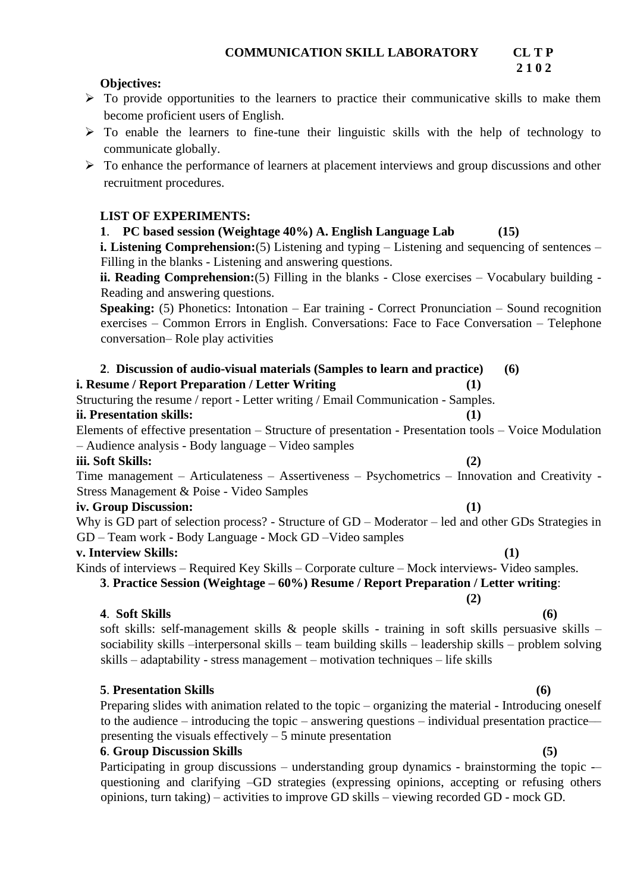**COMMUNICATION SKILL LABORATORY** **CL T P**
**2 1 0 2**

**Objectives:**

- To provide opportunities to the learners to practice their communicative skills to make them become proficient users of English.
- To enable the learners to fine-tune their linguistic skills with the help of technology to communicate globally.
- To enhance the performance of learners at placement interviews and group discussions and other recruitment procedures.

**LIST OF EXPERIMENTS:**

**1**. **PC based session (Weightage 40%) A. English Language Lab (15)**

**i. Listening Comprehension:**(5) Listening and typing – Listening and sequencing of sentences – Filling in the blanks - Listening and answering questions.

**ii. Reading Comprehension:**(5) Filling in the blanks - Close exercises – Vocabulary building - Reading and answering questions.

**Speaking:** (5) Phonetics: Intonation – Ear training - Correct Pronunciation – Sound recognition exercises – Common Errors in English. Conversations: Face to Face Conversation – Telephone conversation– Role play activities

**2**. **Discussion of audio-visual materials (Samples to learn and practice) (6)**

**i. Resume / Report Preparation / Letter Writing (1)**

Structuring the resume / report - Letter writing / Email Communication - Samples.

**ii. Presentation skills: (1)**

Elements of effective presentation – Structure of presentation - Presentation tools – Voice Modulation – Audience analysis - Body language – Video samples

**iii. Soft Skills: (2)**

Time management – Articulateness – Assertiveness – Psychometrics – Innovation and Creativity - Stress Management & Poise - Video Samples

**iv. Group Discussion: (1)**

Why is GD part of selection process? - Structure of GD – Moderator – led and other GDs Strategies in GD – Team work - Body Language - Mock GD –Video samples

**v. Interview Skills: (1)**

Kinds of interviews – Required Key Skills – Corporate culture – Mock interviews- Video samples.

**3**. **Practice Session (Weightage – 60%) Resume / Report Preparation / Letter writing**: **(2)**

**4**. **Soft Skills (6)**

soft skills: self-management skills & people skills - training in soft skills persuasive skills – sociability skills –interpersonal skills – team building skills – leadership skills – problem solving skills – adaptability - stress management – motivation techniques – life skills

**5**. **Presentation Skills (6)**

Preparing slides with animation related to the topic – organizing the material - Introducing oneself to the audience – introducing the topic – answering questions – individual presentation practice— presenting the visuals effectively – 5 minute presentation

**6**. **Group Discussion Skills (5)**

Participating in group discussions – understanding group dynamics - brainstorming the topic -– questioning and clarifying –GD strategies (expressing opinions, accepting or refusing others opinions, turn taking) – activities to improve GD skills – viewing recorded GD - mock GD.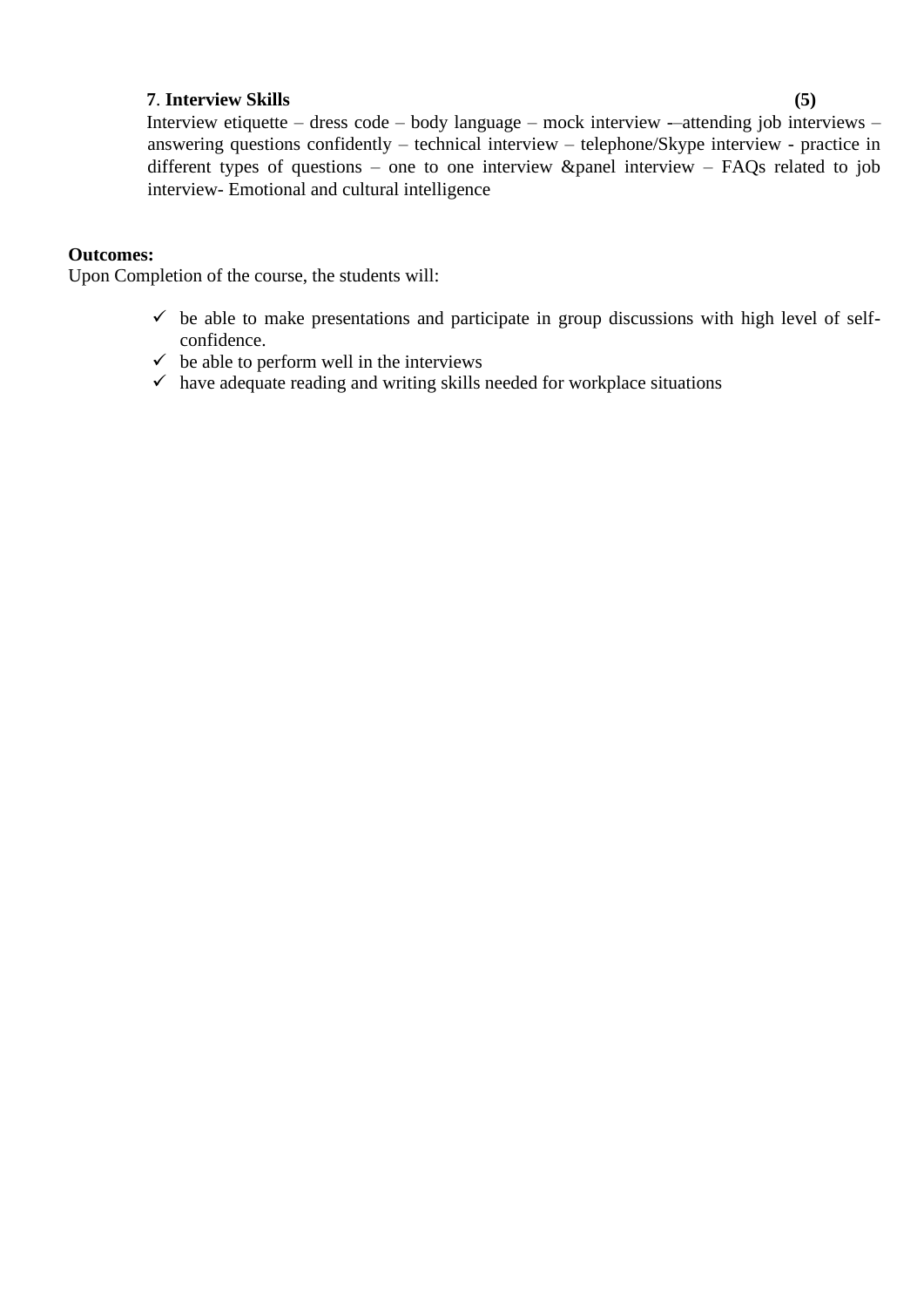**7. Interview Skills** **(5)**

Interview etiquette – dress code – body language – mock interview -–attending job interviews – answering questions confidently – technical interview – telephone/Skype interview - practice in different types of questions – one to one interview &panel interview – FAQs related to job interview- Emotional and cultural intelligence

**Outcomes:**

Upon Completion of the course, the students will:

- ✓ be able to make presentations and participate in group discussions with high level of self-confidence.
- ✓ be able to perform well in the interviews
- ✓ have adequate reading and writing skills needed for workplace situations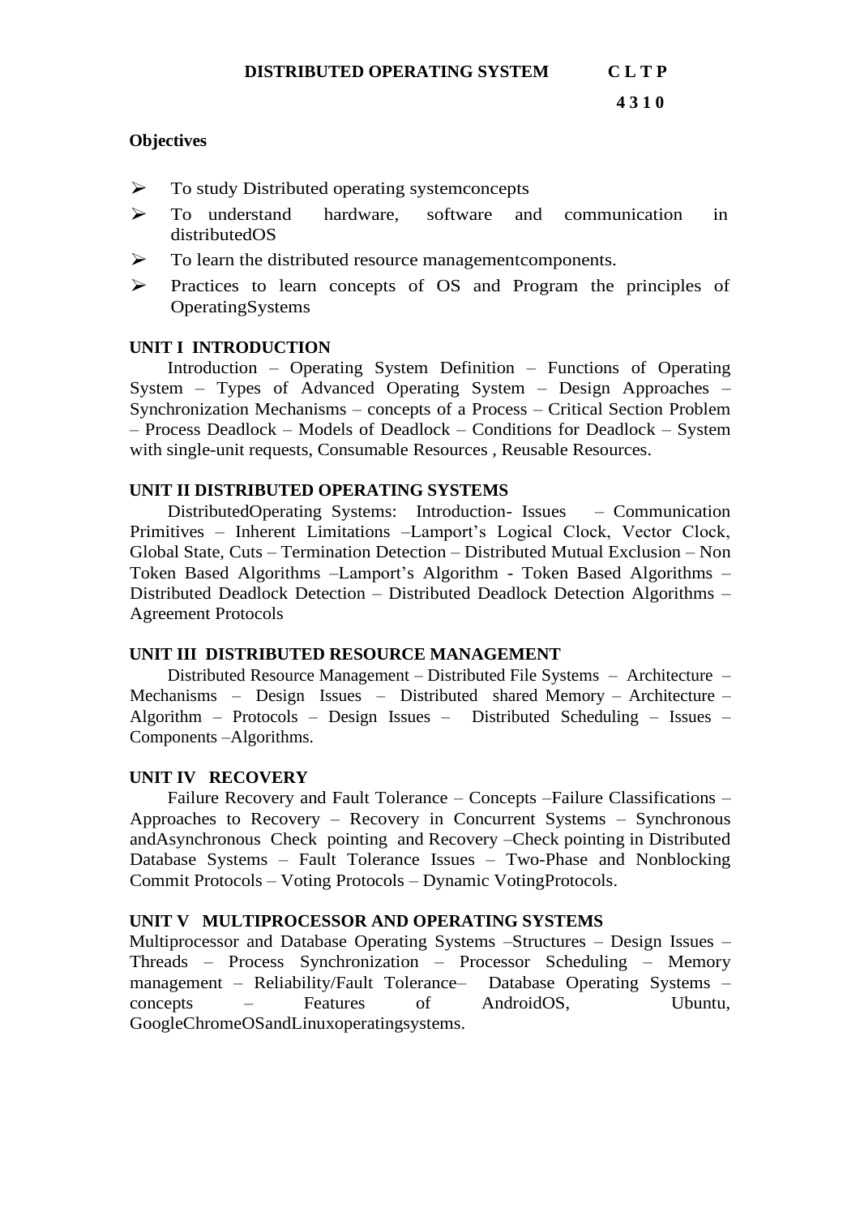**DISTRIBUTED OPERATING SYSTEM** **C L T P**

**4 3 1 0**

**Objectives**

- To study Distributed operating systemconcepts
- To understand hardware, software and communication in distributedOS
- To learn the distributed resource managementcomponents.
- Practices to learn concepts of OS and Program the principles of OperatingSystems

**UNIT I INTRODUCTION**

Introduction – Operating System Definition – Functions of Operating System – Types of Advanced Operating System – Design Approaches – Synchronization Mechanisms – concepts of a Process – Critical Section Problem – Process Deadlock – Models of Deadlock – Conditions for Deadlock – System with single-unit requests, Consumable Resources , Reusable Resources.

**UNIT II DISTRIBUTED OPERATING SYSTEMS**

DistributedOperating Systems: Introduction- Issues – Communication Primitives – Inherent Limitations –Lamport's Logical Clock, Vector Clock, Global State, Cuts – Termination Detection – Distributed Mutual Exclusion – Non Token Based Algorithms –Lamport's Algorithm - Token Based Algorithms – Distributed Deadlock Detection – Distributed Deadlock Detection Algorithms – Agreement Protocols

**UNIT III DISTRIBUTED RESOURCE MANAGEMENT**

Distributed Resource Management – Distributed File Systems – Architecture – Mechanisms – Design Issues – Distributed shared Memory – Architecture – Algorithm – Protocols – Design Issues – Distributed Scheduling – Issues – Components –Algorithms.

**UNIT IV RECOVERY**

Failure Recovery and Fault Tolerance – Concepts –Failure Classifications – Approaches to Recovery – Recovery in Concurrent Systems – Synchronous andAsynchronous Check pointing and Recovery –Check pointing in Distributed Database Systems – Fault Tolerance Issues – Two-Phase and Nonblocking Commit Protocols – Voting Protocols – Dynamic VotingProtocols.

**UNIT V MULTIPROCESSOR AND OPERATING SYSTEMS**

Multiprocessor and Database Operating Systems –Structures – Design Issues – Threads – Process Synchronization – Processor Scheduling – Memory management – Reliability/Fault Tolerance– Database Operating Systems – concepts – Features of AndroidOS, Ubuntu, GoogleChromeOSandLinuxoperatingsystems.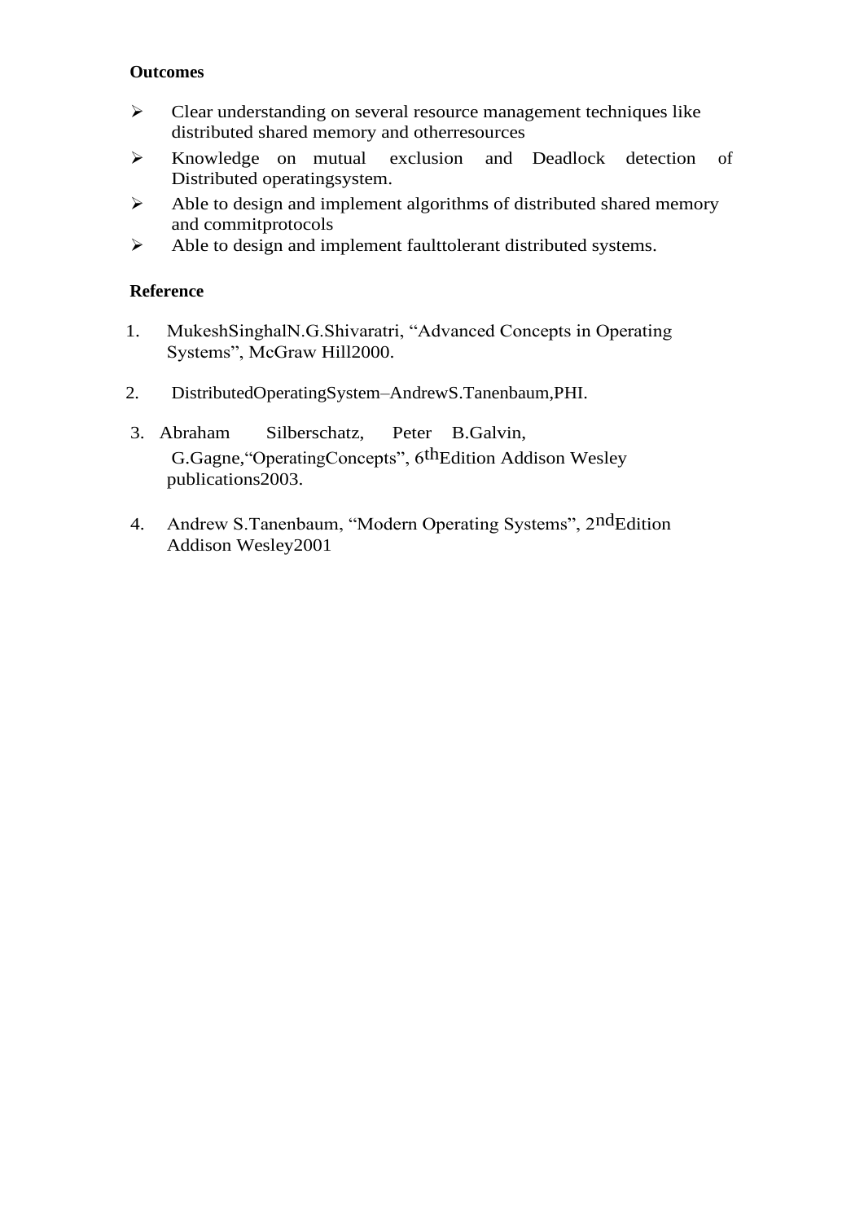**Outcomes**

- Clear understanding on several resource management techniques like distributed shared memory and otherresources
- Knowledge on mutual exclusion and Deadlock detection of Distributed operatingsystem.
- Able to design and implement algorithms of distributed shared memory and commitprotocols
- Able to design and implement faulttolerant distributed systems.

**Reference**

1. MukeshSinghalN.G.Shivaratri, “Advanced Concepts in Operating Systems”, McGraw Hill2000.
2. DistributedOperatingSystem–AndrewS.Tanenbaum,PHI.
3. Abraham Silberschatz, Peter B.Galvin, G.Gagne,“OperatingConcepts”, 6thEdition Addison Wesley publications2003.
4. Andrew S.Tanenbaum, “Modern Operating Systems”, 2ndEdition Addison Wesley2001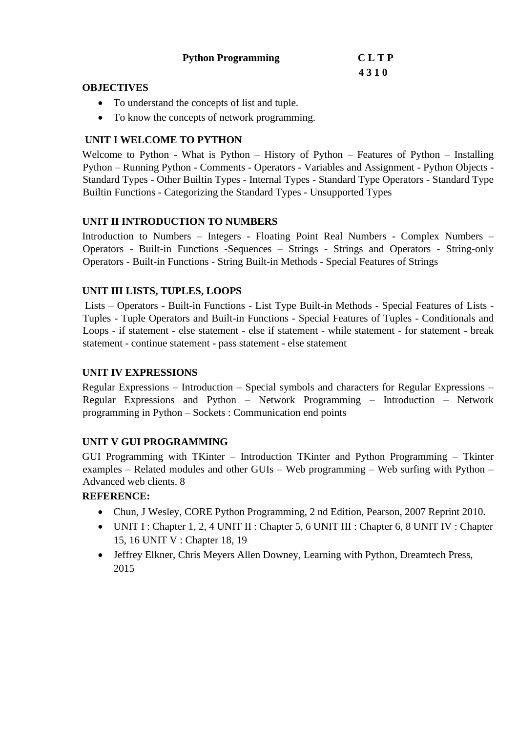**Python Programming** **C L T P**

**4 3 1 0**

**OBJECTIVES**

- To understand the concepts of list and tuple.
- To know the concepts of network programming.

**UNIT I WELCOME TO PYTHON**

Welcome to Python - What is Python – History of Python – Features of Python – Installing Python – Running Python - Comments - Operators - Variables and Assignment - Python Objects - Standard Types - Other Builtin Types - Internal Types - Standard Type Operators - Standard Type Builtin Functions - Categorizing the Standard Types - Unsupported Types

**UNIT II INTRODUCTION TO NUMBERS**

Introduction to Numbers – Integers - Floating Point Real Numbers - Complex Numbers – Operators - Built-in Functions -Sequences – Strings - Strings and Operators - String-only Operators - Built-in Functions - String Built-in Methods - Special Features of Strings

**UNIT III LISTS, TUPLES, LOOPS**

Lists – Operators - Built-in Functions - List Type Built-in Methods - Special Features of Lists - Tuples - Tuple Operators and Built-in Functions - Special Features of Tuples - Conditionals and Loops - if statement - else statement - else if statement - while statement - for statement - break statement - continue statement - pass statement - else statement

**UNIT IV EXPRESSIONS**

Regular Expressions – Introduction – Special symbols and characters for Regular Expressions – Regular Expressions and Python – Network Programming – Introduction – Network programming in Python – Sockets : Communication end points

**UNIT V GUI PROGRAMMING**

GUI Programming with TKinter – Introduction TKinter and Python Programming – Tkinter examples – Related modules and other GUIs – Web programming – Web surfing with Python – Advanced web clients. 8

**REFERENCE:**

- Chun, J Wesley, CORE Python Programming, 2 nd Edition, Pearson, 2007 Reprint 2010.
- UNIT I : Chapter 1, 2, 4 UNIT II : Chapter 5, 6 UNIT III : Chapter 6, 8 UNIT IV : Chapter 15, 16 UNIT V : Chapter 18, 19
- Jeffrey Elkner, Chris Meyers Allen Downey, Learning with Python, Dreamtech Press, 2015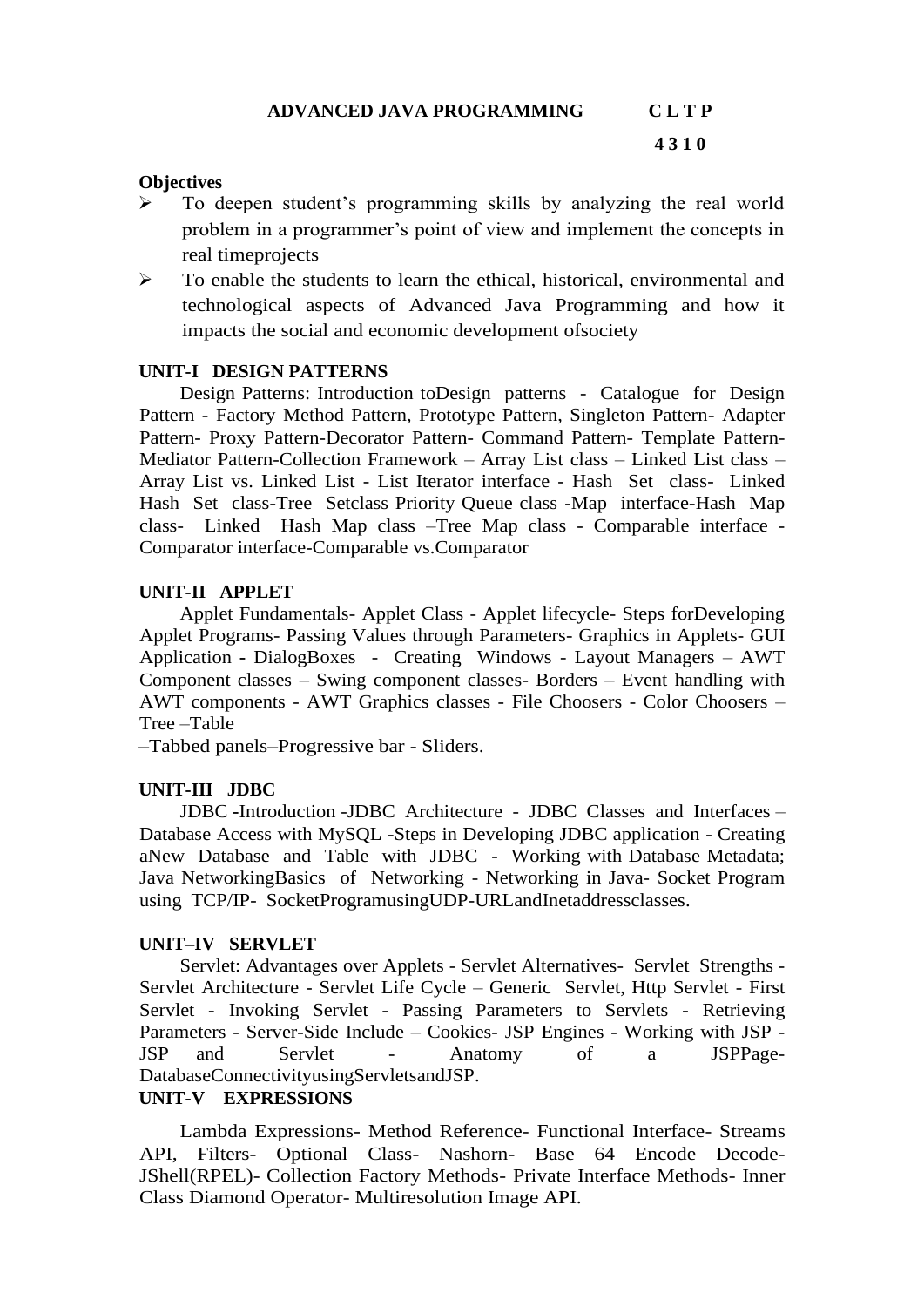**ADVANCED JAVA PROGRAMMING** **C L T P**

**4 3 1 0**

**Objectives**

- To deepen student's programming skills by analyzing the real world problem in a programmer's point of view and implement the concepts in real timeprojects
- To enable the students to learn the ethical, historical, environmental and technological aspects of Advanced Java Programming and how it impacts the social and economic development ofsociety

**UNIT-I DESIGN PATTERNS**

Design Patterns: Introduction toDesign patterns - Catalogue for Design Pattern - Factory Method Pattern, Prototype Pattern, Singleton Pattern- Adapter Pattern- Proxy Pattern-Decorator Pattern- Command Pattern- Template Pattern-Mediator Pattern-Collection Framework – Array List class – Linked List class – Array List vs. Linked List - List Iterator interface - Hash Set class- Linked Hash Set class-Tree Setclass Priority Queue class -Map interface-Hash Map class- Linked Hash Map class –Tree Map class - Comparable interface - Comparator interface-Comparable vs.Comparator

**UNIT-II APPLET**

Applet Fundamentals- Applet Class - Applet lifecycle- Steps forDeveloping Applet Programs- Passing Values through Parameters- Graphics in Applets- GUI Application - DialogBoxes - Creating Windows - Layout Managers – AWT Component classes – Swing component classes- Borders – Event handling with AWT components - AWT Graphics classes - File Choosers - Color Choosers – Tree –Table
–Tabbed panels–Progressive bar - Sliders.

**UNIT-III JDBC**

JDBC -Introduction -JDBC Architecture - JDBC Classes and Interfaces – Database Access with MySQL -Steps in Developing JDBC application - Creating aNew Database and Table with JDBC - Working with Database Metadata; Java NetworkingBasics of Networking - Networking in Java- Socket Program using TCP/IP- SocketProgramusingUDP-URLandInetaddressclasses.

**UNIT–IV SERVLET**

Servlet: Advantages over Applets - Servlet Alternatives- Servlet Strengths - Servlet Architecture - Servlet Life Cycle – Generic Servlet, Http Servlet - First Servlet - Invoking Servlet - Passing Parameters to Servlets - Retrieving Parameters - Server-Side Include – Cookies- JSP Engines - Working with JSP - JSP and Servlet - Anatomy of a JSPPage-DatabaseConnectivityusingServletsandJSP.

**UNIT-V EXPRESSIONS**

Lambda Expressions- Method Reference- Functional Interface- Streams API, Filters- Optional Class- Nashorn- Base 64 Encode Decode-JShell(RPEL)- Collection Factory Methods- Private Interface Methods- Inner Class Diamond Operator- Multiresolution Image API.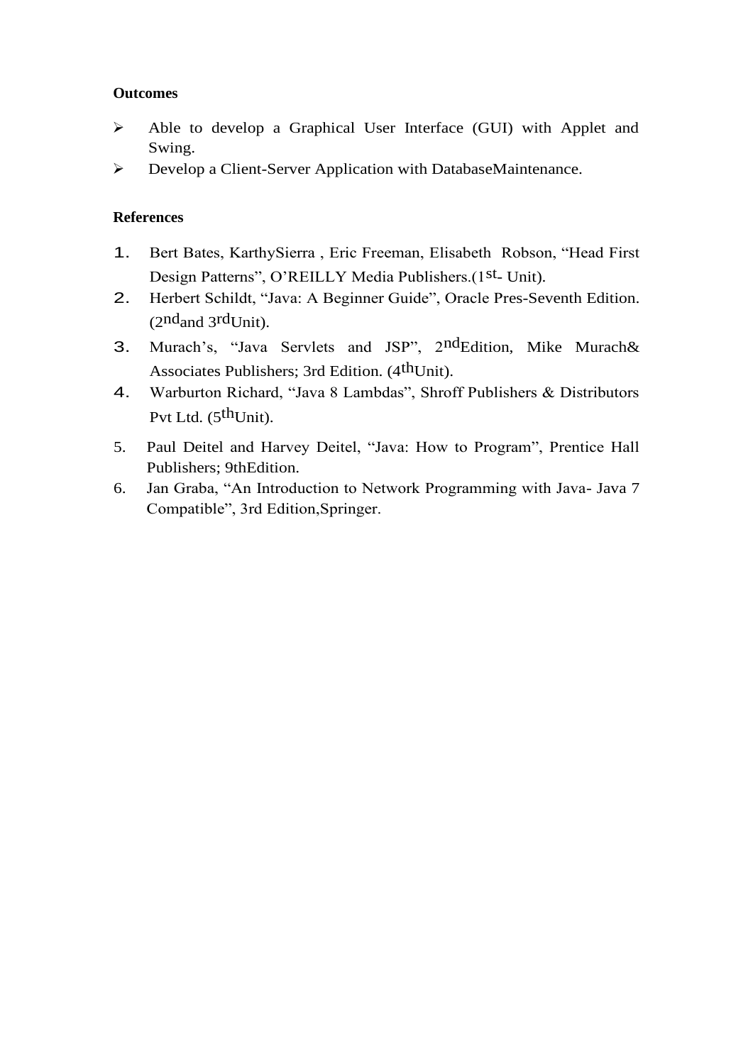**Outcomes**

- Able to develop a Graphical User Interface (GUI) with Applet and Swing.
- Develop a Client-Server Application with DatabaseMaintenance.

**References**

1. Bert Bates, KarthySierra , Eric Freeman, Elisabeth Robson, “Head First Design Patterns”, O’REILLY Media Publishers.(1st- Unit).
2. Herbert Schildt, “Java: A Beginner Guide”, Oracle Pres-Seventh Edition. (2ndand 3rdUnit).
3. Murach’s, “Java Servlets and JSP”, 2ndEdition, Mike Murach& Associates Publishers; 3rd Edition. (4thUnit).
4. Warburton Richard, “Java 8 Lambdas”, Shroff Publishers & Distributors Pvt Ltd. (5thUnit).
5. Paul Deitel and Harvey Deitel, “Java: How to Program”, Prentice Hall Publishers; 9thEdition.
6. Jan Graba, “An Introduction to Network Programming with Java- Java 7 Compatible”, 3rd Edition,Springer.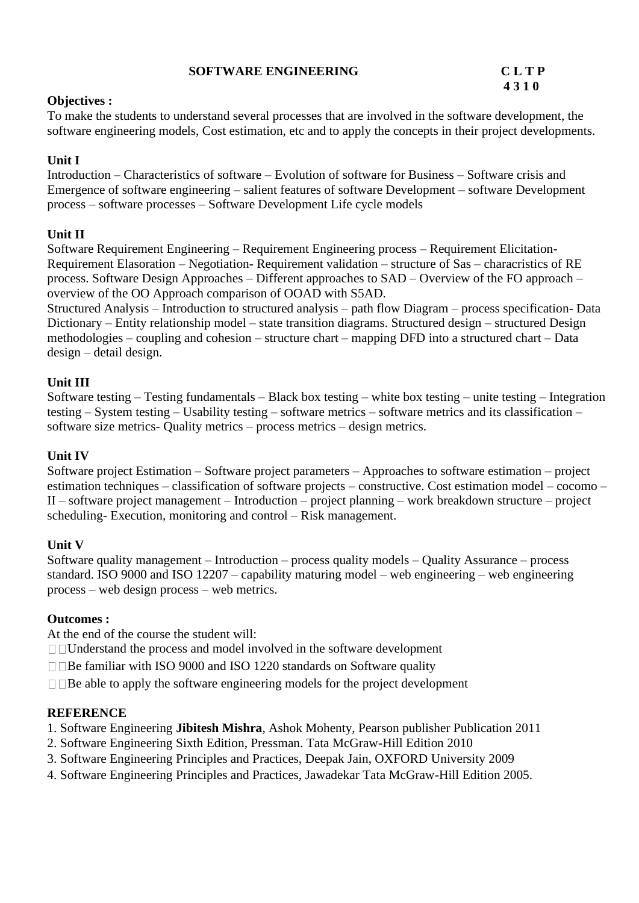**SOFTWARE ENGINEERING** **C L T P**
**4 3 1 0**

**Objectives :**

To make the students to understand several processes that are involved in the software development, the software engineering models, Cost estimation, etc and to apply the concepts in their project developments.

**Unit I**

Introduction – Characteristics of software – Evolution of software for Business – Software crisis and Emergence of software engineering – salient features of software Development – software Development process – software processes – Software Development Life cycle models

**Unit II**

Software Requirement Engineering – Requirement Engineering process – Requirement Elicitation-Requirement Elasoration – Negotiation- Requirement validation – structure of Sas – characristics of RE process. Software Design Approaches – Different approaches to SAD – Overview of the FO approach – overview of the OO Approach comparison of OOAD with S5AD.

Structured Analysis – Introduction to structured analysis – path flow Diagram – process specification- Data Dictionary – Entity relationship model – state transition diagrams. Structured design – structured Design methodologies – coupling and cohesion – structure chart – mapping DFD into a structured chart – Data design – detail design.

**Unit III**

Software testing – Testing fundamentals – Black box testing – white box testing – unite testing – Integration testing – System testing – Usability testing – software metrics – software metrics and its classification – software size metrics- Quality metrics – process metrics – design metrics.

**Unit IV**

Software project Estimation – Software project parameters – Approaches to software estimation – project estimation techniques – classification of software projects – constructive. Cost estimation model – cocomo – II – software project management – Introduction – project planning – work breakdown structure – project scheduling- Execution, monitoring and control – Risk management.

**Unit V**

Software quality management – Introduction – process quality models – Quality Assurance – process standard. ISO 9000 and ISO 12207 – capability maturing model – web engineering – web engineering process – web design process – web metrics.

**Outcomes :**

At the end of the course the student will:

- Understand the process and model involved in the software development
- Be familiar with ISO 9000 and ISO 1220 standards on Software quality
- Be able to apply the software engineering models for the project development

**REFERENCE**

1. Software Engineering **Jibitesh Mishra**, Ashok Mohenty, Pearson publisher Publication 2011
2. Software Engineering Sixth Edition, Pressman. Tata McGraw-Hill Edition 2010
3. Software Engineering Principles and Practices, Deepak Jain, OXFORD University 2009
4. Software Engineering Principles and Practices, Jawadekar Tata McGraw-Hill Edition 2005.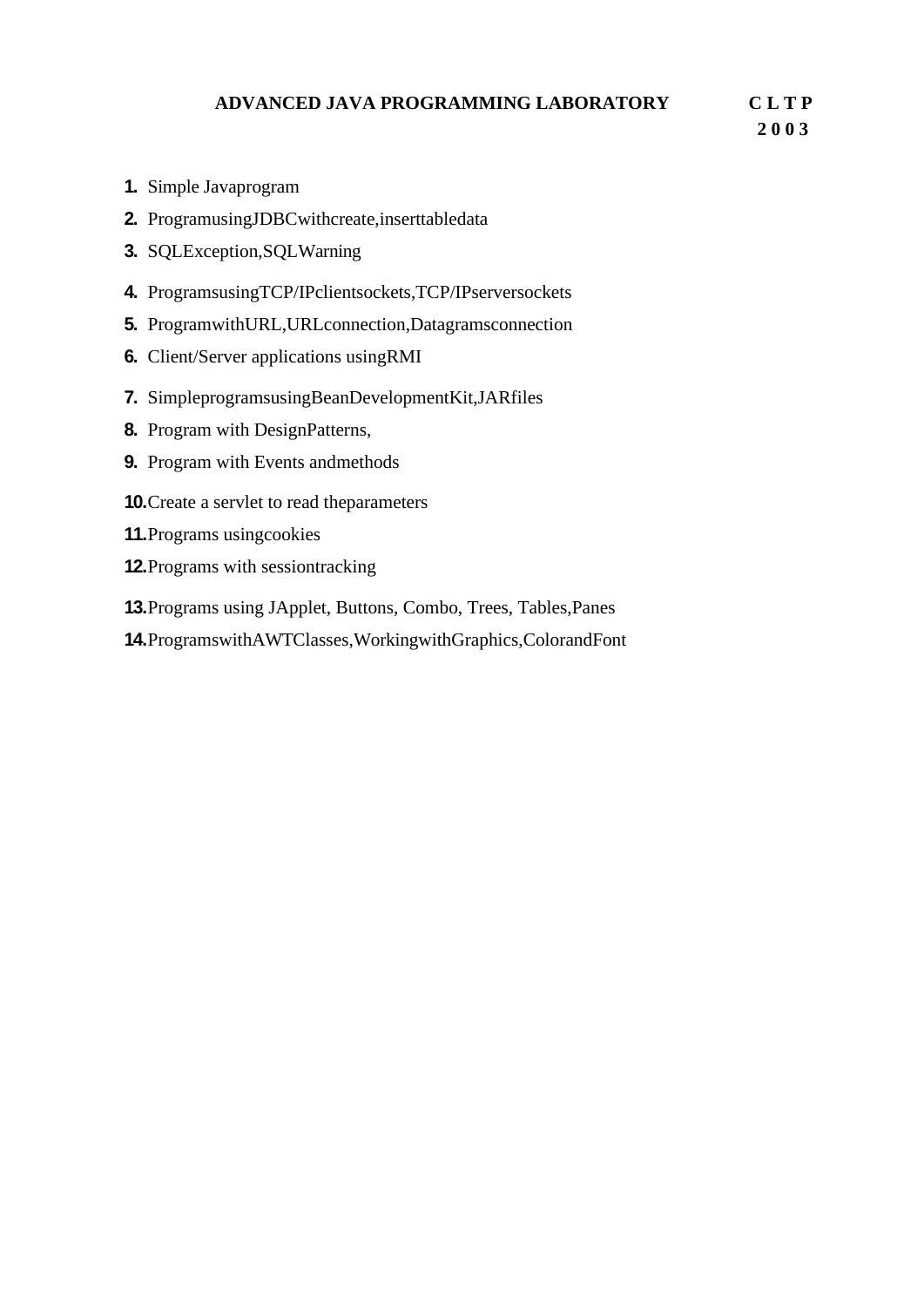## ADVANCED JAVA PROGRAMMING LABORATORY

| C | L | T | P |
|---|---|---|---|
| 2 | 0 | 0 | 3 |

1. Simple Javaprogram
2. ProgramusingJDBCwithcreate,inserttabledata
3. SQLException,SQLWarning
4. ProgramsusingTCP/IPclientsockets,TCP/IPserversockets
5. ProgramwithURL,URLconnection,Datagramsconnection
6. Client/Server applications usingRMI
7. SimpleprogramsusingBeanDevelopmentKit,JARfiles
8. Program with DesignPatterns,
9. Program with Events andmethods
10. Create a servlet to read theparameters
11. Programs usingcookies
12. Programs with sessiontracking
13. Programs using JApplet, Buttons, Combo, Trees, Tables,Panes
14. ProgramswithAWTClasses,WorkingwithGraphics,ColorandFont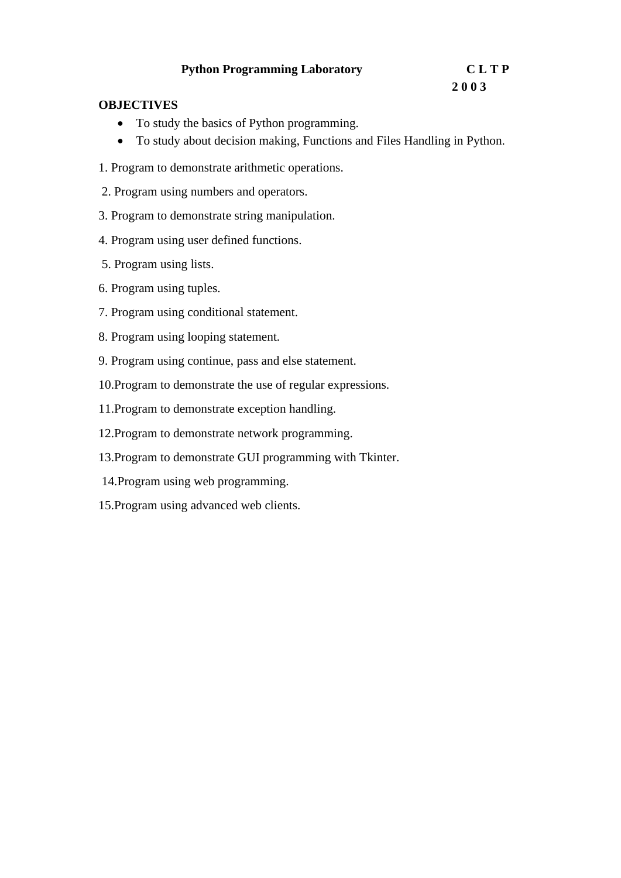**Python Programming Laboratory** **C L T P**

**2 0 0 3**

**OBJECTIVES**

- To study the basics of Python programming.
- To study about decision making, Functions and Files Handling in Python.

1. Program to demonstrate arithmetic operations.
2. Program using numbers and operators.
3. Program to demonstrate string manipulation.
4. Program using user defined functions.
5. Program using lists.
6. Program using tuples.
7. Program using conditional statement.
8. Program using looping statement.
9. Program using continue, pass and else statement.
10. Program to demonstrate the use of regular expressions.
11. Program to demonstrate exception handling.
12. Program to demonstrate network programming.
13. Program to demonstrate GUI programming with Tkinter.
14. Program using web programming.
15. Program using advanced web clients.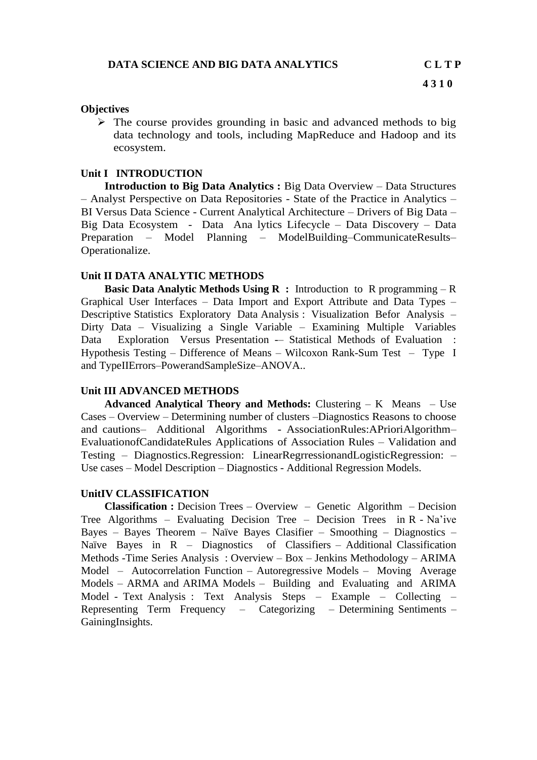**DATA SCIENCE AND BIG DATA ANALYTICS** **C L T P**

**4 3 1 0**

**Objectives**

- The course provides grounding in basic and advanced methods to big data technology and tools, including MapReduce and Hadoop and its ecosystem.

**Unit I INTRODUCTION**

**Introduction to Big Data Analytics :** Big Data Overview – Data Structures – Analyst Perspective on Data Repositories - State of the Practice in Analytics – BI Versus Data Science - Current Analytical Architecture – Drivers of Big Data – Big Data Ecosystem - Data Ana lytics Lifecycle – Data Discovery – Data Preparation – Model Planning – ModelBuilding–CommunicateResults–Operationalize.

**Unit II DATA ANALYTIC METHODS**

**Basic Data Analytic Methods Using R :** Introduction to R programming – R Graphical User Interfaces – Data Import and Export Attribute and Data Types – Descriptive Statistics Exploratory Data Analysis : Visualization Befor Analysis – Dirty Data – Visualizing a Single Variable – Examining Multiple Variables Data Exploration Versus Presentation -– Statistical Methods of Evaluation : Hypothesis Testing – Difference of Means – Wilcoxon Rank-Sum Test – Type I and TypeIIErrors–PowerandSampleSize–ANOVA..

**Unit III ADVANCED METHODS**

**Advanced Analytical Theory and Methods:** Clustering – K Means – Use Cases – Overview – Determining number of clusters –Diagnostics Reasons to choose and cautions– Additional Algorithms - AssociationRules:APrioriAlgorithm–EvaluationofCandidateRules Applications of Association Rules – Validation and Testing – Diagnostics.Regression: LinearRegrressionandLogisticRegression: – Use cases – Model Description – Diagnostics - Additional Regression Models.

**UnitIV CLASSIFICATION**

**Classification :** Decision Trees – Overview – Genetic Algorithm – Decision Tree Algorithms – Evaluating Decision Tree – Decision Trees in R - Na'ive Bayes – Bayes Theorem – Naïve Bayes Clasifier – Smoothing – Diagnostics – Naïve Bayes in R – Diagnostics of Classifiers – Additional Classification Methods -Time Series Analysis : Overview – Box – Jenkins Methodology – ARIMA Model – Autocorrelation Function – Autoregressive Models – Moving Average Models – ARMA and ARIMA Models – Building and Evaluating and ARIMA Model - Text Analysis : Text Analysis Steps – Example – Collecting – Representing Term Frequency – Categorizing – Determining Sentiments – GainingInsights.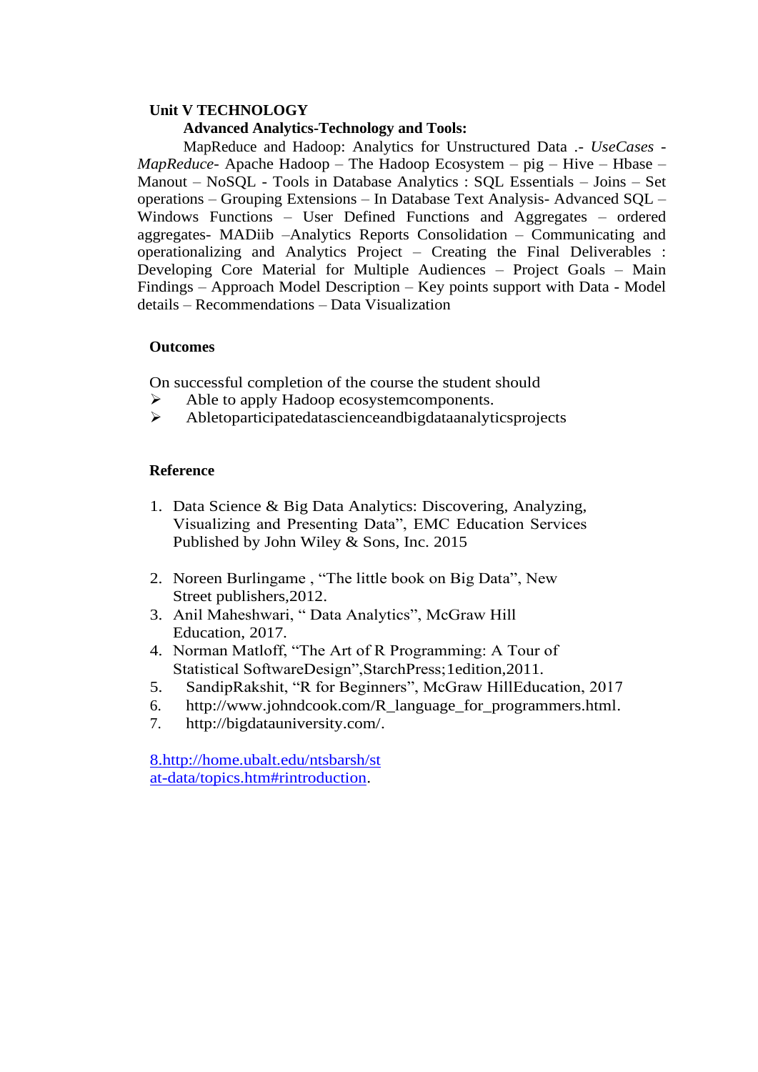**Unit V TECHNOLOGY**

**Advanced Analytics-Technology and Tools:**

MapReduce and Hadoop: Analytics for Unstructured Data .- *UseCases* - *MapReduce*- Apache Hadoop – The Hadoop Ecosystem – pig – Hive – Hbase – Manout – NoSQL - Tools in Database Analytics : SQL Essentials – Joins – Set operations – Grouping Extensions – In Database Text Analysis- Advanced SQL – Windows Functions – User Defined Functions and Aggregates – ordered aggregates- MADiib –Analytics Reports Consolidation – Communicating and operationalizing and Analytics Project – Creating the Final Deliverables : Developing Core Material for Multiple Audiences – Project Goals – Main Findings – Approach Model Description – Key points support with Data - Model details – Recommendations – Data Visualization

**Outcomes**

On successful completion of the course the student should

- Able to apply Hadoop ecosystemcomponents.
- Abletoparticipatedatascienceandbigdataanalyticsprojects

**Reference**

1. Data Science & Big Data Analytics: Discovering, Analyzing, Visualizing and Presenting Data", EMC Education Services Published by John Wiley & Sons, Inc. 2015
2. Noreen Burlingame , "The little book on Big Data", New Street publishers,2012.
3. Anil Maheshwari, " Data Analytics", McGraw Hill Education, 2017.
4. Norman Matloff, "The Art of R Programming: A Tour of Statistical SoftwareDesign",StarchPress;1edition,2011.
5. SandipRakshit, "R for Beginners", McGraw HillEducation, 2017
6. http://www.johndcook.com/R_language_for_programmers.html.
7. http://bigdatauniversity.com/.

8.http://home.ubalt.edu/ntsbarsh/stat-data/topics.htm#rintroduction.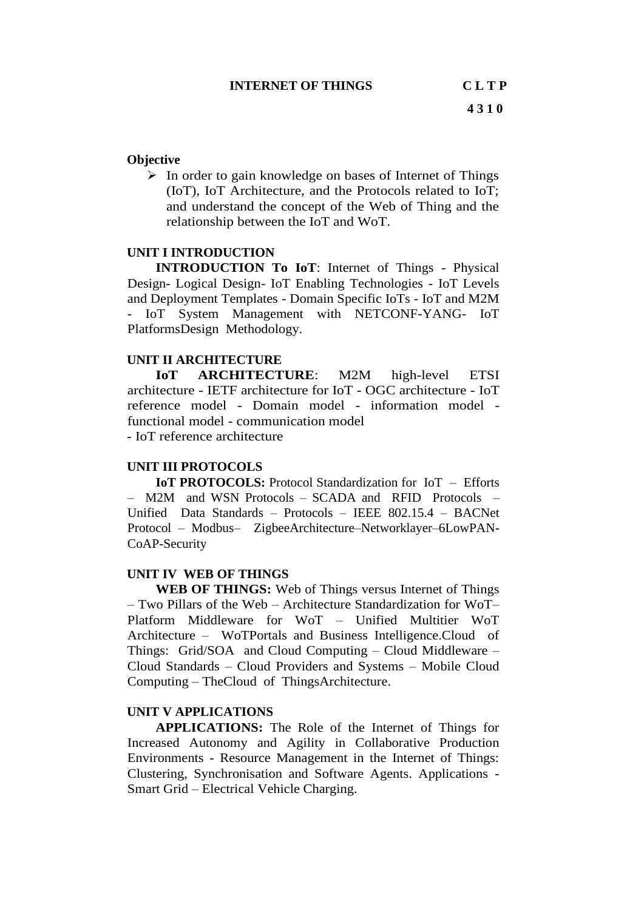**INTERNET OF THINGS** **C L T P**

**4 3 1 0**

**Objective**

- In order to gain knowledge on bases of Internet of Things (IoT), IoT Architecture, and the Protocols related to IoT; and understand the concept of the Web of Thing and the relationship between the IoT and WoT.

**UNIT I INTRODUCTION**

**INTRODUCTION To IoT**: Internet of Things - Physical Design- Logical Design- IoT Enabling Technologies - IoT Levels and Deployment Templates - Domain Specific IoTs - IoT and M2M - IoT System Management with NETCONF-YANG- IoT PlatformsDesign Methodology.

**UNIT II ARCHITECTURE**

**IoT ARCHITECTURE**: M2M high-level ETSI architecture - IETF architecture for IoT - OGC architecture - IoT reference model - Domain model - information model - functional model - communication model
- IoT reference architecture

**UNIT III PROTOCOLS**

**IoT PROTOCOLS:** Protocol Standardization for IoT – Efforts – M2M and WSN Protocols – SCADA and RFID Protocols – Unified Data Standards – Protocols – IEEE 802.15.4 – BACNet Protocol – Modbus– ZigbeeArchitecture–Networklayer–6LowPAN-CoAP-Security

**UNIT IV WEB OF THINGS**

**WEB OF THINGS:** Web of Things versus Internet of Things – Two Pillars of the Web – Architecture Standardization for WoT– Platform Middleware for WoT – Unified Multitier WoT Architecture – WoTPortals and Business Intelligence.Cloud of Things: Grid/SOA and Cloud Computing – Cloud Middleware – Cloud Standards – Cloud Providers and Systems – Mobile Cloud Computing – TheCloud of ThingsArchitecture.

**UNIT V APPLICATIONS**

**APPLICATIONS:** The Role of the Internet of Things for Increased Autonomy and Agility in Collaborative Production Environments - Resource Management in the Internet of Things: Clustering, Synchronisation and Software Agents. Applications - Smart Grid – Electrical Vehicle Charging.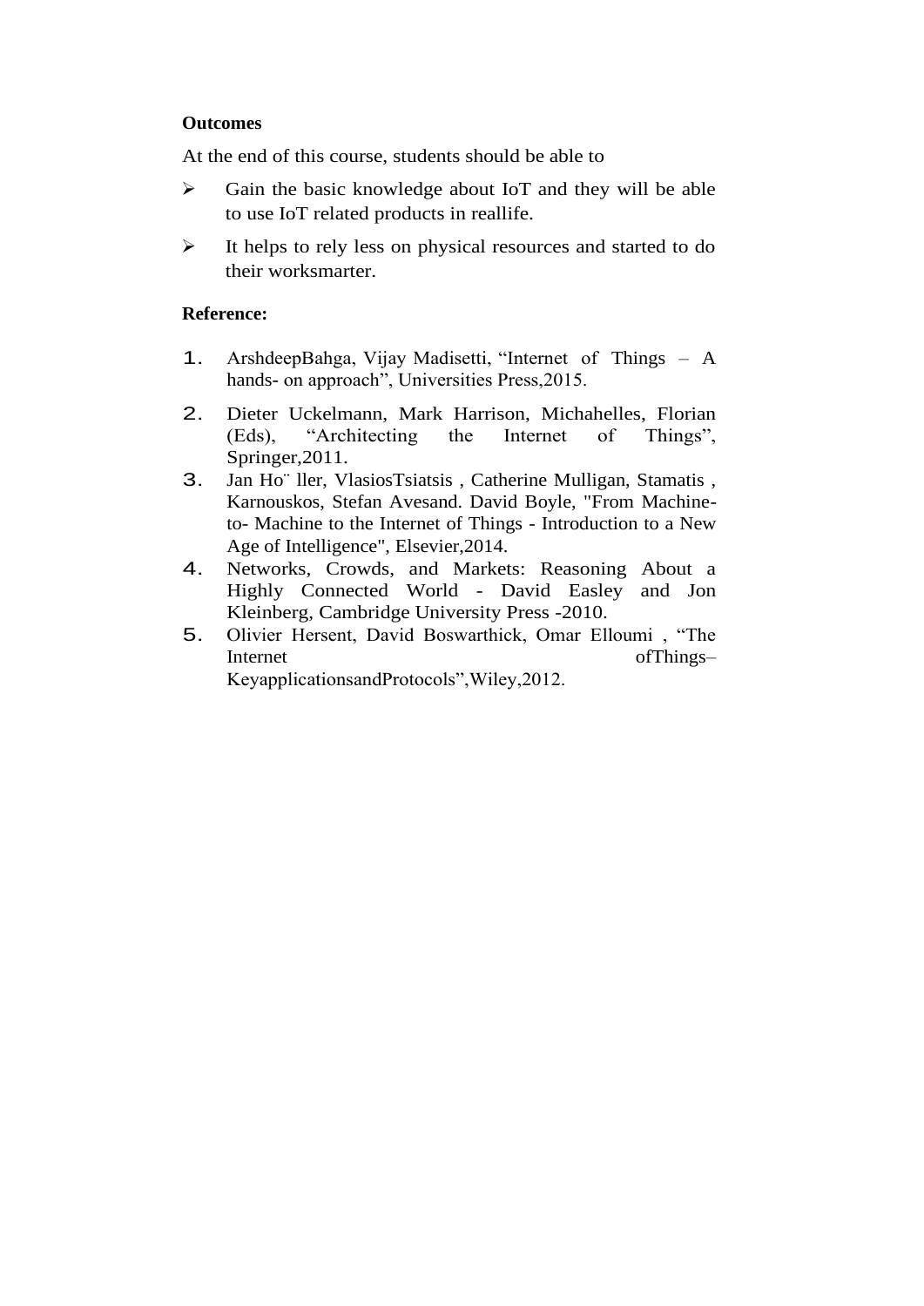**Outcomes**

At the end of this course, students should be able to

- Gain the basic knowledge about IoT and they will be able to use IoT related products in reallife.
- It helps to rely less on physical resources and started to do their worksmarter.

**Reference:**

1. ArshdeepBahga, Vijay Madisetti, “Internet of Things – A hands- on approach”, Universities Press,2015.
2. Dieter Uckelmann, Mark Harrison, Michahelles, Florian (Eds), “Architecting the Internet of Things”, Springer,2011.
3. Jan Ho¨ ller, VlasiosTsiatsis , Catherine Mulligan, Stamatis , Karnouskos, Stefan Avesand. David Boyle, "From Machine-to- Machine to the Internet of Things - Introduction to a New Age of Intelligence", Elsevier,2014.
4. Networks, Crowds, and Markets: Reasoning About a Highly Connected World - David Easley and Jon Kleinberg, Cambridge University Press -2010.
5. Olivier Hersent, David Boswarthick, Omar Elloumi , “The Internet ofThings– KeyapplicationsandProtocols”,Wiley,2012.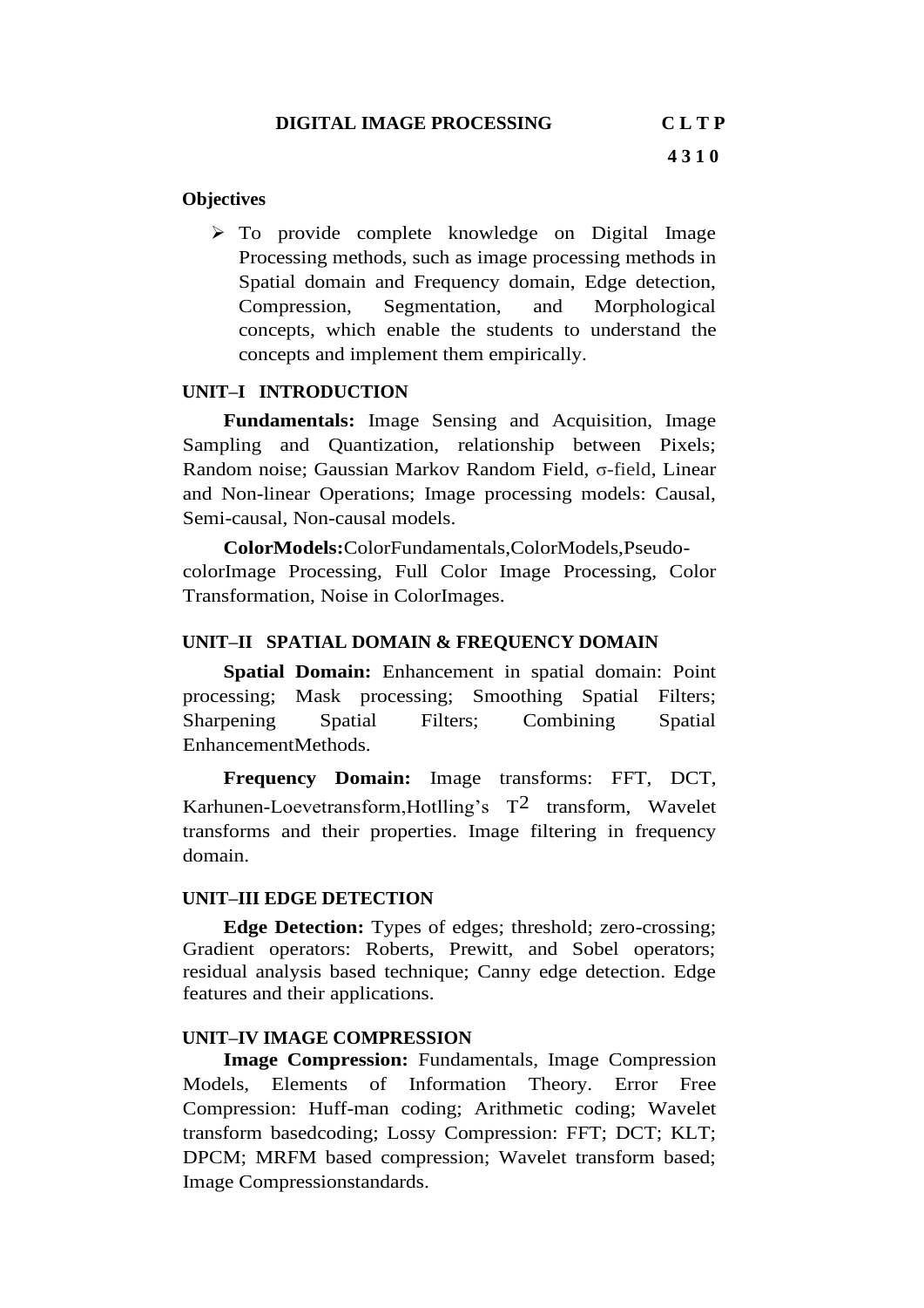## DIGITAL IMAGE PROCESSING

| C | L | T | P |
|---|---|---|---|
| 4 | 3 | 1 | 0 |

**Objectives**

- To provide complete knowledge on Digital Image Processing methods, such as image processing methods in Spatial domain and Frequency domain, Edge detection, Compression, Segmentation, and Morphological concepts, which enable the students to understand the concepts and implement them empirically.

### UNIT–I INTRODUCTION

**Fundamentals:** Image Sensing and Acquisition, Image Sampling and Quantization, relationship between Pixels; Random noise; Gaussian Markov Random Field, σ-field, Linear and Non-linear Operations; Image processing models: Causal, Semi-causal, Non-causal models.

**ColorModels:**ColorFundamentals,ColorModels,Pseudo-colorImage Processing, Full Color Image Processing, Color Transformation, Noise in ColorImages.

### UNIT–II SPATIAL DOMAIN & FREQUENCY DOMAIN

**Spatial Domain:** Enhancement in spatial domain: Point processing; Mask processing; Smoothing Spatial Filters; Sharpening Spatial Filters; Combining Spatial EnhancementMethods.

**Frequency Domain:** Image transforms: FFT, DCT, Karhunen-Loevetransform,Hotlling's $T^2$ transform, Wavelet transforms and their properties. Image filtering in frequency domain.

### UNIT–III EDGE DETECTION

**Edge Detection:** Types of edges; threshold; zero-crossing; Gradient operators: Roberts, Prewitt, and Sobel operators; residual analysis based technique; Canny edge detection. Edge features and their applications.

### UNIT–IV IMAGE COMPRESSION

**Image Compression:** Fundamentals, Image Compression Models, Elements of Information Theory. Error Free Compression: Huff-man coding; Arithmetic coding; Wavelet transform basedcoding; Lossy Compression: FFT; DCT; KLT; DPCM; MRFM based compression; Wavelet transform based; Image Compressionstandards.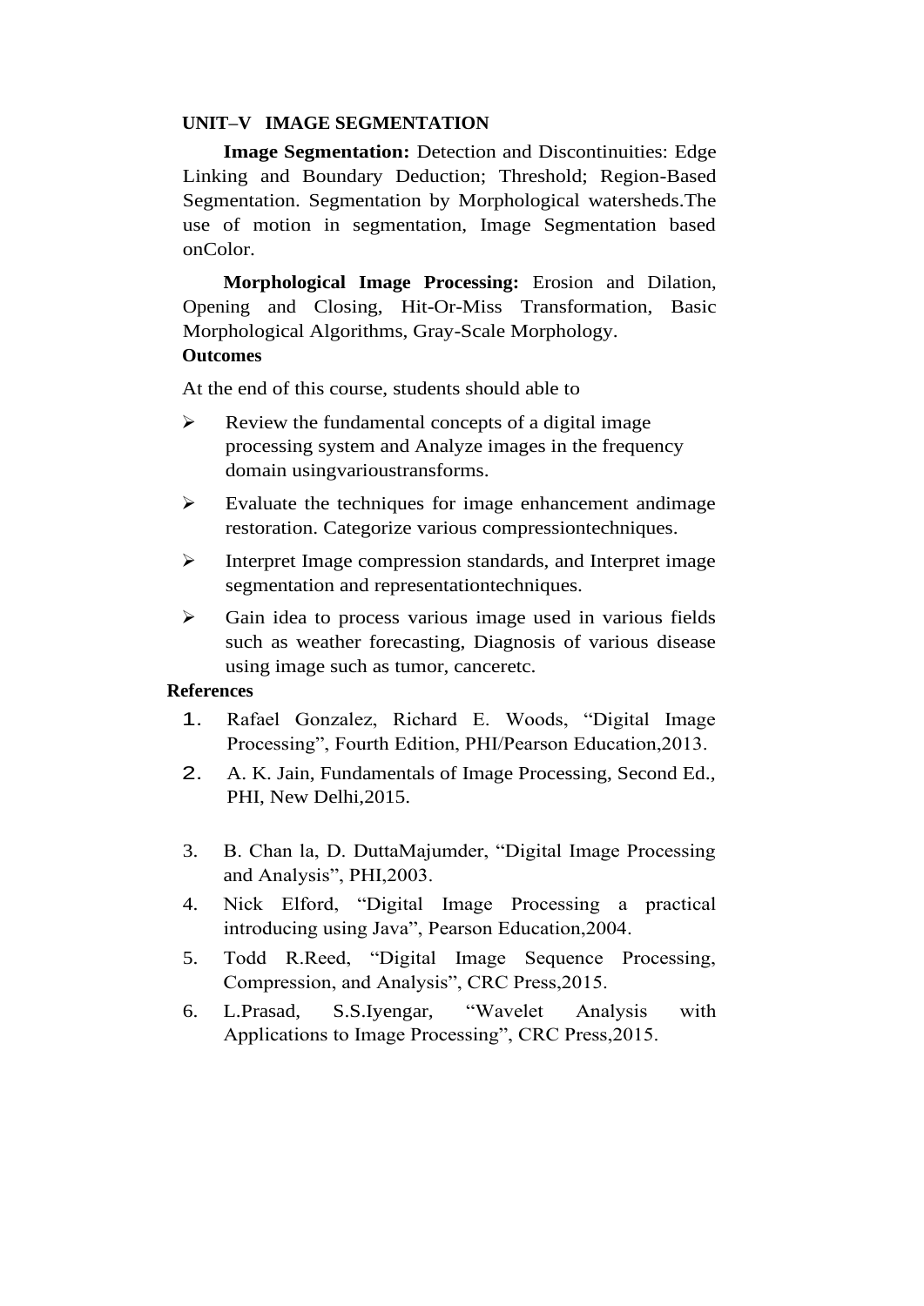## UNIT–V IMAGE SEGMENTATION

**Image Segmentation:** Detection and Discontinuities: Edge Linking and Boundary Deduction; Threshold; Region-Based Segmentation. Segmentation by Morphological watersheds.The use of motion in segmentation, Image Segmentation based onColor.

**Morphological Image Processing:** Erosion and Dilation, Opening and Closing, Hit-Or-Miss Transformation, Basic Morphological Algorithms, Gray-Scale Morphology.

**Outcomes**

At the end of this course, students should able to

- Review the fundamental concepts of a digital image processing system and Analyze images in the frequency domain usingvarioustransforms.
- Evaluate the techniques for image enhancement andimage restoration. Categorize various compressiontechniques.
- Interpret Image compression standards, and Interpret image segmentation and representationtechniques.
- Gain idea to process various image used in various fields such as weather forecasting, Diagnosis of various disease using image such as tumor, canceretc.

**References**

1. Rafael Gonzalez, Richard E. Woods, "Digital Image Processing", Fourth Edition, PHI/Pearson Education,2013.
2. A. K. Jain, Fundamentals of Image Processing, Second Ed., PHI, New Delhi,2015.
3. B. Chan la, D. DuttaMajumder, "Digital Image Processing and Analysis", PHI,2003.
4. Nick Elford, "Digital Image Processing a practical introducing using Java", Pearson Education,2004.
5. Todd R.Reed, "Digital Image Sequence Processing, Compression, and Analysis", CRC Press,2015.
6. L.Prasad, S.S.Iyengar, "Wavelet Analysis with Applications to Image Processing", CRC Press,2015.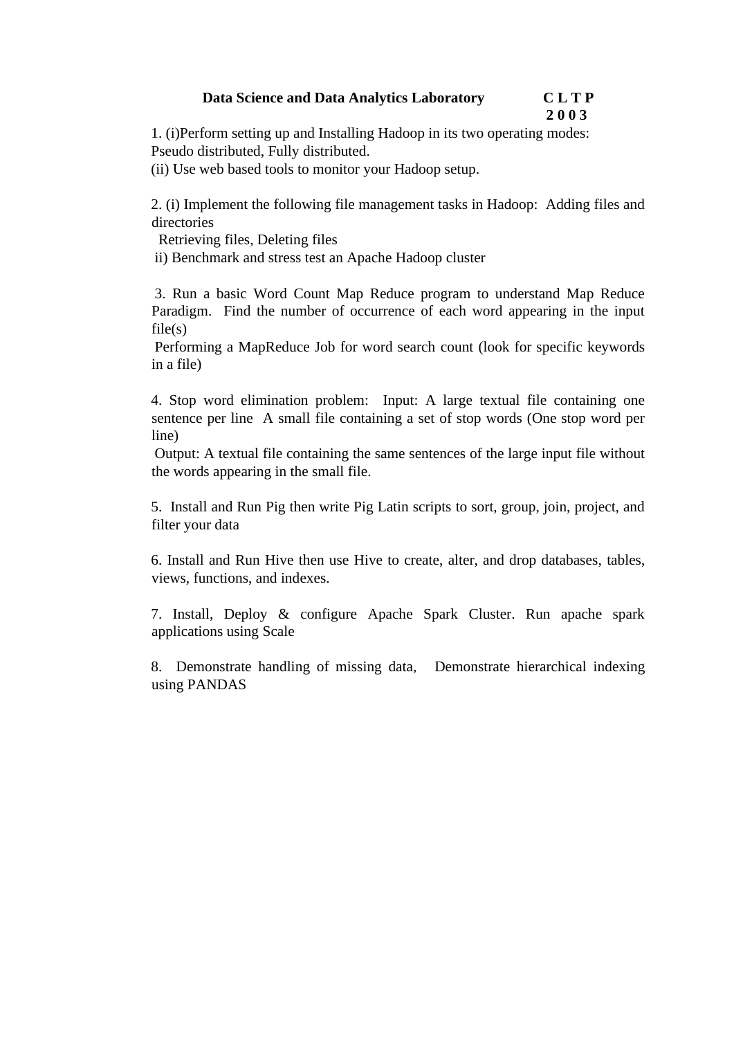**Data Science and Data Analytics Laboratory** **C L T P**
**2 0 0 3**

1. (i)Perform setting up and Installing Hadoop in its two operating modes: Pseudo distributed, Fully distributed.
(ii) Use web based tools to monitor your Hadoop setup.

2. (i) Implement the following file management tasks in Hadoop: Adding files and directories
Retrieving files, Deleting files
ii) Benchmark and stress test an Apache Hadoop cluster

3. Run a basic Word Count Map Reduce program to understand Map Reduce Paradigm. Find the number of occurrence of each word appearing in the input file(s)
Performing a MapReduce Job for word search count (look for specific keywords in a file)

4. Stop word elimination problem: Input: A large textual file containing one sentence per line A small file containing a set of stop words (One stop word per line)
Output: A textual file containing the same sentences of the large input file without the words appearing in the small file.

5. Install and Run Pig then write Pig Latin scripts to sort, group, join, project, and filter your data

6. Install and Run Hive then use Hive to create, alter, and drop databases, tables, views, functions, and indexes.

7. Install, Deploy & configure Apache Spark Cluster. Run apache spark applications using Scale

8. Demonstrate handling of missing data, Demonstrate hierarchical indexing using PANDAS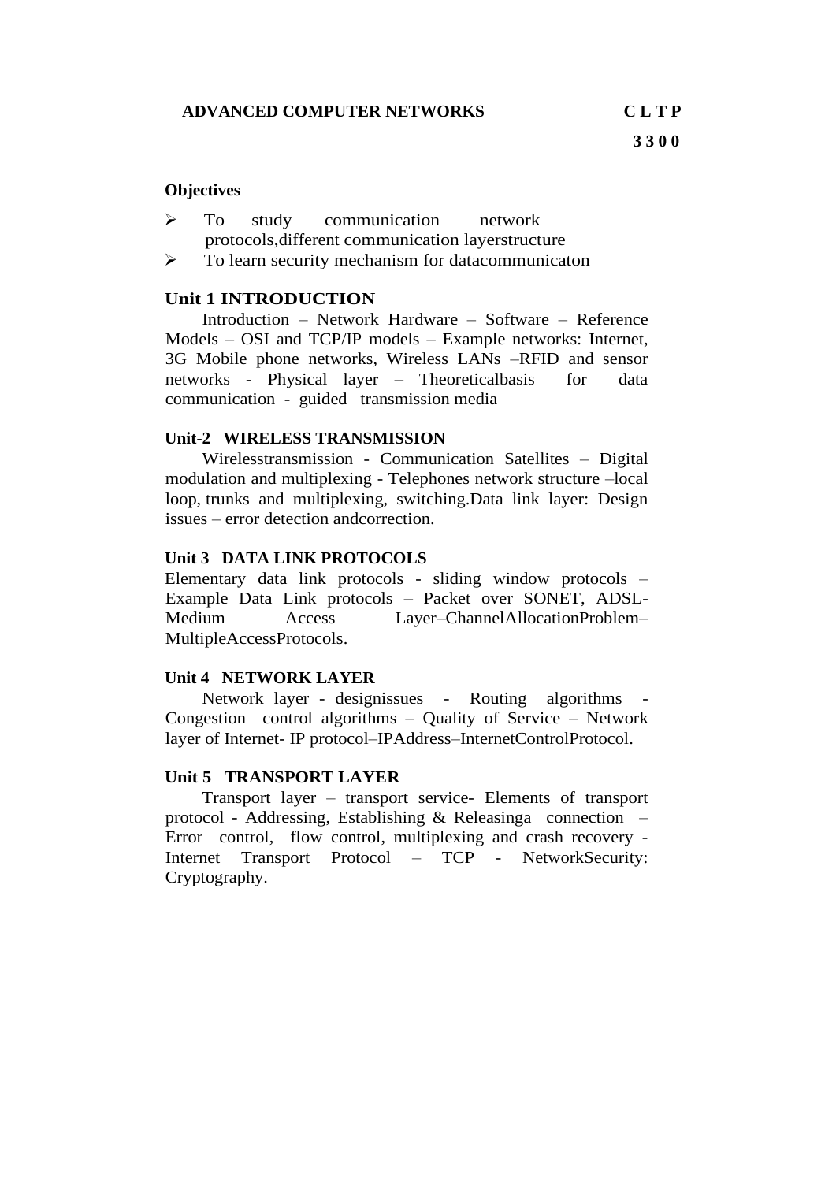**ADVANCED COMPUTER NETWORKS** **C L T P**

**3 3 0 0**

**Objectives**

- To study communication network protocols,different communication layerstructure
- To learn security mechanism for datacommunicaton

## Unit 1 INTRODUCTION

Introduction – Network Hardware – Software – Reference Models – OSI and TCP/IP models – Example networks: Internet, 3G Mobile phone networks, Wireless LANs –RFID and sensor networks - Physical layer – Theoreticalbasis for data communication - guided transmission media

## Unit-2 WIRELESS TRANSMISSION

Wirelesstransmission - Communication Satellites – Digital modulation and multiplexing - Telephones network structure –local loop, trunks and multiplexing, switching.Data link layer: Design issues – error detection andcorrection.

## Unit 3 DATA LINK PROTOCOLS

Elementary data link protocols - sliding window protocols – Example Data Link protocols – Packet over SONET, ADSL-Medium Access Layer–ChannelAllocationProblem–MultipleAccessProtocols.

## Unit 4 NETWORK LAYER

Network layer - designissues - Routing algorithms - Congestion control algorithms – Quality of Service – Network layer of Internet- IP protocol–IPAddress–InternetControlProtocol.

## Unit 5 TRANSPORT LAYER

Transport layer – transport service- Elements of transport protocol - Addressing, Establishing & Releasinga connection – Error control, flow control, multiplexing and crash recovery - Internet Transport Protocol – TCP - NetworkSecurity: Cryptography.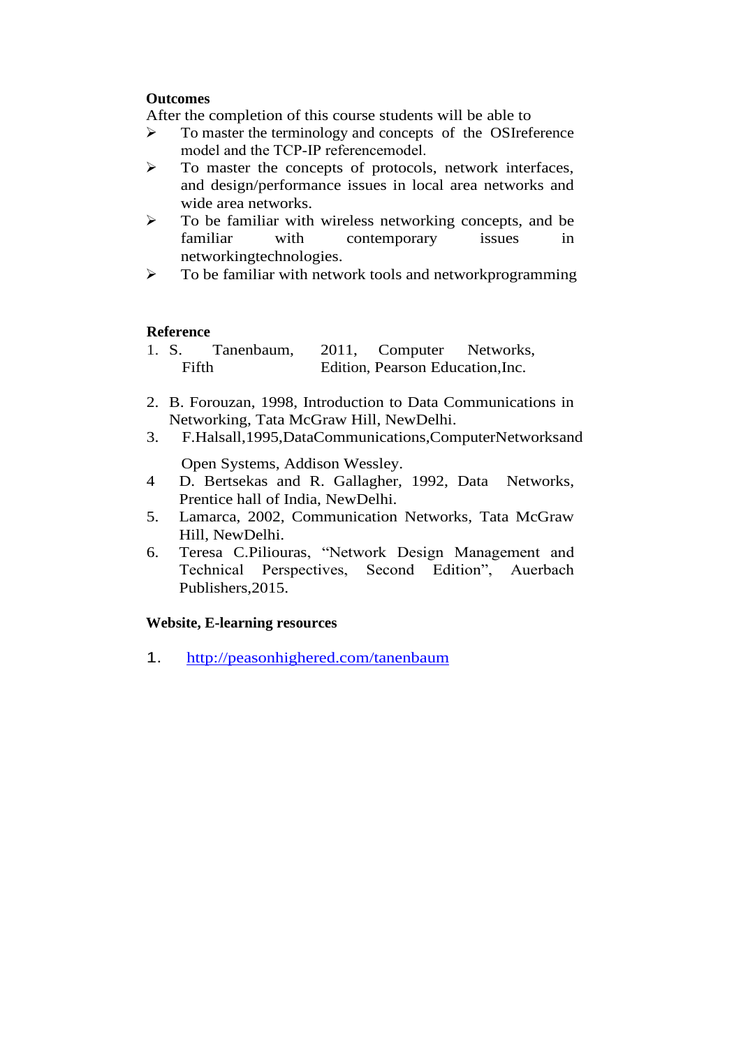**Outcomes**

After the completion of this course students will be able to

- To master the terminology and concepts of the OSIreference model and the TCP-IP referencemodel.
- To master the concepts of protocols, network interfaces, and design/performance issues in local area networks and wide area networks.
- To be familiar with wireless networking concepts, and be familiar with contemporary issues in networkingtechnologies.
- To be familiar with network tools and networkprogramming

**Reference**

1. S. Tanenbaum, 2011, Computer Networks, Fifth Edition, Pearson Education,Inc.
2. B. Forouzan, 1998, Introduction to Data Communications in Networking, Tata McGraw Hill, NewDelhi.
3. F.Halsall,1995,DataCommunications,ComputerNetworksand Open Systems, Addison Wessley.
4. D. Bertsekas and R. Gallagher, 1992, Data Networks, Prentice hall of India, NewDelhi.
5. Lamarca, 2002, Communication Networks, Tata McGraw Hill, NewDelhi.
6. Teresa C.Piliouras, "Network Design Management and Technical Perspectives, Second Edition", Auerbach Publishers,2015.

**Website, E-learning resources**

1. http://peasonhighered.com/tanenbaum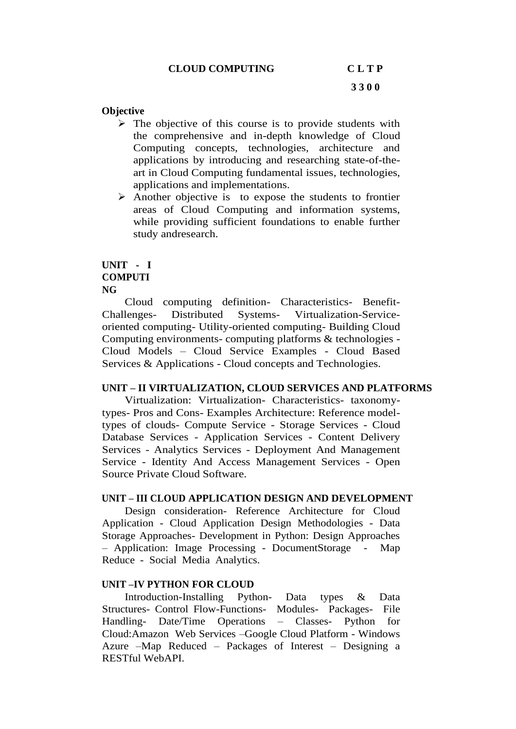**CLOUD COMPUTING** **C L T P**

**3 3 0 0**

**Objective**

- The objective of this course is to provide students with the comprehensive and in-depth knowledge of Cloud Computing concepts, technologies, architecture and applications by introducing and researching state-of-the-art in Cloud Computing fundamental issues, technologies, applications and implementations.
- Another objective is to expose the students to frontier areas of Cloud Computing and information systems, while providing sufficient foundations to enable further study andresearch.

**UNIT - I COMPUTING**

Cloud computing definition- Characteristics- Benefit- Challenges- Distributed Systems- Virtualization-Service-oriented computing- Utility-oriented computing- Building Cloud Computing environments- computing platforms & technologies - Cloud Models – Cloud Service Examples - Cloud Based Services & Applications - Cloud concepts and Technologies.

**UNIT – II VIRTUALIZATION, CLOUD SERVICES AND PLATFORMS**

Virtualization: Virtualization- Characteristics- taxonomy- types- Pros and Cons- Examples Architecture: Reference model- types of clouds- Compute Service - Storage Services - Cloud Database Services - Application Services - Content Delivery Services - Analytics Services - Deployment And Management Service - Identity And Access Management Services - Open Source Private Cloud Software.

**UNIT – III CLOUD APPLICATION DESIGN AND DEVELOPMENT**

Design consideration- Reference Architecture for Cloud Application - Cloud Application Design Methodologies - Data Storage Approaches- Development in Python: Design Approaches – Application: Image Processing - DocumentStorage - Map Reduce - Social Media Analytics.

**UNIT –IV PYTHON FOR CLOUD**

Introduction-Installing Python- Data types & Data Structures- Control Flow-Functions- Modules- Packages- File Handling- Date/Time Operations – Classes- Python for Cloud:Amazon Web Services –Google Cloud Platform - Windows Azure –Map Reduced – Packages of Interest – Designing a RESTful WebAPI.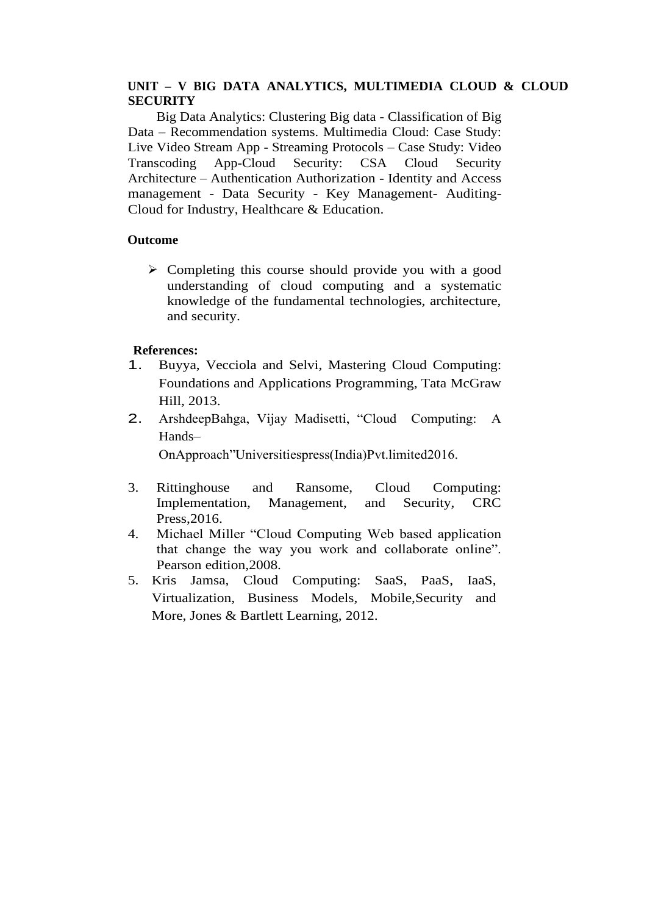**UNIT – V BIG DATA ANALYTICS, MULTIMEDIA CLOUD & CLOUD SECURITY**

Big Data Analytics: Clustering Big data - Classification of Big Data – Recommendation systems. Multimedia Cloud: Case Study: Live Video Stream App - Streaming Protocols – Case Study: Video Transcoding App-Cloud Security: CSA Cloud Security Architecture – Authentication Authorization - Identity and Access management - Data Security - Key Management- Auditing- Cloud for Industry, Healthcare & Education.

**Outcome**

- Completing this course should provide you with a good understanding of cloud computing and a systematic knowledge of the fundamental technologies, architecture, and security.

**References:**

1. Buyya, Vecciola and Selvi, Mastering Cloud Computing: Foundations and Applications Programming, Tata McGraw Hill, 2013.
2. ArshdeepBahga, Vijay Madisetti, "Cloud Computing: A Hands–OnApproach"Universitiespress(India)Pvt.limited2016.
3. Rittinghouse and Ransome, Cloud Computing: Implementation, Management, and Security, CRC Press,2016.
4. Michael Miller "Cloud Computing Web based application that change the way you work and collaborate online". Pearson edition,2008.
5. Kris Jamsa, Cloud Computing: SaaS, PaaS, IaaS, Virtualization, Business Models, Mobile,Security and More, Jones & Bartlett Learning, 2012.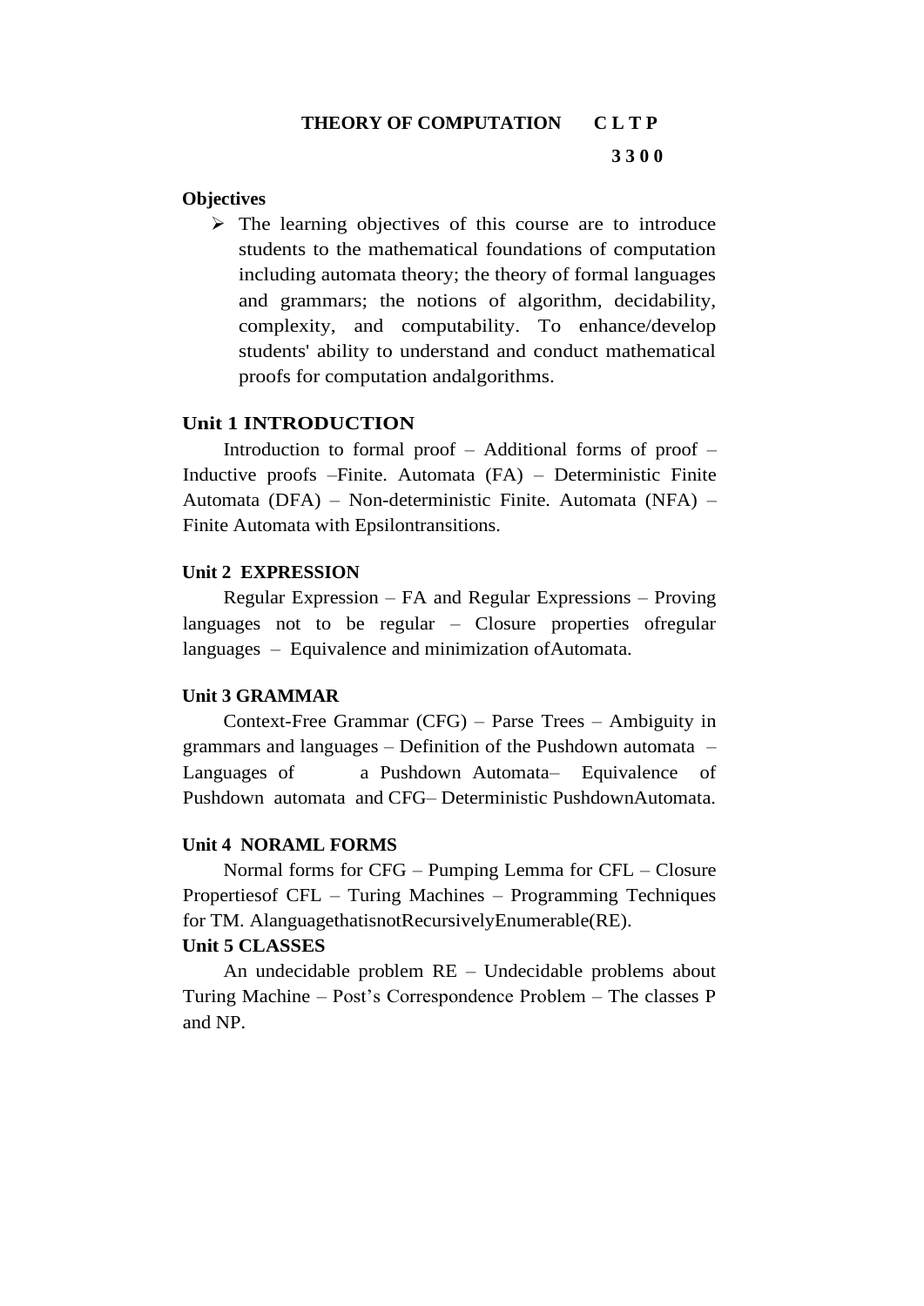**THEORY OF COMPUTATION C L T P**

**3 3 0 0**

**Objectives**

- The learning objectives of this course are to introduce students to the mathematical foundations of computation including automata theory; the theory of formal languages and grammars; the notions of algorithm, decidability, complexity, and computability. To enhance/develop students' ability to understand and conduct mathematical proofs for computation andalgorithms.

**Unit 1 INTRODUCTION**

Introduction to formal proof – Additional forms of proof – Inductive proofs –Finite. Automata (FA) – Deterministic Finite Automata (DFA) – Non-deterministic Finite. Automata (NFA) – Finite Automata with Epsilontransitions.

**Unit 2 EXPRESSION**

Regular Expression – FA and Regular Expressions – Proving languages not to be regular – Closure properties ofregular languages – Equivalence and minimization ofAutomata.

**Unit 3 GRAMMAR**

Context-Free Grammar (CFG) – Parse Trees – Ambiguity in grammars and languages – Definition of the Pushdown automata – Languages of a Pushdown Automata– Equivalence of Pushdown automata and CFG– Deterministic PushdownAutomata.

**Unit 4 NORAML FORMS**

Normal forms for CFG – Pumping Lemma for CFL – Closure Propertiesof CFL – Turing Machines – Programming Techniques for TM. AlanguagethatisnotRecursivelyEnumerable(RE).

**Unit 5 CLASSES**

An undecidable problem RE – Undecidable problems about Turing Machine – Post's Correspondence Problem – The classes P and NP.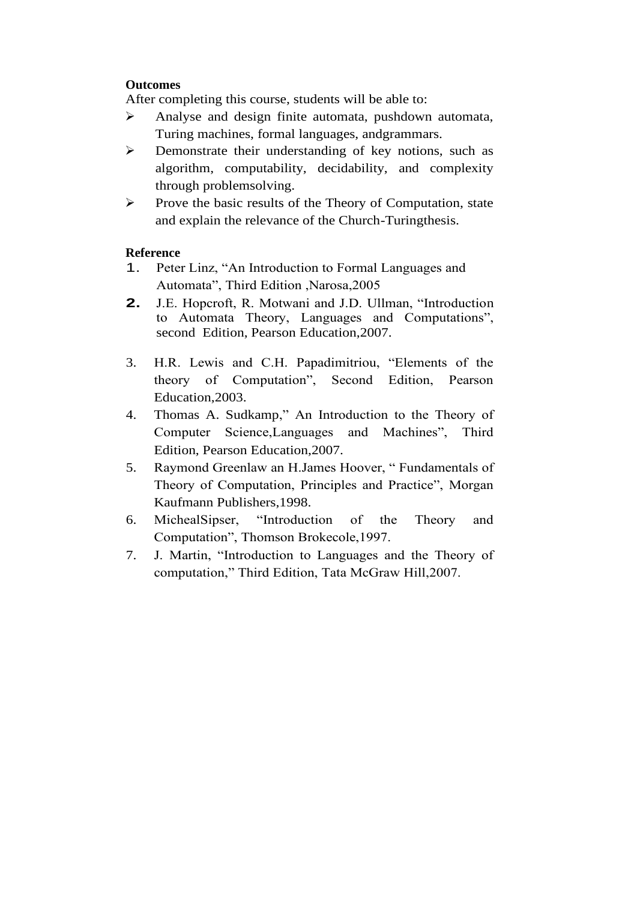**Outcomes**

After completing this course, students will be able to:

- Analyse and design finite automata, pushdown automata, Turing machines, formal languages, andgrammars.
- Demonstrate their understanding of key notions, such as algorithm, computability, decidability, and complexity through problemsolving.
- Prove the basic results of the Theory of Computation, state and explain the relevance of the Church-Turingthesis.

**Reference**

1. Peter Linz, "An Introduction to Formal Languages and Automata", Third Edition ,Narosa,2005
2. J.E. Hopcroft, R. Motwani and J.D. Ullman, "Introduction to Automata Theory, Languages and Computations", second Edition, Pearson Education,2007.
3. H.R. Lewis and C.H. Papadimitriou, "Elements of the theory of Computation", Second Edition, Pearson Education,2003.
4. Thomas A. Sudkamp," An Introduction to the Theory of Computer Science,Languages and Machines", Third Edition, Pearson Education,2007.
5. Raymond Greenlaw an H.James Hoover, " Fundamentals of Theory of Computation, Principles and Practice", Morgan Kaufmann Publishers,1998.
6. MichealSipser, "Introduction of the Theory and Computation", Thomson Brokecole,1997.
7. J. Martin, "Introduction to Languages and the Theory of computation," Third Edition, Tata McGraw Hill,2007.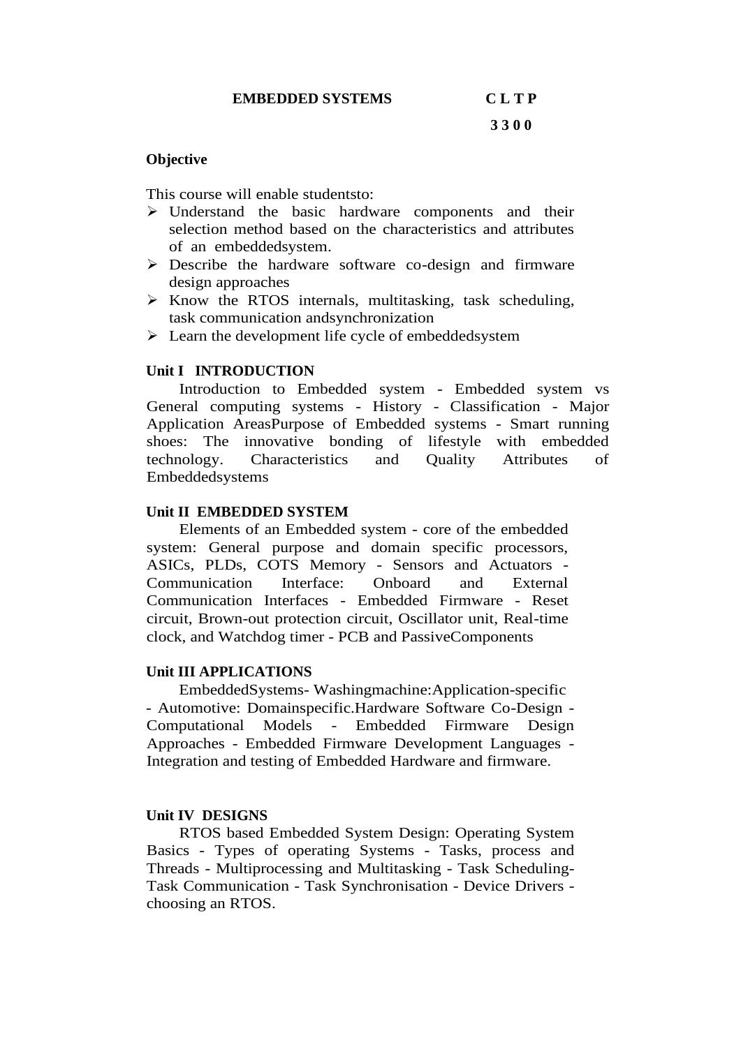**EMBEDDED SYSTEMS** **C L T P**

**3 3 0 0**

**Objective**

This course will enable studentsto:

- Understand the basic hardware components and their selection method based on the characteristics and attributes of an embeddedsystem.
- Describe the hardware software co-design and firmware design approaches
- Know the RTOS internals, multitasking, task scheduling, task communication andsynchronization
- Learn the development life cycle of embeddedsystem

**Unit I INTRODUCTION**

Introduction to Embedded system - Embedded system vs General computing systems - History - Classification - Major Application AreasPurpose of Embedded systems - Smart running shoes: The innovative bonding of lifestyle with embedded technology. Characteristics and Quality Attributes of Embeddedsystems

**Unit II EMBEDDED SYSTEM**

Elements of an Embedded system - core of the embedded system: General purpose and domain specific processors, ASICs, PLDs, COTS Memory - Sensors and Actuators - Communication Interface: Onboard and External Communication Interfaces - Embedded Firmware - Reset circuit, Brown-out protection circuit, Oscillator unit, Real-time clock, and Watchdog timer - PCB and PassiveComponents

**Unit III APPLICATIONS**

EmbeddedSystems- Washingmachine:Application-specific - Automotive: Domainspecific.Hardware Software Co-Design - Computational Models - Embedded Firmware Design Approaches - Embedded Firmware Development Languages - Integration and testing of Embedded Hardware and firmware.

**Unit IV DESIGNS**

RTOS based Embedded System Design: Operating System Basics - Types of operating Systems - Tasks, process and Threads - Multiprocessing and Multitasking - Task Scheduling- Task Communication - Task Synchronisation - Device Drivers - choosing an RTOS.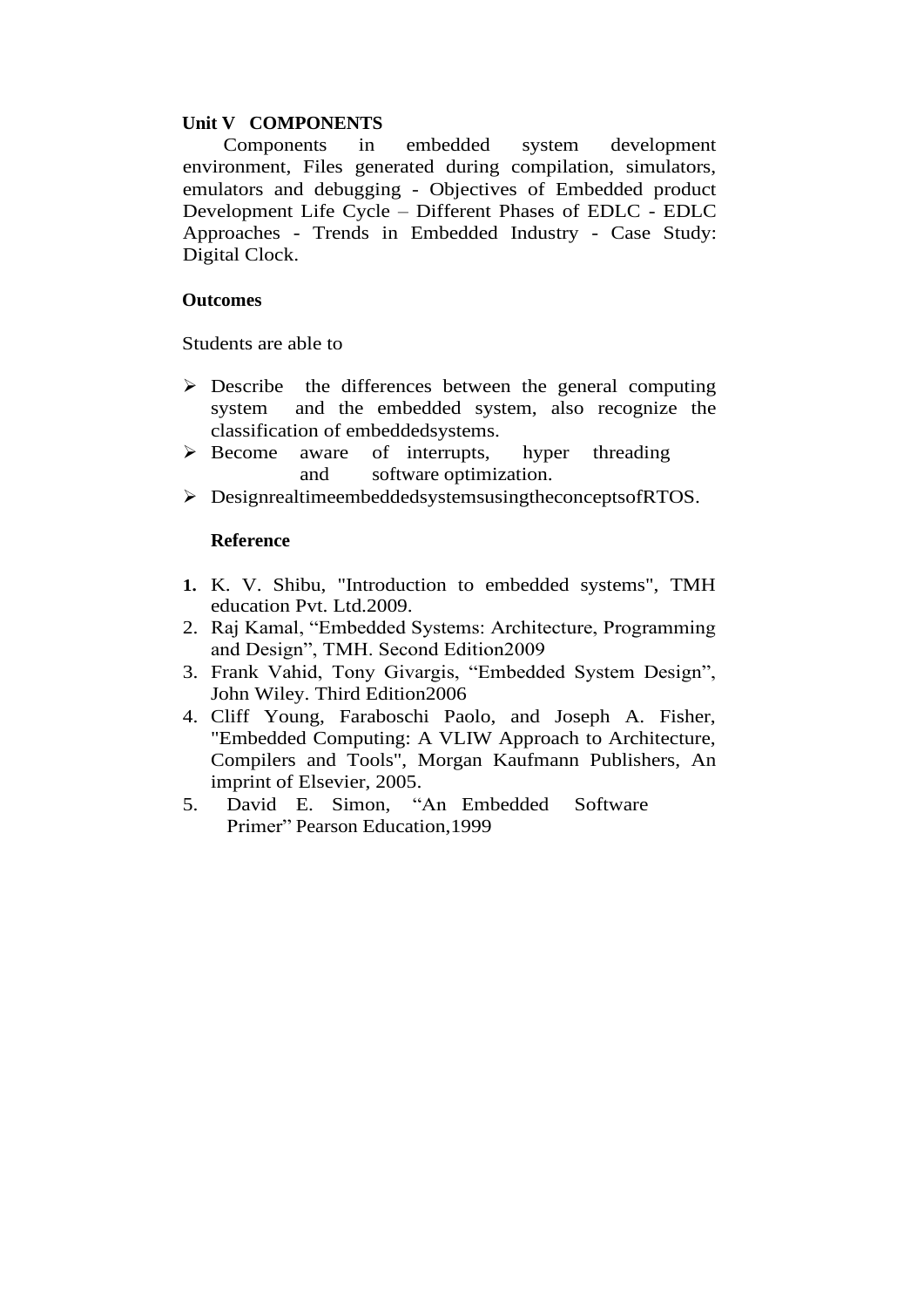**Unit V COMPONENTS**

Components in embedded system development environment, Files generated during compilation, simulators, emulators and debugging - Objectives of Embedded product Development Life Cycle – Different Phases of EDLC - EDLC Approaches - Trends in Embedded Industry - Case Study: Digital Clock.

**Outcomes**

Students are able to

- Describe the differences between the general computing system and the embedded system, also recognize the classification of embeddedsystems.
- Become aware of interrupts, hyper threading and software optimization.
- DesignrealtimeembeddedsystemsusingtheconceptsofRTOS.

**Reference**

1. K. V. Shibu, "Introduction to embedded systems", TMH education Pvt. Ltd.2009.
2. Raj Kamal, "Embedded Systems: Architecture, Programming and Design", TMH. Second Edition2009
3. Frank Vahid, Tony Givargis, "Embedded System Design", John Wiley. Third Edition2006
4. Cliff Young, Faraboschi Paolo, and Joseph A. Fisher, "Embedded Computing: A VLIW Approach to Architecture, Compilers and Tools", Morgan Kaufmann Publishers, An imprint of Elsevier, 2005.
5. David E. Simon, "An Embedded Software Primer" Pearson Education,1999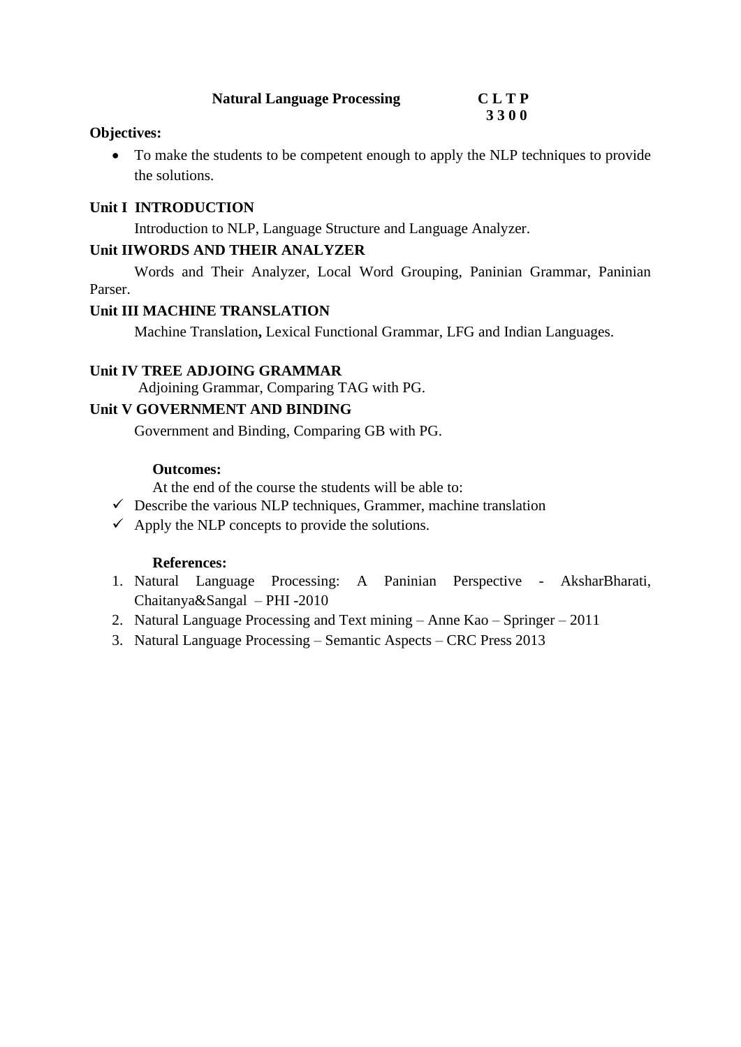## Natural Language Processing

**C L T P**
**3 3 0 0**

**Objectives:**

- To make the students to be competent enough to apply the NLP techniques to provide the solutions.

**Unit I INTRODUCTION**

Introduction to NLP, Language Structure and Language Analyzer.

**Unit IIWORDS AND THEIR ANALYZER**

Words and Their Analyzer, Local Word Grouping, Paninian Grammar, Paninian Parser.

**Unit III MACHINE TRANSLATION**

Machine Translation**,** Lexical Functional Grammar, LFG and Indian Languages.

**Unit IV TREE ADJOING GRAMMAR**

Adjoining Grammar, Comparing TAG with PG.

**Unit V GOVERNMENT AND BINDING**

Government and Binding, Comparing GB with PG.

**Outcomes:**

At the end of the course the students will be able to:

- ✓ Describe the various NLP techniques, Grammer, machine translation
- ✓ Apply the NLP concepts to provide the solutions.

**References:**

1. Natural Language Processing: A Paninian Perspective - AksharBharati, Chaitanya&Sangal – PHI -2010
2. Natural Language Processing and Text mining – Anne Kao – Springer – 2011
3. Natural Language Processing – Semantic Aspects – CRC Press 2013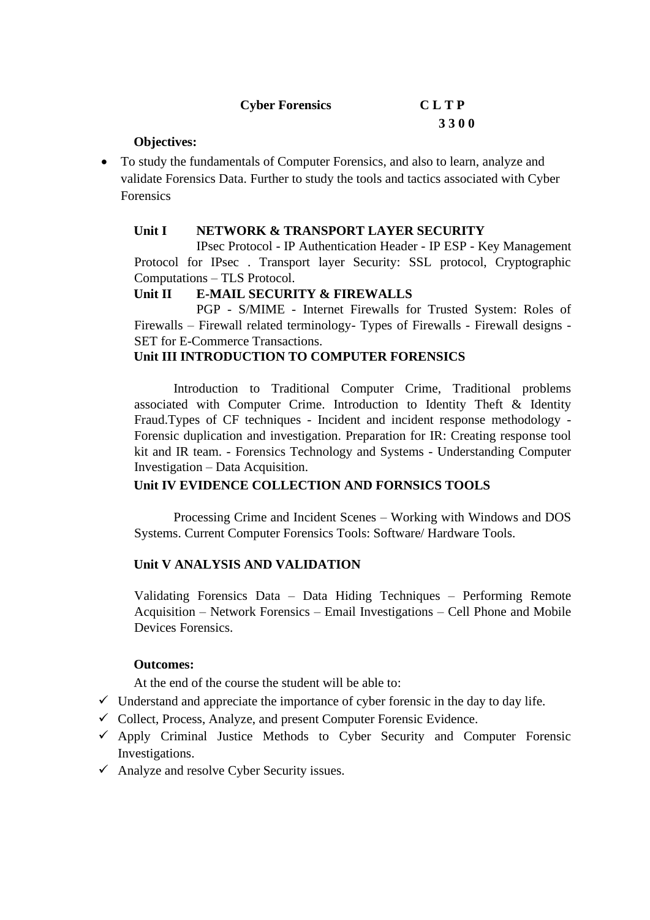**Cyber Forensics** **C L T P**

**3 3 0 0**

**Objectives:**

- To study the fundamentals of Computer Forensics, and also to learn, analyze and validate Forensics Data. Further to study the tools and tactics associated with Cyber Forensics

**Unit I NETWORK & TRANSPORT LAYER SECURITY**

IPsec Protocol - IP Authentication Header - IP ESP - Key Management Protocol for IPsec . Transport layer Security: SSL protocol, Cryptographic Computations – TLS Protocol.

**Unit II E-MAIL SECURITY & FIREWALLS**

PGP - S/MIME - Internet Firewalls for Trusted System: Roles of Firewalls – Firewall related terminology- Types of Firewalls - Firewall designs - SET for E-Commerce Transactions.

**Unit III INTRODUCTION TO COMPUTER FORENSICS**

Introduction to Traditional Computer Crime, Traditional problems associated with Computer Crime. Introduction to Identity Theft & Identity Fraud.Types of CF techniques - Incident and incident response methodology - Forensic duplication and investigation. Preparation for IR: Creating response tool kit and IR team. - Forensics Technology and Systems - Understanding Computer Investigation – Data Acquisition.

**Unit IV EVIDENCE COLLECTION AND FORNSICS TOOLS**

Processing Crime and Incident Scenes – Working with Windows and DOS Systems. Current Computer Forensics Tools: Software/ Hardware Tools.

**Unit V ANALYSIS AND VALIDATION**

Validating Forensics Data – Data Hiding Techniques – Performing Remote Acquisition – Network Forensics – Email Investigations – Cell Phone and Mobile Devices Forensics.

**Outcomes:**

At the end of the course the student will be able to:

- ✓ Understand and appreciate the importance of cyber forensic in the day to day life.
- ✓ Collect, Process, Analyze, and present Computer Forensic Evidence.
- ✓ Apply Criminal Justice Methods to Cyber Security and Computer Forensic Investigations.
- ✓ Analyze and resolve Cyber Security issues.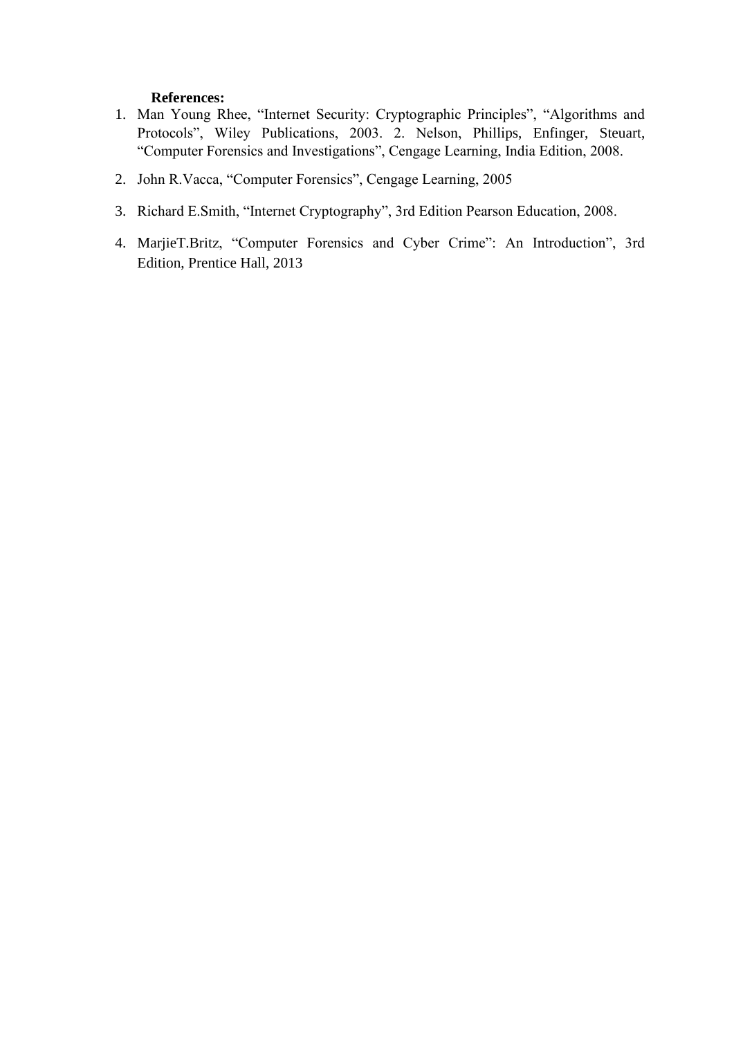**References:**

1. Man Young Rhee, "Internet Security: Cryptographic Principles", "Algorithms and Protocols", Wiley Publications, 2003. 2. Nelson, Phillips, Enfinger, Steuart, "Computer Forensics and Investigations", Cengage Learning, India Edition, 2008.
2. John R.Vacca, "Computer Forensics", Cengage Learning, 2005
3. Richard E.Smith, "Internet Cryptography", 3rd Edition Pearson Education, 2008.
4. MarjieT.Britz, "Computer Forensics and Cyber Crime": An Introduction", 3rd Edition, Prentice Hall, 2013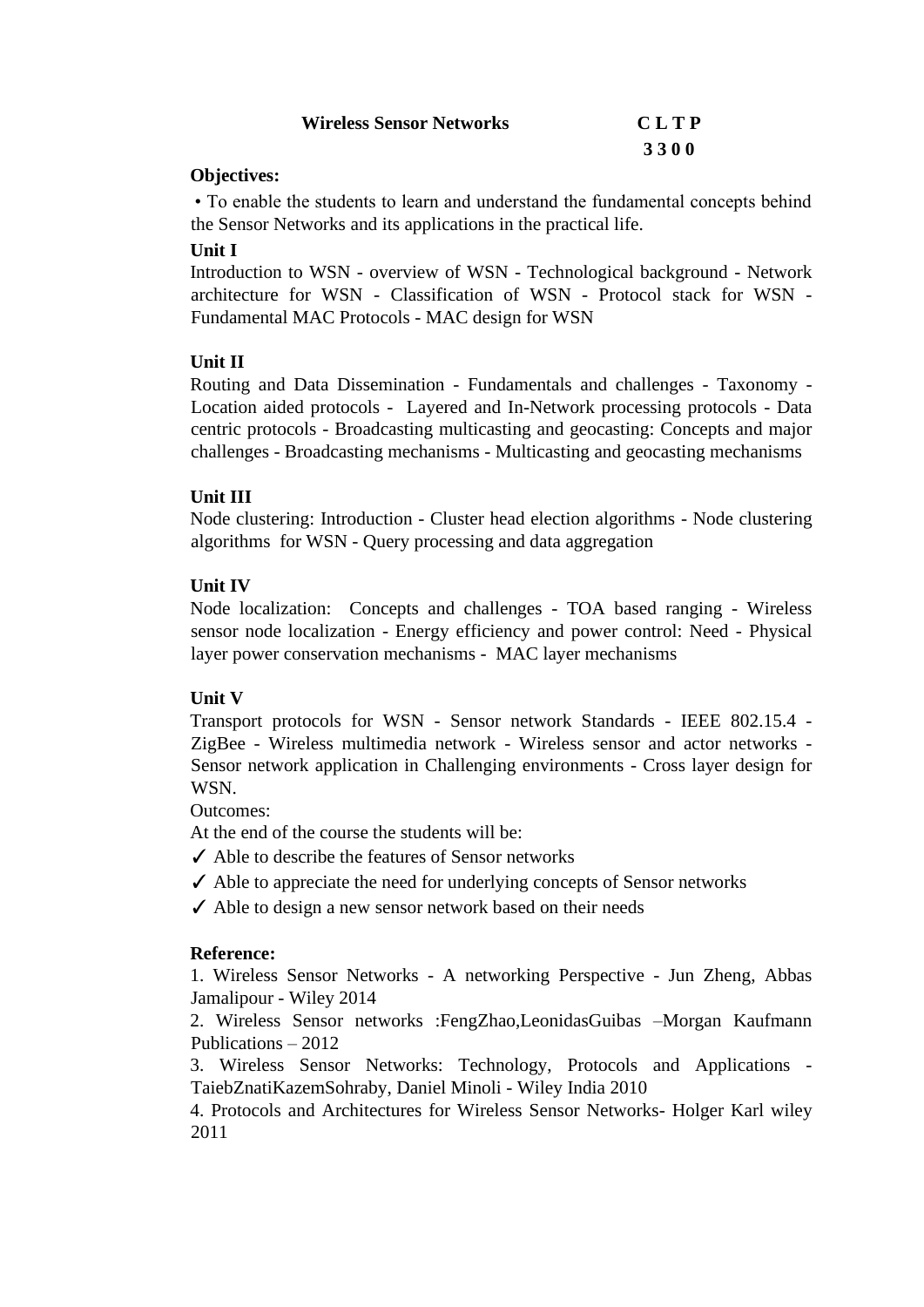**Wireless Sensor Networks** **C L T P**

**3 3 0 0**

**Objectives:**

• To enable the students to learn and understand the fundamental concepts behind the Sensor Networks and its applications in the practical life.

**Unit I**

Introduction to WSN - overview of WSN - Technological background - Network architecture for WSN - Classification of WSN - Protocol stack for WSN - Fundamental MAC Protocols - MAC design for WSN

**Unit II**

Routing and Data Dissemination - Fundamentals and challenges - Taxonomy - Location aided protocols - Layered and In-Network processing protocols - Data centric protocols - Broadcasting multicasting and geocasting: Concepts and major challenges - Broadcasting mechanisms - Multicasting and geocasting mechanisms

**Unit III**

Node clustering: Introduction - Cluster head election algorithms - Node clustering algorithms for WSN - Query processing and data aggregation

**Unit IV**

Node localization: Concepts and challenges - TOA based ranging - Wireless sensor node localization - Energy efficiency and power control: Need - Physical layer power conservation mechanisms - MAC layer mechanisms

**Unit V**

Transport protocols for WSN - Sensor network Standards - IEEE 802.15.4 - ZigBee - Wireless multimedia network - Wireless sensor and actor networks - Sensor network application in Challenging environments - Cross layer design for WSN.

Outcomes:

At the end of the course the students will be:

✓ Able to describe the features of Sensor networks

✓ Able to appreciate the need for underlying concepts of Sensor networks

✓ Able to design a new sensor network based on their needs

**Reference:**

1. Wireless Sensor Networks - A networking Perspective - Jun Zheng, Abbas Jamalipour - Wiley 2014
2. Wireless Sensor networks :FengZhao,LeonidasGuibas –Morgan Kaufmann Publications – 2012
3. Wireless Sensor Networks: Technology, Protocols and Applications - TaiebZnatiKazemSohraby, Daniel Minoli - Wiley India 2010
4. Protocols and Architectures for Wireless Sensor Networks- Holger Karl wiley 2011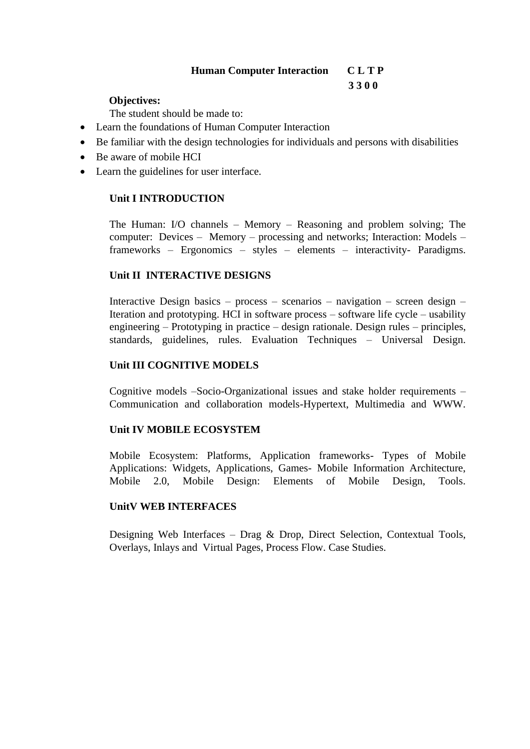**Human Computer Interaction C L T P**

**3 3 0 0**

**Objectives:**

The student should be made to:

- Learn the foundations of Human Computer Interaction
- Be familiar with the design technologies for individuals and persons with disabilities
- Be aware of mobile HCI
- Learn the guidelines for user interface.

**Unit I INTRODUCTION**

The Human: I/O channels – Memory – Reasoning and problem solving; The computer: Devices – Memory – processing and networks; Interaction: Models – frameworks – Ergonomics – styles – elements – interactivity- Paradigms.

**Unit II INTERACTIVE DESIGNS**

Interactive Design basics – process – scenarios – navigation – screen design – Iteration and prototyping. HCI in software process – software life cycle – usability engineering – Prototyping in practice – design rationale. Design rules – principles, standards, guidelines, rules. Evaluation Techniques – Universal Design.

**Unit III COGNITIVE MODELS**

Cognitive models –Socio-Organizational issues and stake holder requirements – Communication and collaboration models-Hypertext, Multimedia and WWW.

**Unit IV MOBILE ECOSYSTEM**

Mobile Ecosystem: Platforms, Application frameworks- Types of Mobile Applications: Widgets, Applications, Games- Mobile Information Architecture, Mobile 2.0, Mobile Design: Elements of Mobile Design, Tools.

**UnitV WEB INTERFACES**

Designing Web Interfaces – Drag & Drop, Direct Selection, Contextual Tools, Overlays, Inlays and Virtual Pages, Process Flow. Case Studies.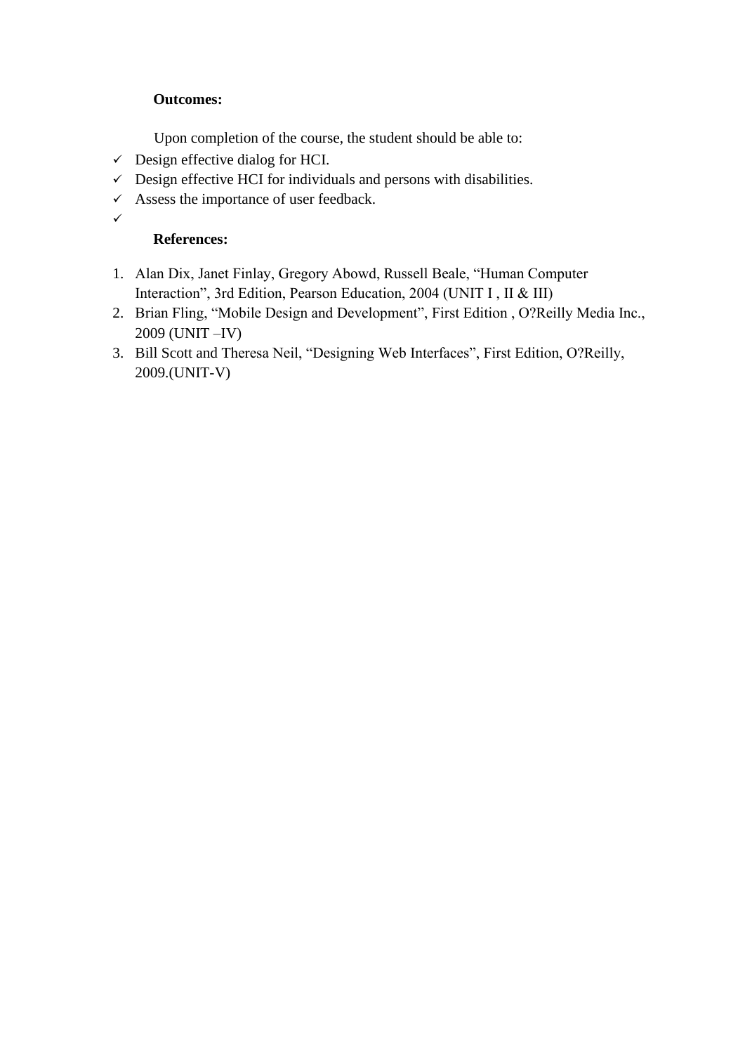**Outcomes:**

Upon completion of the course, the student should be able to:

- ✓ Design effective dialog for HCI.
- ✓ Design effective HCI for individuals and persons with disabilities.
- ✓ Assess the importance of user feedback.
- ✓

**References:**

1. Alan Dix, Janet Finlay, Gregory Abowd, Russell Beale, "Human Computer Interaction", 3rd Edition, Pearson Education, 2004 (UNIT I , II & III)
2. Brian Fling, "Mobile Design and Development", First Edition , O?Reilly Media Inc., 2009 (UNIT –IV)
3. Bill Scott and Theresa Neil, "Designing Web Interfaces", First Edition, O?Reilly, 2009.(UNIT-V)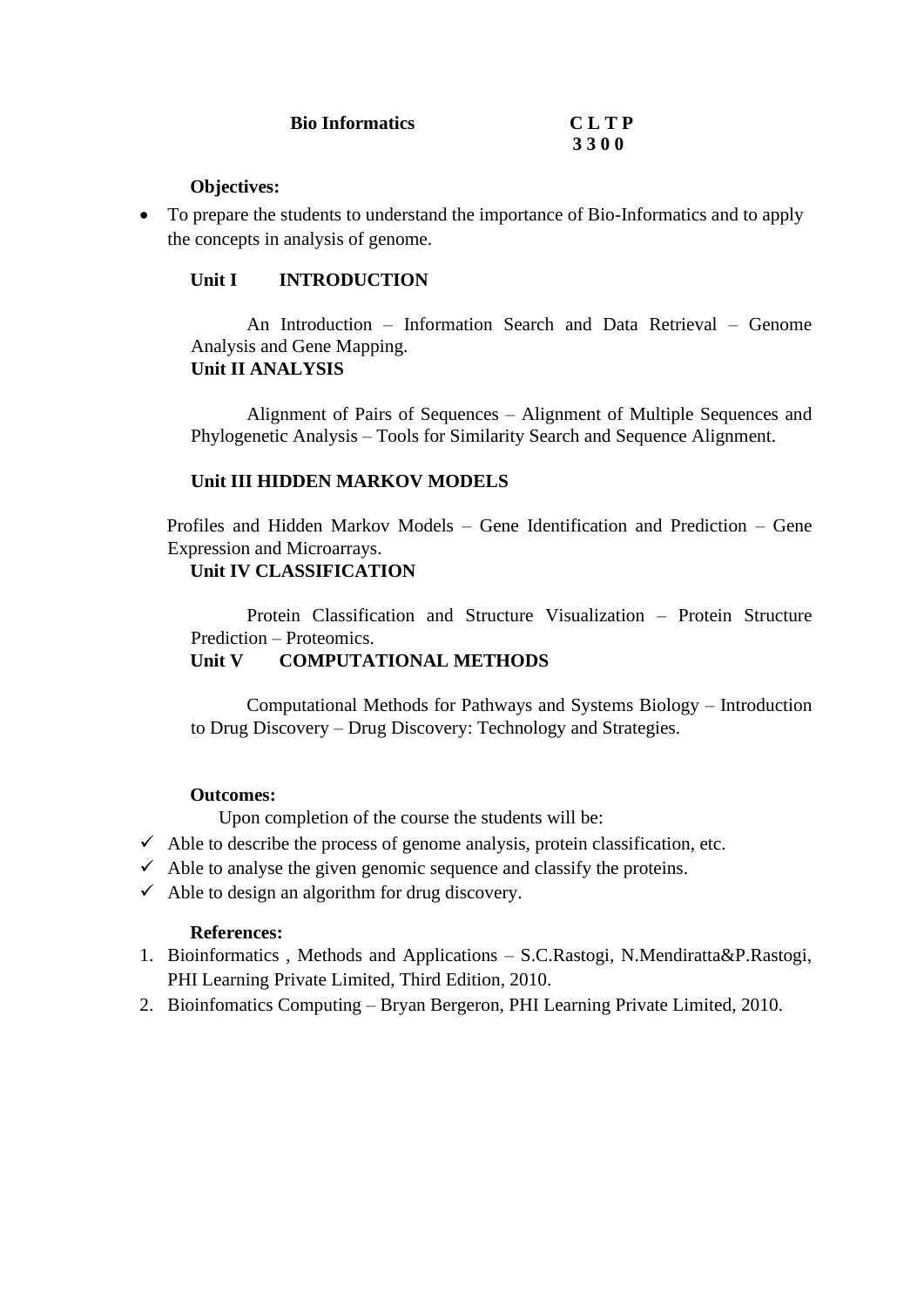**Bio Informatics** **C L T P**
**3 3 0 0**

**Objectives:**

- To prepare the students to understand the importance of Bio-Informatics and to apply the concepts in analysis of genome.

**Unit I INTRODUCTION**

An Introduction – Information Search and Data Retrieval – Genome Analysis and Gene Mapping.

**Unit II ANALYSIS**

Alignment of Pairs of Sequences – Alignment of Multiple Sequences and Phylogenetic Analysis – Tools for Similarity Search and Sequence Alignment.

**Unit III HIDDEN MARKOV MODELS**

Profiles and Hidden Markov Models – Gene Identification and Prediction – Gene Expression and Microarrays.

**Unit IV CLASSIFICATION**

Protein Classification and Structure Visualization – Protein Structure Prediction – Proteomics.

**Unit V COMPUTATIONAL METHODS**

Computational Methods for Pathways and Systems Biology – Introduction to Drug Discovery – Drug Discovery: Technology and Strategies.

**Outcomes:**

Upon completion of the course the students will be:

- ✓ Able to describe the process of genome analysis, protein classification, etc.
- ✓ Able to analyse the given genomic sequence and classify the proteins.
- ✓ Able to design an algorithm for drug discovery.

**References:**

1. Bioinformatics , Methods and Applications – S.C.Rastogi, N.Mendiratta&P.Rastogi, PHI Learning Private Limited, Third Edition, 2010.
2. Bioinfomatics Computing – Bryan Bergeron, PHI Learning Private Limited, 2010.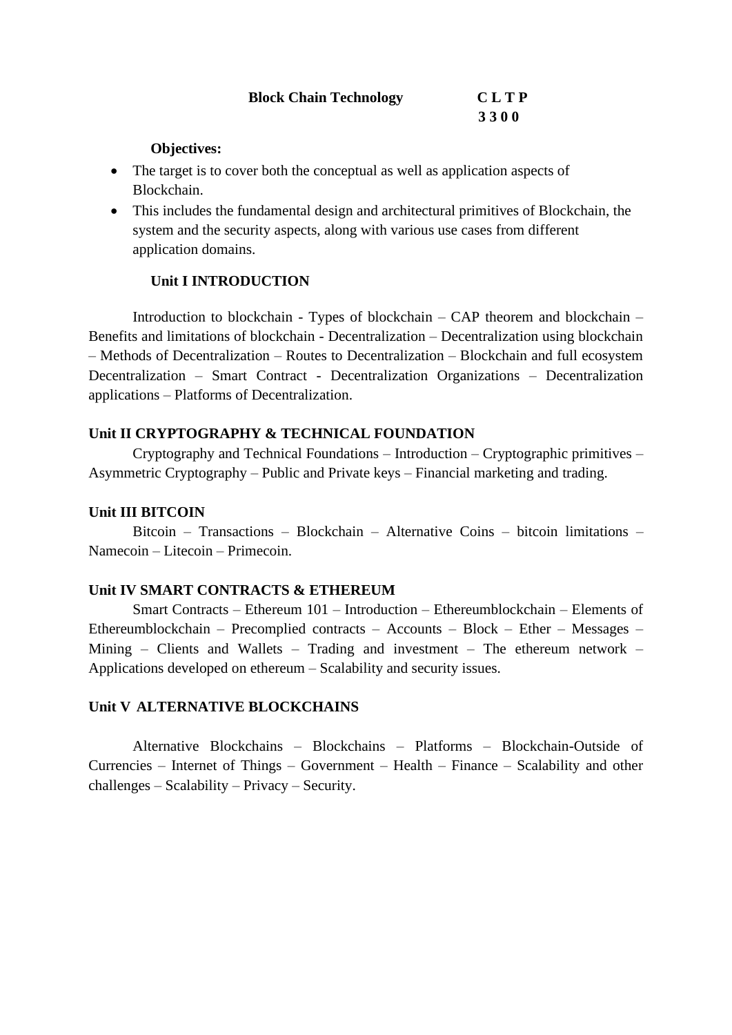**Block Chain Technology** **C L T P**
**3 3 0 0**

**Objectives:**

- The target is to cover both the conceptual as well as application aspects of Blockchain.
- This includes the fundamental design and architectural primitives of Blockchain, the system and the security aspects, along with various use cases from different application domains.

**Unit I INTRODUCTION**

Introduction to blockchain - Types of blockchain – CAP theorem and blockchain – Benefits and limitations of blockchain - Decentralization – Decentralization using blockchain – Methods of Decentralization – Routes to Decentralization – Blockchain and full ecosystem Decentralization – Smart Contract - Decentralization Organizations – Decentralization applications – Platforms of Decentralization.

**Unit II CRYPTOGRAPHY & TECHNICAL FOUNDATION**

Cryptography and Technical Foundations – Introduction – Cryptographic primitives – Asymmetric Cryptography – Public and Private keys – Financial marketing and trading.

**Unit III BITCOIN**

Bitcoin – Transactions – Blockchain – Alternative Coins – bitcoin limitations – Namecoin – Litecoin – Primecoin.

**Unit IV SMART CONTRACTS & ETHEREUM**

Smart Contracts – Ethereum 101 – Introduction – Ethereumblockchain – Elements of Ethereumblockchain – Precomplied contracts – Accounts – Block – Ether – Messages – Mining – Clients and Wallets – Trading and investment – The ethereum network – Applications developed on ethereum – Scalability and security issues.

**Unit V ALTERNATIVE BLOCKCHAINS**

Alternative Blockchains – Blockchains – Platforms – Blockchain-Outside of Currencies – Internet of Things – Government – Health – Finance – Scalability and other challenges – Scalability – Privacy – Security.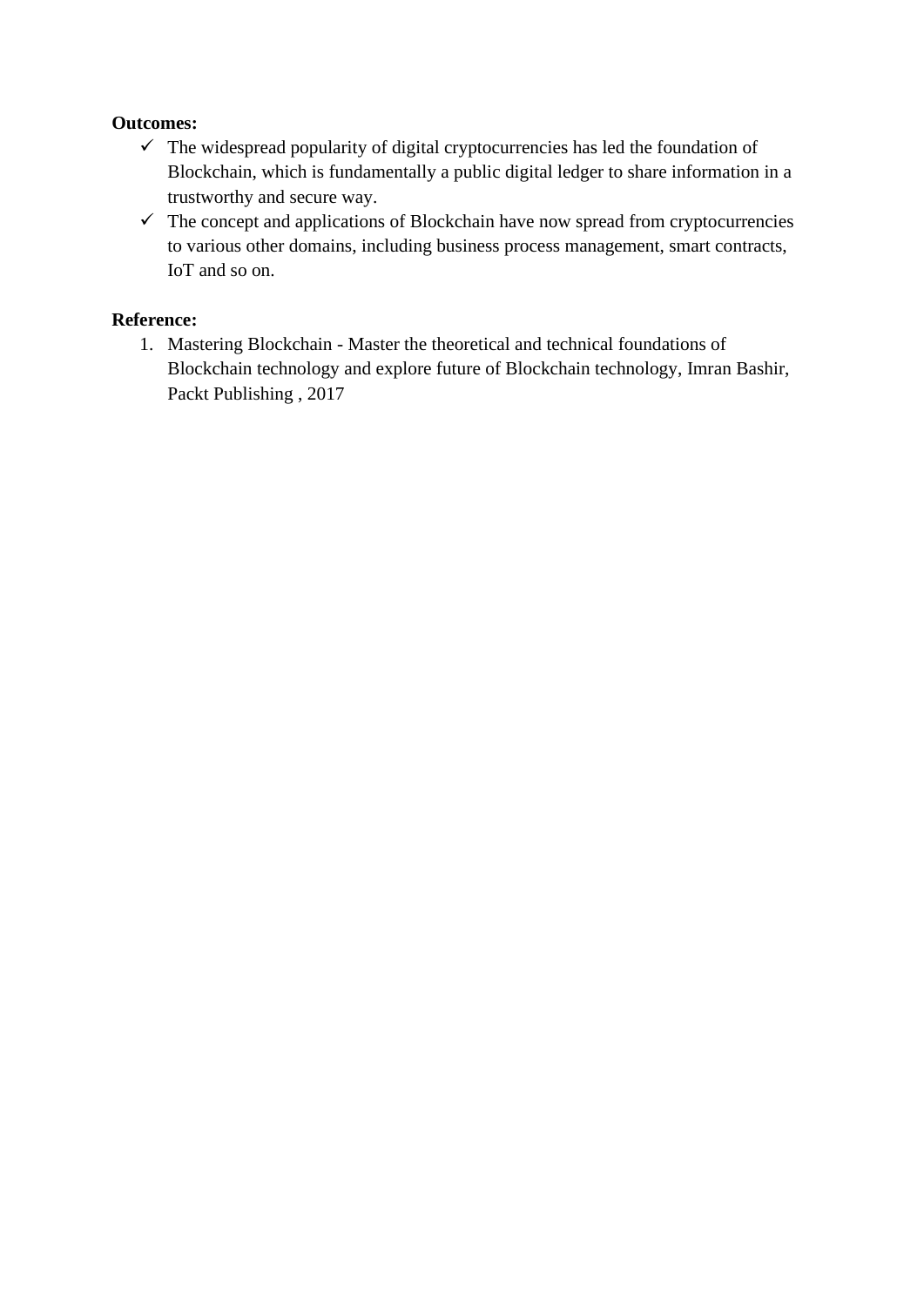**Outcomes:**

- ✓ The widespread popularity of digital cryptocurrencies has led the foundation of Blockchain, which is fundamentally a public digital ledger to share information in a trustworthy and secure way.
- ✓ The concept and applications of Blockchain have now spread from cryptocurrencies to various other domains, including business process management, smart contracts, IoT and so on.

**Reference:**

1. Mastering Blockchain - Master the theoretical and technical foundations of Blockchain technology and explore future of Blockchain technology, Imran Bashir, Packt Publishing , 2017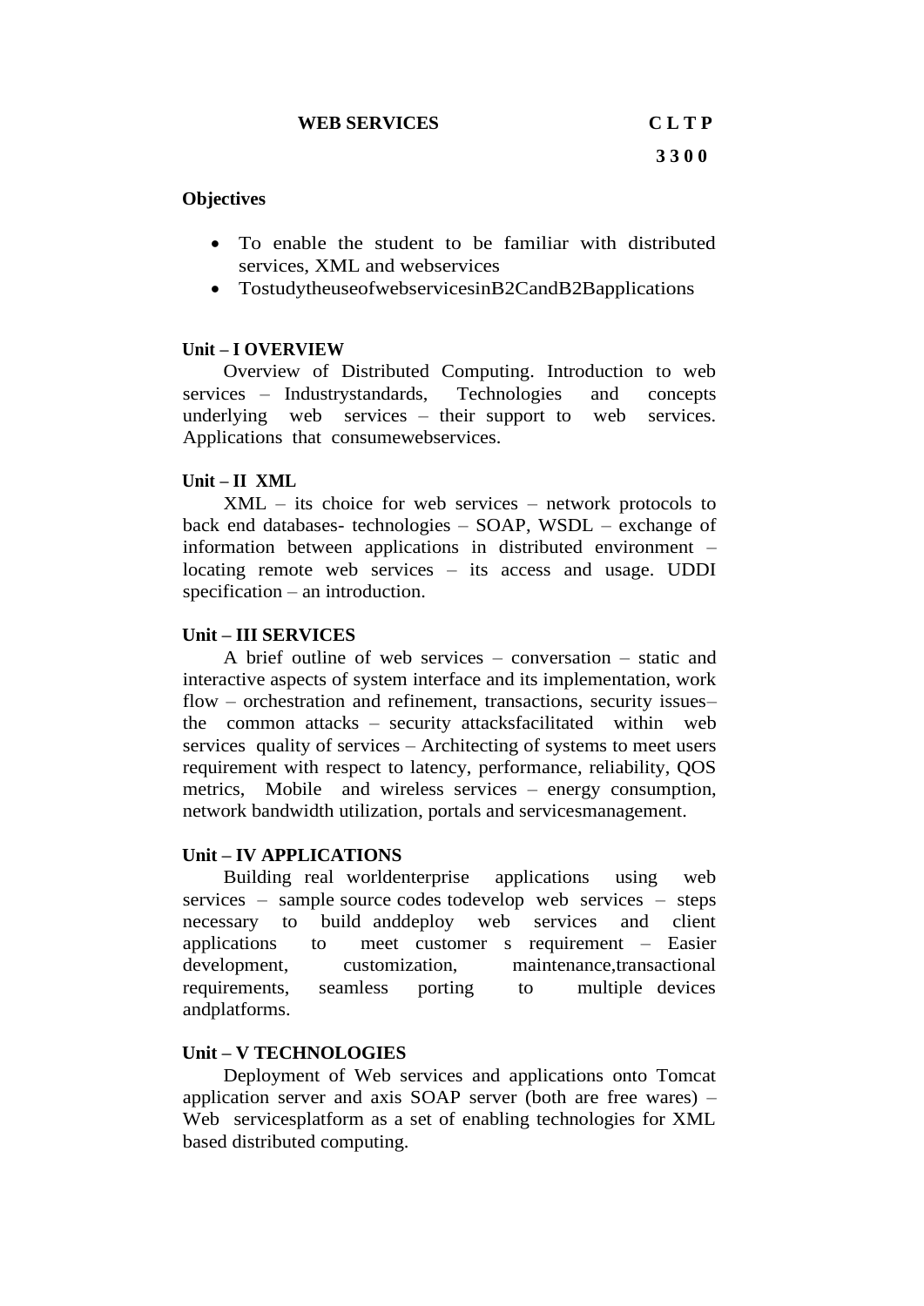**WEB SERVICES** **C L T P**

**3 3 0 0**

**Objectives**

- To enable the student to be familiar with distributed services, XML and webservices
- TostudytheuseofwebservicesinB2CandB2Bapplications

**Unit – I OVERVIEW**

Overview of Distributed Computing. Introduction to web services – Industrystandards, Technologies and concepts underlying web services – their support to web services. Applications that consumewebservices.

**Unit – II XML**

XML – its choice for web services – network protocols to back end databases- technologies – SOAP, WSDL – exchange of information between applications in distributed environment – locating remote web services – its access and usage. UDDI specification – an introduction.

**Unit – III SERVICES**

A brief outline of web services – conversation – static and interactive aspects of system interface and its implementation, work flow – orchestration and refinement, transactions, security issues– the common attacks – security attacksfacilitated within web services quality of services – Architecting of systems to meet users requirement with respect to latency, performance, reliability, QOS metrics, Mobile and wireless services – energy consumption, network bandwidth utilization, portals and servicesmanagement.

**Unit – IV APPLICATIONS**

Building real worldenterprise applications using web services – sample source codes todevelop web services – steps necessary to build anddeploy web services and client applications to meet customer s requirement – Easier development, customization, maintenance,transactional requirements, seamless porting to multiple devices andplatforms.

**Unit – V TECHNOLOGIES**

Deployment of Web services and applications onto Tomcat application server and axis SOAP server (both are free wares) – Web servicesplatform as a set of enabling technologies for XML based distributed computing.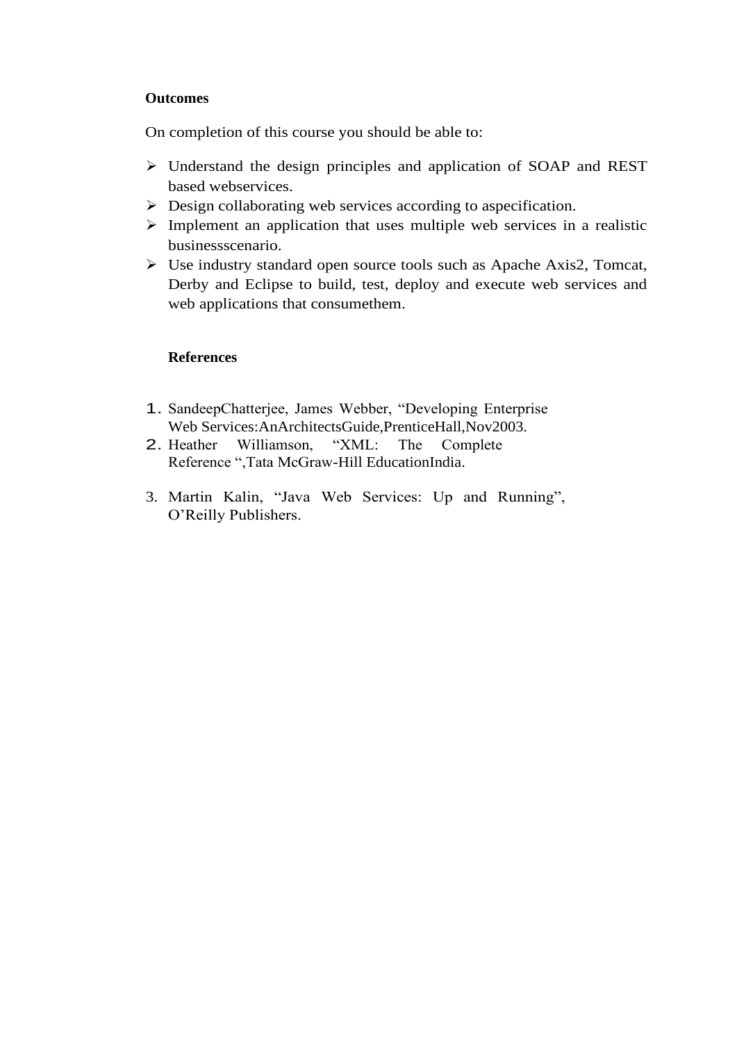**Outcomes**

On completion of this course you should be able to:

- Understand the design principles and application of SOAP and REST based webservices.
- Design collaborating web services according to aspecification.
- Implement an application that uses multiple web services in a realistic businessscenario.
- Use industry standard open source tools such as Apache Axis2, Tomcat, Derby and Eclipse to build, test, deploy and execute web services and web applications that consumethem.

**References**

1. SandeepChatterjee, James Webber, "Developing Enterprise Web Services:AnArchitectsGuide,PrenticeHall,Nov2003.
2. Heather Williamson, "XML: The Complete Reference ",Tata McGraw-Hill EducationIndia.
3. Martin Kalin, "Java Web Services: Up and Running", O'Reilly Publishers.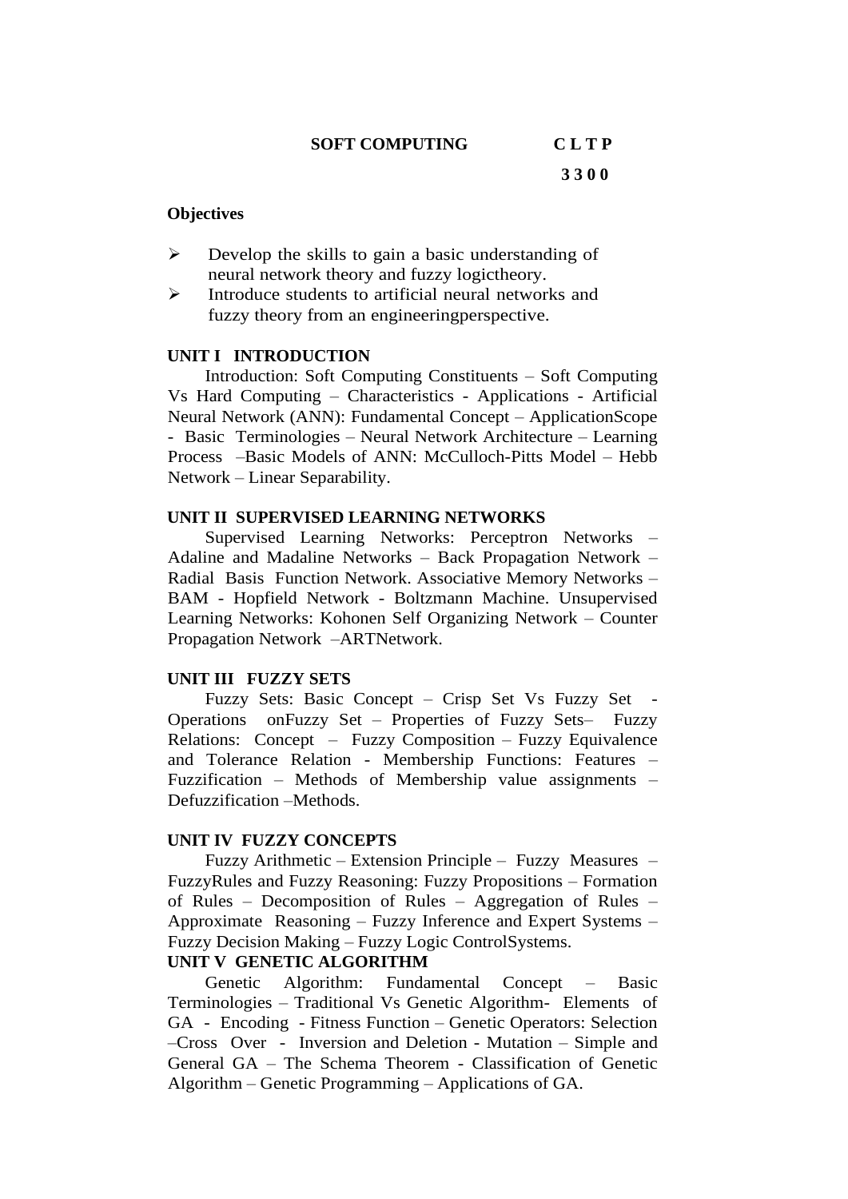## SOFT COMPUTING

| C | L | T | P |
|---|---|---|---|
| 3 | 3 | 0 | 0 |

**Objectives**

- Develop the skills to gain a basic understanding of neural network theory and fuzzy logictheory.
- Introduce students to artificial neural networks and fuzzy theory from an engineeringperspective.

**UNIT I INTRODUCTION**

Introduction: Soft Computing Constituents – Soft Computing Vs Hard Computing – Characteristics - Applications - Artificial Neural Network (ANN): Fundamental Concept – ApplicationScope - Basic Terminologies – Neural Network Architecture – Learning Process –Basic Models of ANN: McCulloch-Pitts Model – Hebb Network – Linear Separability.

**UNIT II SUPERVISED LEARNING NETWORKS**

Supervised Learning Networks: Perceptron Networks – Adaline and Madaline Networks – Back Propagation Network – Radial Basis Function Network. Associative Memory Networks – BAM - Hopfield Network - Boltzmann Machine. Unsupervised Learning Networks: Kohonen Self Organizing Network – Counter Propagation Network –ARTNetwork.

**UNIT III FUZZY SETS**

Fuzzy Sets: Basic Concept – Crisp Set Vs Fuzzy Set - Operations onFuzzy Set – Properties of Fuzzy Sets– Fuzzy Relations: Concept – Fuzzy Composition – Fuzzy Equivalence and Tolerance Relation - Membership Functions: Features – Fuzzification – Methods of Membership value assignments – Defuzzification –Methods.

**UNIT IV FUZZY CONCEPTS**

Fuzzy Arithmetic – Extension Principle – Fuzzy Measures – FuzzyRules and Fuzzy Reasoning: Fuzzy Propositions – Formation of Rules – Decomposition of Rules – Aggregation of Rules – Approximate Reasoning – Fuzzy Inference and Expert Systems – Fuzzy Decision Making – Fuzzy Logic ControlSystems.

**UNIT V GENETIC ALGORITHM**

Genetic Algorithm: Fundamental Concept – Basic Terminologies – Traditional Vs Genetic Algorithm- Elements of GA - Encoding - Fitness Function – Genetic Operators: Selection –Cross Over - Inversion and Deletion - Mutation – Simple and General GA – The Schema Theorem - Classification of Genetic Algorithm – Genetic Programming – Applications of GA.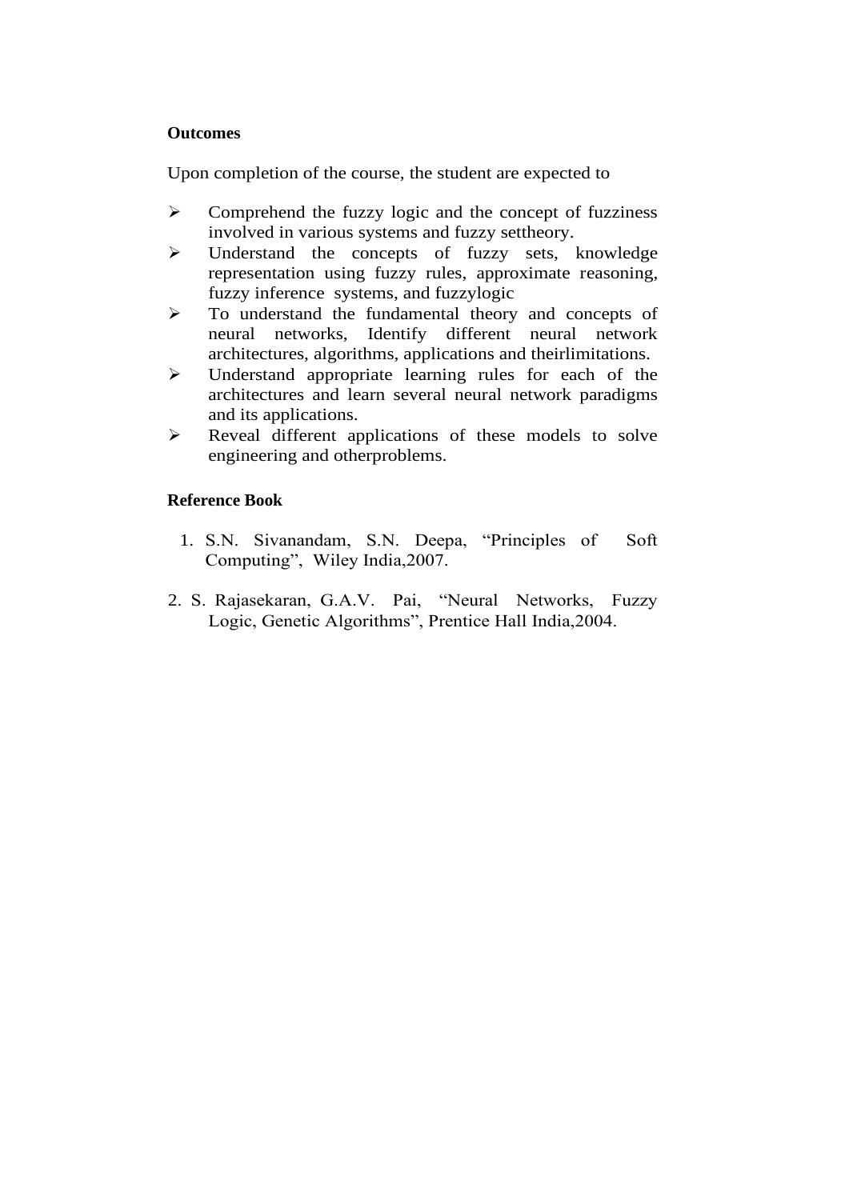**Outcomes**

Upon completion of the course, the student are expected to

- Comprehend the fuzzy logic and the concept of fuzziness involved in various systems and fuzzy settheory.
- Understand the concepts of fuzzy sets, knowledge representation using fuzzy rules, approximate reasoning, fuzzy inference systems, and fuzzylogic
- To understand the fundamental theory and concepts of neural networks, Identify different neural network architectures, algorithms, applications and theirlimitations.
- Understand appropriate learning rules for each of the architectures and learn several neural network paradigms and its applications.
- Reveal different applications of these models to solve engineering and otherproblems.

**Reference Book**

1. S.N. Sivanandam, S.N. Deepa, "Principles of Soft Computing", Wiley India,2007.

2. S. Rajasekaran, G.A.V. Pai, "Neural Networks, Fuzzy Logic, Genetic Algorithms", Prentice Hall India,2004.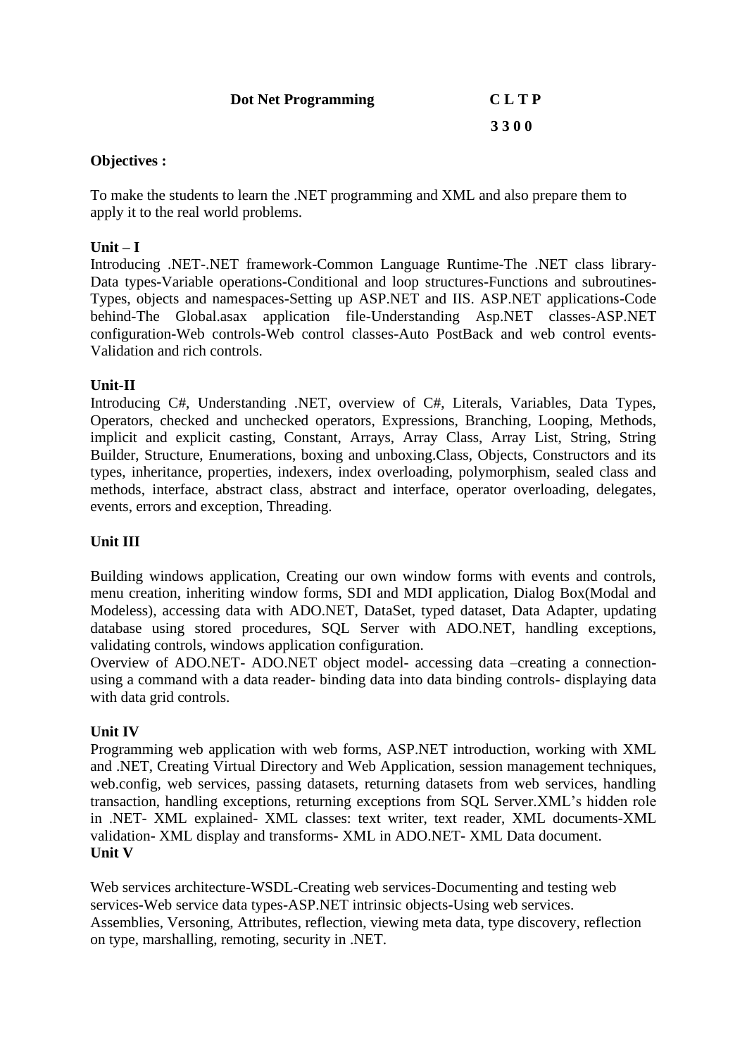**Dot Net Programming** **C L T P**

**3 3 0 0**

**Objectives :**

To make the students to learn the .NET programming and XML and also prepare them to apply it to the real world problems.

**Unit – I**

Introducing .NET-.NET framework-Common Language Runtime-The .NET class library-Data types-Variable operations-Conditional and loop structures-Functions and subroutines-Types, objects and namespaces-Setting up ASP.NET and IIS. ASP.NET applications-Code behind-The Global.asax application file-Understanding Asp.NET classes-ASP.NET configuration-Web controls-Web control classes-Auto PostBack and web control events-Validation and rich controls.

**Unit-II**

Introducing C#, Understanding .NET, overview of C#, Literals, Variables, Data Types, Operators, checked and unchecked operators, Expressions, Branching, Looping, Methods, implicit and explicit casting, Constant, Arrays, Array Class, Array List, String, String Builder, Structure, Enumerations, boxing and unboxing.Class, Objects, Constructors and its types, inheritance, properties, indexers, index overloading, polymorphism, sealed class and methods, interface, abstract class, abstract and interface, operator overloading, delegates, events, errors and exception, Threading.

**Unit III**

Building windows application, Creating our own window forms with events and controls, menu creation, inheriting window forms, SDI and MDI application, Dialog Box(Modal and Modeless), accessing data with ADO.NET, DataSet, typed dataset, Data Adapter, updating database using stored procedures, SQL Server with ADO.NET, handling exceptions, validating controls, windows application configuration.

Overview of ADO.NET- ADO.NET object model- accessing data –creating a connection-using a command with a data reader- binding data into data binding controls- displaying data with data grid controls.

**Unit IV**

Programming web application with web forms, ASP.NET introduction, working with XML and .NET, Creating Virtual Directory and Web Application, session management techniques, web.config, web services, passing datasets, returning datasets from web services, handling transaction, handling exceptions, returning exceptions from SQL Server.XML's hidden role in .NET- XML explained- XML classes: text writer, text reader, XML documents-XML validation- XML display and transforms- XML in ADO.NET- XML Data document.

**Unit V**

Web services architecture-WSDL-Creating web services-Documenting and testing web services-Web service data types-ASP.NET intrinsic objects-Using web services. Assemblies, Versoning, Attributes, reflection, viewing meta data, type discovery, reflection on type, marshalling, remoting, security in .NET.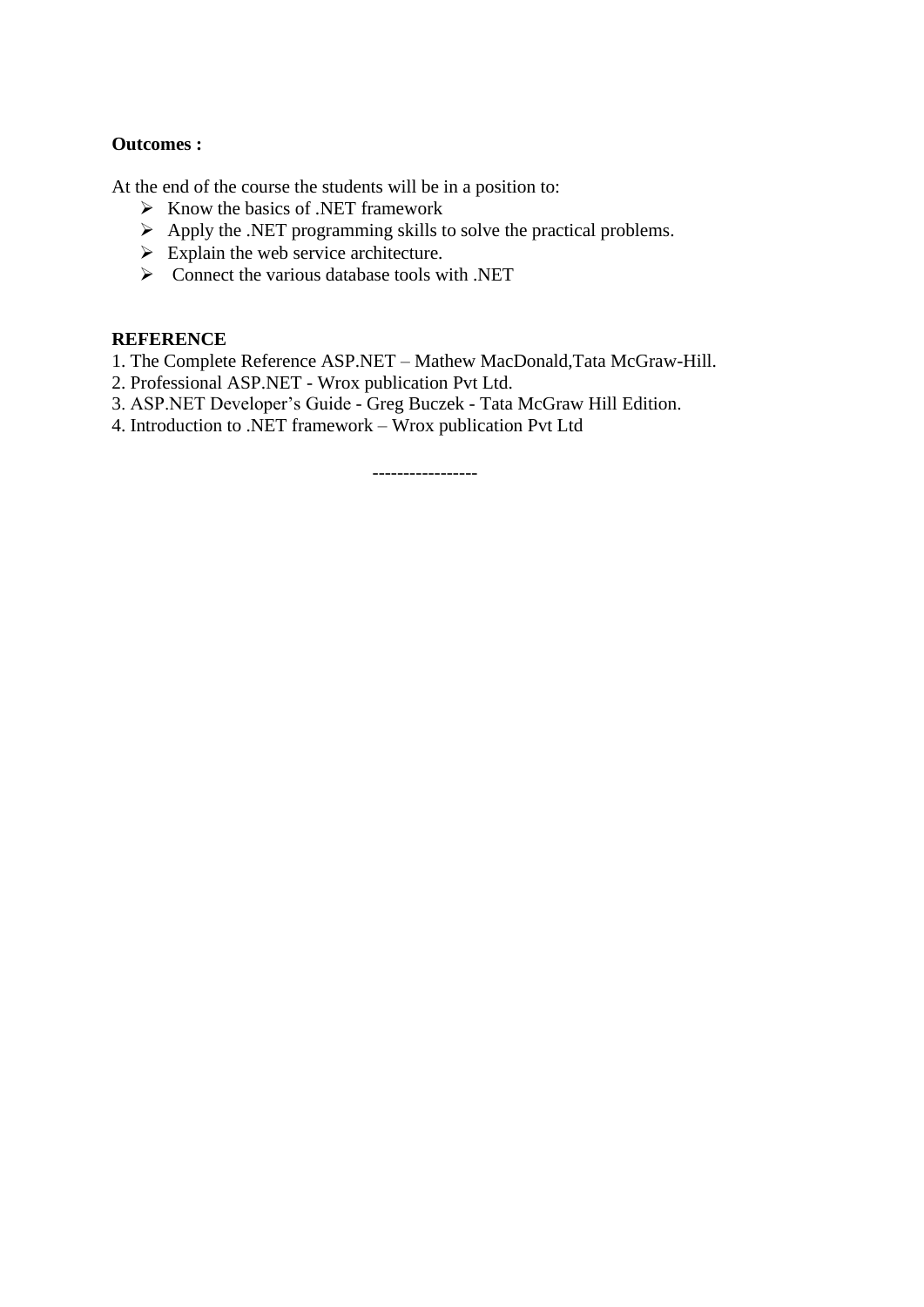**Outcomes :**

At the end of the course the students will be in a position to:

- Know the basics of .NET framework
- Apply the .NET programming skills to solve the practical problems.
- Explain the web service architecture.
- Connect the various database tools with .NET

**REFERENCE**

1. The Complete Reference ASP.NET – Mathew MacDonald,Tata McGraw-Hill.
2. Professional ASP.NET - Wrox publication Pvt Ltd.
3. ASP.NET Developer's Guide - Greg Buczek - Tata McGraw Hill Edition.
4. Introduction to .NET framework – Wrox publication Pvt Ltd

----------------